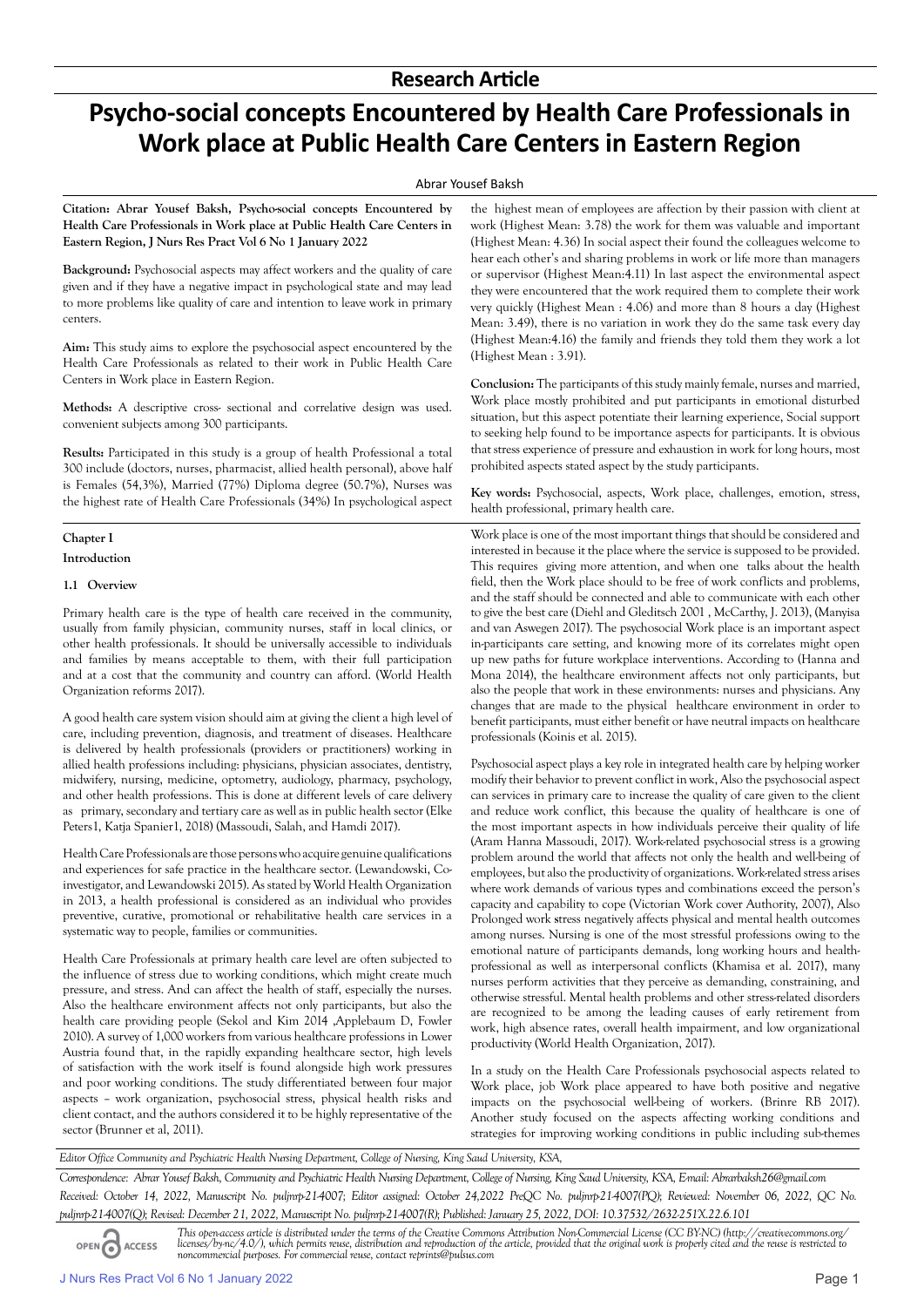**Research Article**

# Psycho-social concepts Encountered by Health Care Professionals in Work place at Public Health Care Centers in Eastern Region

Abrar Yousef Baksh

**Citation: Abrar Yousef Baksh, Psycho-social concepts Encountered by Health Care Professionals in Work place at Public Health Care Centers in Eastern Region, J Nurs Res Pract Vol 6 No 1 January 2022**

**Background:** Psychosocial aspects may affect workers and the quality of care given and if they have a negative impact in psychological state and may lead to more problems like quality of care and intention to leave work in primary centers.

**Aim:** This study aims to explore the psychosocial aspect encountered by the Health Care Professionals as related to their work in Public Health Care Centers in Work place in Eastern Region.

**Methods:** A descriptive cross- sectional and correlative design was used. convenient subjects among 300 participants.

**Results:** Participated in this study is a group of health Professional a total 300 include (doctors, nurses, pharmacist, allied health personal), above half is Females (54,3%), Married (77%) Diploma degree (50.7%), Nurses was the highest rate of Health Care Professionals (34%) In psychological aspect the highest mean of employees are affection by their passion with client at work (Highest Mean: 3.78) the work for them was valuable and important (Highest Mean: 4.36) In social aspect their found the colleagues welcome to hear each other's and sharing problems in work or life more than managers or supervisor (Highest Mean:4.11) In last aspect the environmental aspect they were encountered that the work required them to complete their work very quickly (Highest Mean : 4.06) and more than 8 hours a day (Highest Mean: 3.49), there is no variation in work they do the same task every day (Highest Mean:4.16) the family and friends they told them they work a lot (Highest Mean : 3.91).

**Conclusion:** The participants of this study mainly female, nurses and married, Work place mostly prohibited and put participants in emotional disturbed situation, but this aspect potentiate their learning experience, Social support to seeking help found to be importance aspects for participants. It is obvious that stress experience of pressure and exhaustion in work for long hours, most prohibited aspects stated aspect by the study participants.

**Key words:** Psychosocial, aspects, Work place, challenges, emotion, stress, health professional, primary health care.

## Chapter I

## Introduction

### 1.1 Overview

Primary health care is the type of health care received in the community, usually from family physician, community nurses, staff in local clinics, or other health professionals. It should be universally accessible to individuals and families by means acceptable to them, with their full participation and at a cost that the community and country can afford. (World Health Organization reforms 2017).

A good health care system vision should aim at giving the client a high level of care, including prevention, diagnosis, and treatment of diseases. Healthcare is delivered by health professionals (providers or practitioners) working in allied health professions including: physicians, physician associates, dentistry, midwifery, nursing, medicine, optometry, audiology, pharmacy, psychology, and other health professions. This is done at different levels of care delivery as primary, secondary and tertiary care as well as in public health sector (Elke Peters1, Katja Spanier1, 2018) (Massoudi, Salah, and Hamdi 2017).

Health Care Professionals are those persons who acquire genuine qualifications and experiences for safe practice in the healthcare sector. (Lewandowski, Co-investigator, and Lewandowski 2015). As stated by World Health Organization in 2013, a health professional is considered as an individual who provides preventive, curative, promotional or rehabilitative health care services in a systematic way to people, families or communities.

Health Care Professionals at primary health care level are often subjected to the influence of stress due to working conditions, which might create much pressure, and stress. And can affect the health of staff, especially the nurses. Also the healthcare environment affects not only participants, but also the health care providing people (Sekol and Kim 2014 ,Applebaum D, Fowler 2010). A survey of 1,000 workers from various healthcare professions in Lower Austria found that, in the rapidly expanding healthcare sector, high levels of satisfaction with the work itself is found alongside high work pressures and poor working conditions. The study differentiated between four major aspects – work organization, psychosocial stress, physical health risks and client contact, and the authors considered it to be highly representative of the sector (Brunner et al, 2011).

Work place is one of the most important things that should be considered and interested in because it the place where the service is supposed to be provided. This requires giving more attention, and when one talks about the health field, then the Work place should to be free of work conflicts and problems, and the staff should be connected and able to communicate with each other to give the best care (Diehl and Gleditsch 2001 , McCarthy, J. 2013), (Manyisa and van Aswegen 2017). The psychosocial Work place is an important aspect in-participants care setting, and knowing more of its correlates might open up new paths for future workplace interventions. According to (Hanna and Mona 2014), the healthcare environment affects not only participants, but also the people that work in these environments: nurses and physicians. Any changes that are made to the physical healthcare environment in order to benefit participants, must either benefit or have neutral impacts on healthcare professionals (Koinis et al. 2015).

Psychosocial aspect plays a key role in integrated health care by helping worker modify their behavior to prevent conflict in work, Also the psychosocial aspect can services in primary care to increase the quality of care given to the client and reduce work conflict, this because the quality of healthcare is one of the most important aspects in how individuals perceive their quality of life (Aram Hanna Massoudi, 2017). Work-related psychosocial stress is a growing problem around the world that affects not only the health and well-being of employees, but also the productivity of organizations. Work-related stress arises where work demands of various types and combinations exceed the person's capacity and capability to cope (Victorian Work cover Authority, 2007), Also Prolonged work stress negatively affects physical and mental health outcomes among nurses. Nursing is one of the most stressful professions owing to the emotional nature of participants demands, long working hours and health-professional as well as interpersonal conflicts (Khamisa et al. 2017), many nurses perform activities that they perceive as demanding, constraining, and otherwise stressful. Mental health problems and other stress-related disorders are recognized to be among the leading causes of early retirement from work, high absence rates, overall health impairment, and low organizational productivity (World Health Organization, 2017).

In a study on the Health Care Professionals psychosocial aspects related to Work place, job Work place appeared to have both positive and negative impacts on the psychosocial well-being of workers. (Brinre RB 2017). Another study focused on the aspects affecting working conditions and strategies for improving working conditions in public including sub-themes

*Editor Office Community and Psychiatric Health Nursing Department, College of Nursing, King Saud University, KSA,*

*Correspondence: Abrar Yousef Baksh, Community and Psychiatric Health Nursing Department, College of Nursing, King Saud University, KSA, Email: Abrarbaksh26@gmail.com*

*Received: October 14, 2022, Manuscript No. puljnrp-21-4007; Editor assigned: October 24,2022 PreQC No. puljnrp-21-4007(PQ); Reviewed: November 06, 2022, QC No. puljnrp-21-4007(Q); Revised: December 21, 2022, Manuscript No. puljnrp-21-4007(R); Published: January 25, 2022, DOI: 10.37532/2632-251X.22.6.101*

*This open-access article is distributed under the terms of the Creative Commons Attribution Non-Commercial License (CC BY-NC) (http://creativecommons.org/licenses/by-nc/4.0/), which permits reuse, distribution and reproduction of the article, provided that the original work is properly cited and the reuse is restricted to noncommercial purposes. For commercial reuse, contact reprints@pulsus.com*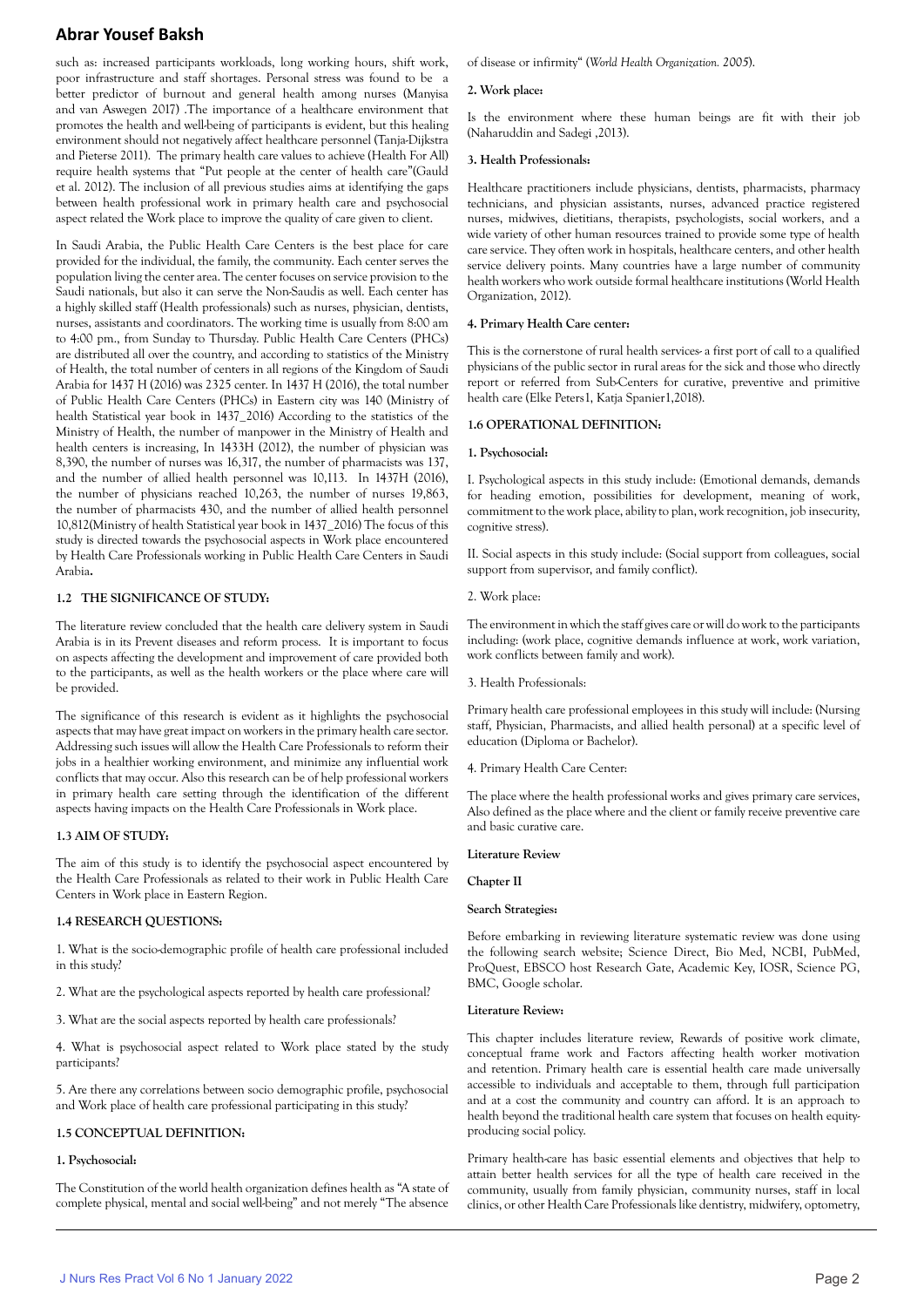such as: increased participants workloads, long working hours, shift work, poor infrastructure and staff shortages. Personal stress was found to be a better predictor of burnout and general health among nurses (Manyisa and van Aswegen 2017) .The importance of a healthcare environment that promotes the health and well-being of participants is evident, but this healing environment should not negatively affect healthcare personnel (Tanja-Dijkstra and Pieterse 2011). The primary health care values to achieve (Health For All) require health systems that "Put people at the center of health care"(Gauld et al. 2012). The inclusion of all previous studies aims at identifying the gaps between health professional work in primary health care and psychosocial aspect related the Work place to improve the quality of care given to client.

In Saudi Arabia, the Public Health Care Centers is the best place for care provided for the individual, the family, the community. Each center serves the population living the center area. The center focuses on service provision to the Saudi nationals, but also it can serve the Non-Saudis as well. Each center has a highly skilled staff (Health professionals) such as nurses, physician, dentists, nurses, assistants and coordinators. The working time is usually from 8:00 am to 4:00 pm., from Sunday to Thursday. Public Health Care Centers (PHCs) are distributed all over the country, and according to statistics of the Ministry of Health, the total number of centers in all regions of the Kingdom of Saudi Arabia for 1437 H (2016) was 2325 center. In 1437 H (2016), the total number of Public Health Care Centers (PHCs) in Eastern city was 140 (Ministry of health Statistical year book in 1437_2016) According to the statistics of the Ministry of Health, the number of manpower in the Ministry of Health and health centers is increasing, In 1433H (2012), the number of physician was 8,390, the number of nurses was 16,317, the number of pharmacists was 137, and the number of allied health personnel was 10,113. In 1437H (2016), the number of physicians reached 10,263, the number of nurses 19,863, the number of pharmacists 430, and the number of allied health personnel 10,812(Ministry of health Statistical year book in 1437_2016) The focus of this study is directed towards the psychosocial aspects in Work place encountered by Health Care Professionals working in Public Health Care Centers in Saudi Arabia**.**

### 1.2 THE SIGNIFICANCE OF STUDY:

The literature review concluded that the health care delivery system in Saudi Arabia is in its Prevent diseases and reform process. It is important to focus on aspects affecting the development and improvement of care provided both to the participants, as well as the health workers or the place where care will be provided.

The significance of this research is evident as it highlights the psychosocial aspects that may have great impact on workers in the primary health care sector. Addressing such issues will allow the Health Care Professionals to reform their jobs in a healthier working environment, and minimize any influential work conflicts that may occur. Also this research can be of help professional workers in primary health care setting through the identification of the different aspects having impacts on the Health Care Professionals in Work place.

### 1.3 AIM OF STUDY:

The aim of this study is to identify the psychosocial aspect encountered by the Health Care Professionals as related to their work in Public Health Care Centers in Work place in Eastern Region.

### 1.4 RESEARCH QUESTIONS:

1. What is the socio-demographic profile of health care professional included in this study?

2. What are the psychological aspects reported by health care professional?

3. What are the social aspects reported by health care professionals?

4. What is psychosocial aspect related to Work place stated by the study participants?

5. Are there any correlations between socio demographic profile, psychosocial and Work place of health care professional participating in this study?

### 1.5 CONCEPTUAL DEFINITION:

**1. Psychosocial:**

The Constitution of the world health organization defines health as "A state of complete physical, mental and social well-being" and not merely "The absence of disease or infirmity" (*World Health Organization. 2005*).

**2. Work place:**

Is the environment where these human beings are fit with their job (Naharuddin and Sadegi ,2013).

**3. Health Professionals:**

Healthcare practitioners include physicians, dentists, pharmacists, pharmacy technicians, and physician assistants, nurses, advanced practice registered nurses, midwives, dietitians, therapists, psychologists, social workers, and a wide variety of other human resources trained to provide some type of health care service. They often work in hospitals, healthcare centers, and other health service delivery points. Many countries have a large number of community health workers who work outside formal healthcare institutions (World Health Organization, 2012).

**4. Primary Health Care center:**

This is the cornerstone of rural health services- a first port of call to a qualified physicians of the public sector in rural areas for the sick and those who directly report or referred from Sub-Centers for curative, preventive and primitive health care (Elke Peters1, Katja Spanier1,2018).

### 1.6 OPERATIONAL DEFINITION:

**1. Psychosocial:**

I. Psychological aspects in this study include: (Emotional demands, demands for heading emotion, possibilities for development, meaning of work, commitment to the work place, ability to plan, work recognition, job insecurity, cognitive stress).

II. Social aspects in this study include: (Social support from colleagues, social support from supervisor, and family conflict).

2. Work place:

The environment in which the staff gives care or will do work to the participants including: (work place, cognitive demands influence at work, work variation, work conflicts between family and work).

3. Health Professionals:

Primary health care professional employees in this study will include: (Nursing staff, Physician, Pharmacists, and allied health personal) at a specific level of education (Diploma or Bachelor).

4. Primary Health Care Center:

The place where the health professional works and gives primary care services, Also defined as the place where and the client or family receive preventive care and basic curative care.

## Literature Review

## Chapter II

**Search Strategies:**

Before embarking in reviewing literature systematic review was done using the following search website; Science Direct, Bio Med, NCBI, PubMed, ProQuest, EBSCO host Research Gate, Academic Key, IOSR, Science PG, BMC, Google scholar.

**Literature Review:**

This chapter includes literature review, Rewards of positive work climate, conceptual frame work and Factors affecting health worker motivation and retention. Primary health care is essential health care made universally accessible to individuals and acceptable to them, through full participation and at a cost the community and country can afford. It is an approach to health beyond the traditional health care system that focuses on health equity-producing social policy.

Primary health-care has basic essential elements and objectives that help to attain better health services for all the type of health care received in the community, usually from family physician, community nurses, staff in local clinics, or other Health Care Professionals like dentistry, midwifery, optometry,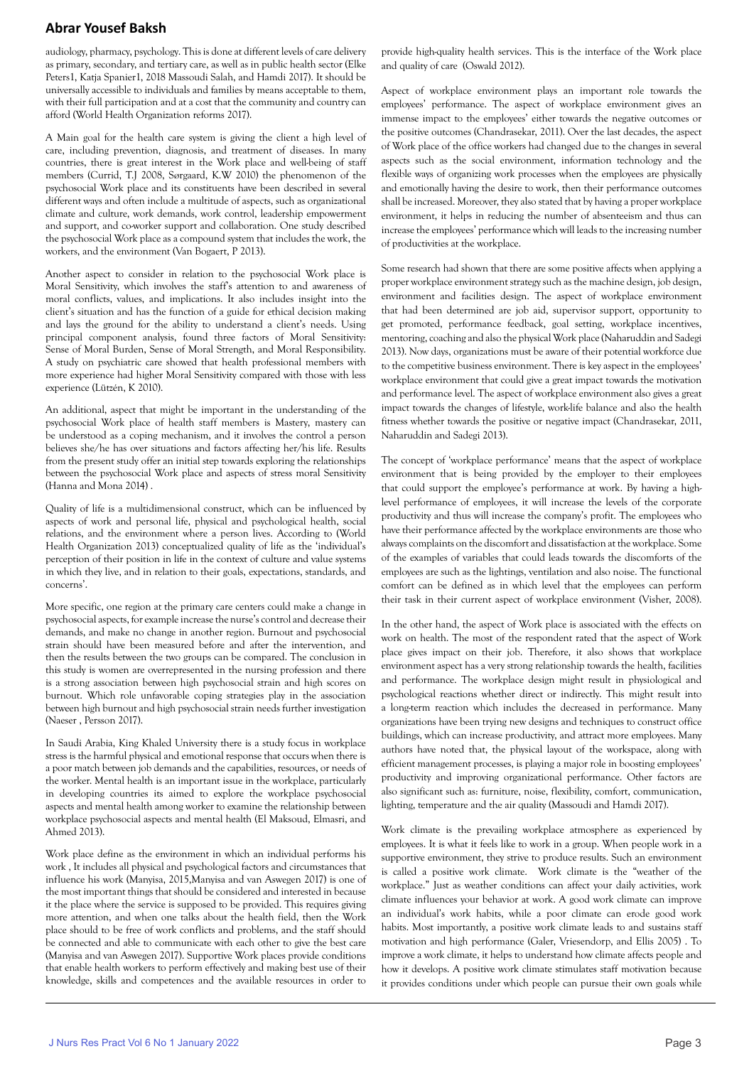audiology, pharmacy, psychology. This is done at different levels of care delivery as primary, secondary, and tertiary care, as well as in public health sector (Elke Peters1, Katja Spanier1, 2018 Massoudi Salah, and Hamdi 2017). It should be universally accessible to individuals and families by means acceptable to them, with their full participation and at a cost that the community and country can afford (World Health Organization reforms 2017).

A Main goal for the health care system is giving the client a high level of care, including prevention, diagnosis, and treatment of diseases. In many countries, there is great interest in the Work place and well-being of staff members (Currid, T.J 2008, Sørgaard, K.W 2010) the phenomenon of the psychosocial Work place and its constituents have been described in several different ways and often include a multitude of aspects, such as organizational climate and culture, work demands, work control, leadership empowerment and support, and co-worker support and collaboration. One study described the psychosocial Work place as a compound system that includes the work, the workers, and the environment (Van Bogaert, P 2013).

Another aspect to consider in relation to the psychosocial Work place is Moral Sensitivity, which involves the staff's attention to and awareness of moral conflicts, values, and implications. It also includes insight into the client's situation and has the function of a guide for ethical decision making and lays the ground for the ability to understand a client's needs. Using principal component analysis, found three factors of Moral Sensitivity: Sense of Moral Burden, Sense of Moral Strength, and Moral Responsibility. A study on psychiatric care showed that health professional members with more experience had higher Moral Sensitivity compared with those with less experience (Lützén, K 2010).

An additional, aspect that might be important in the understanding of the psychosocial Work place of health staff members is Mastery, mastery can be understood as a coping mechanism, and it involves the control a person believes she/he has over situations and factors affecting her/his life. Results from the present study offer an initial step towards exploring the relationships between the psychosocial Work place and aspects of stress moral Sensitivity (Hanna and Mona 2014) .

Quality of life is a multidimensional construct, which can be influenced by aspects of work and personal life, physical and psychological health, social relations, and the environment where a person lives. According to (World Health Organization 2013) conceptualized quality of life as the 'individual's perception of their position in life in the context of culture and value systems in which they live, and in relation to their goals, expectations, standards, and concerns'.

More specific, one region at the primary care centers could make a change in psychosocial aspects, for example increase the nurse's control and decrease their demands, and make no change in another region. Burnout and psychosocial strain should have been measured before and after the intervention, and then the results between the two groups can be compared. The conclusion in this study is women are overrepresented in the nursing profession and there is a strong association between high psychosocial strain and high scores on burnout. Which role unfavorable coping strategies play in the association between high burnout and high psychosocial strain needs further investigation (Naeser , Persson 2017).

In Saudi Arabia, King Khaled University there is a study focus in workplace stress is the harmful physical and emotional response that occurs when there is a poor match between job demands and the capabilities, resources, or needs of the worker. Mental health is an important issue in the workplace, particularly in developing countries its aimed to explore the workplace psychosocial aspects and mental health among worker to examine the relationship between workplace psychosocial aspects and mental health (El Maksoud, Elmasri, and Ahmed 2013).

Work place define as the environment in which an individual performs his work , It includes all physical and psychological factors and circumstances that influence his work (Manyisa, 2015,Manyisa and van Aswegen 2017) is one of the most important things that should be considered and interested in because it the place where the service is supposed to be provided. This requires giving more attention, and when one talks about the health field, then the Work place should to be free of work conflicts and problems, and the staff should be connected and able to communicate with each other to give the best care (Manyisa and van Aswegen 2017). Supportive Work places provide conditions that enable health workers to perform effectively and making best use of their knowledge, skills and competences and the available resources in order to provide high-quality health services. This is the interface of the Work place and quality of care (Oswald 2012).

Aspect of workplace environment plays an important role towards the employees' performance. The aspect of workplace environment gives an immense impact to the employees' either towards the negative outcomes or the positive outcomes (Chandrasekar, 2011). Over the last decades, the aspect of Work place of the office workers had changed due to the changes in several aspects such as the social environment, information technology and the flexible ways of organizing work processes when the employees are physically and emotionally having the desire to work, then their performance outcomes shall be increased. Moreover, they also stated that by having a proper workplace environment, it helps in reducing the number of absenteeism and thus can increase the employees' performance which will leads to the increasing number of productivities at the workplace.

Some research had shown that there are some positive affects when applying a proper workplace environment strategy such as the machine design, job design, environment and facilities design. The aspect of workplace environment that had been determined are job aid, supervisor support, opportunity to get promoted, performance feedback, goal setting, workplace incentives, mentoring, coaching and also the physical Work place (Naharuddin and Sadegi 2013). Now days, organizations must be aware of their potential workforce due to the competitive business environment. There is key aspect in the employees' workplace environment that could give a great impact towards the motivation and performance level. The aspect of workplace environment also gives a great impact towards the changes of lifestyle, work-life balance and also the health fitness whether towards the positive or negative impact (Chandrasekar, 2011, Naharuddin and Sadegi 2013).

The concept of 'workplace performance' means that the aspect of workplace environment that is being provided by the employer to their employees that could support the employee's performance at work. By having a high-level performance of employees, it will increase the levels of the corporate productivity and thus will increase the company's profit. The employees who have their performance affected by the workplace environments are those who always complaints on the discomfort and dissatisfaction at the workplace. Some of the examples of variables that could leads towards the discomforts of the employees are such as the lightings, ventilation and also noise. The functional comfort can be defined as in which level that the employees can perform their task in their current aspect of workplace environment (Visher, 2008).

In the other hand, the aspect of Work place is associated with the effects on work on health. The most of the respondent rated that the aspect of Work place gives impact on their job. Therefore, it also shows that workplace environment aspect has a very strong relationship towards the health, facilities and performance. The workplace design might result in physiological and psychological reactions whether direct or indirectly. This might result into a long-term reaction which includes the decreased in performance. Many organizations have been trying new designs and techniques to construct office buildings, which can increase productivity, and attract more employees. Many authors have noted that, the physical layout of the workspace, along with efficient management processes, is playing a major role in boosting employees' productivity and improving organizational performance. Other factors are also significant such as: furniture, noise, flexibility, comfort, communication, lighting, temperature and the air quality (Massoudi and Hamdi 2017).

Work climate is the prevailing workplace atmosphere as experienced by employees. It is what it feels like to work in a group. When people work in a supportive environment, they strive to produce results. Such an environment is called a positive work climate. Work climate is the "weather of the workplace." Just as weather conditions can affect your daily activities, work climate influences your behavior at work. A good work climate can improve an individual's work habits, while a poor climate can erode good work habits. Most importantly, a positive work climate leads to and sustains staff motivation and high performance (Galer, Vriesendorp, and Ellis 2005) . To improve a work climate, it helps to understand how climate affects people and how it develops. A positive work climate stimulates staff motivation because it provides conditions under which people can pursue their own goals while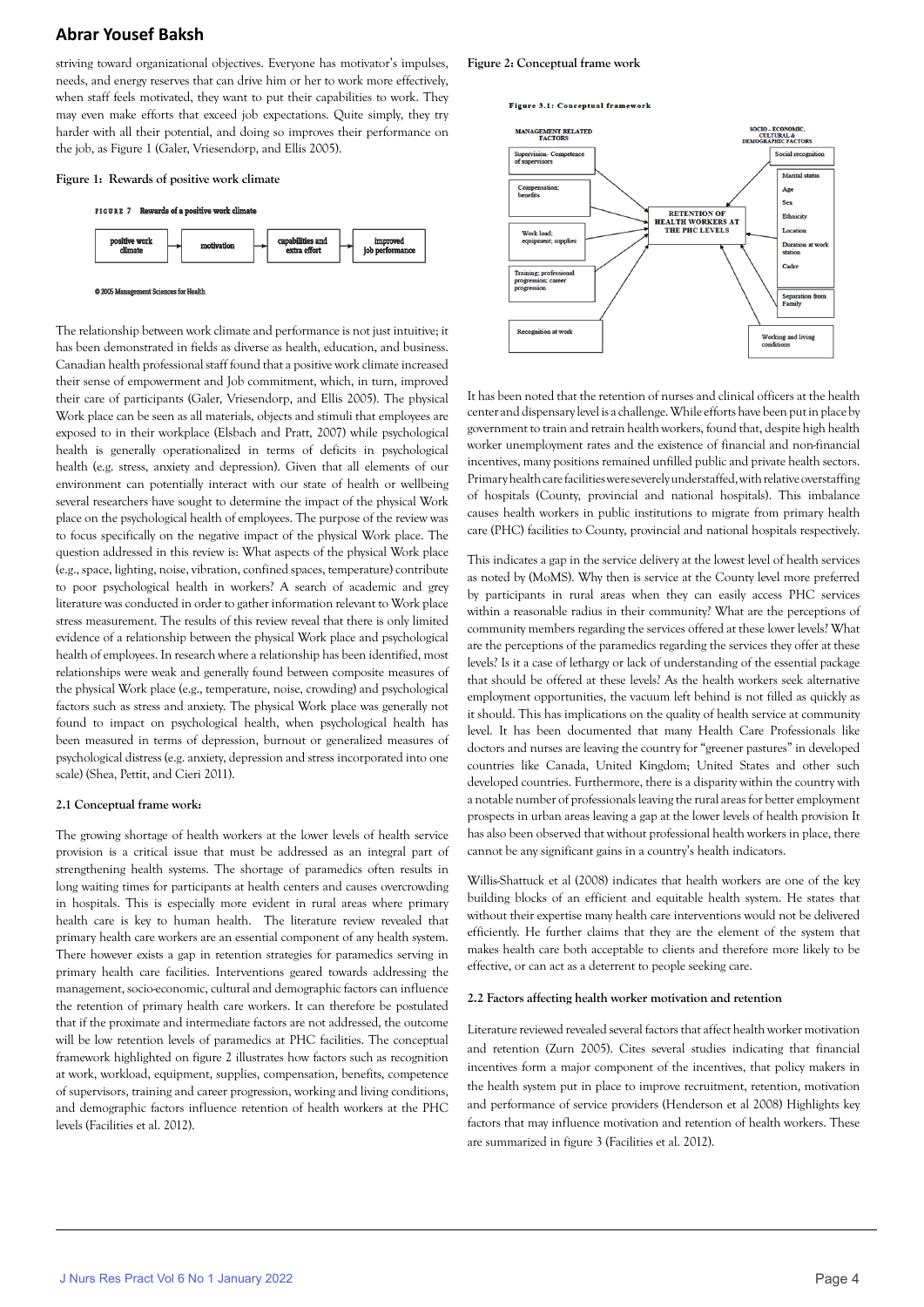striving toward organizational objectives. Everyone has motivator's impulses, needs, and energy reserves that can drive him or her to work more effectively, when staff feels motivated, they want to put their capabilities to work. They may even make efforts that exceed job expectations. Quite simply, they try harder with all their potential, and doing so improves their performance on the job, as Figure 1 (Galer, Vriesendorp, and Ellis 2005).

**Figure 1: Rewards of positive work climate**

FIGURE 7 Rewards of a positive work climate

positive work climate → motivation → capabilities and extra effort → improved job performance

© 2005 Management Sciences for Health

The relationship between work climate and performance is not just intuitive; it has been demonstrated in fields as diverse as health, education, and business. Canadian health professional staff found that a positive work climate increased their sense of empowerment and Job commitment, which, in turn, improved their care of participants (Galer, Vriesendorp, and Ellis 2005). The physical Work place can be seen as all materials, objects and stimuli that employees are exposed to in their workplace (Elsbach and Pratt, 2007) while psychological health is generally operationalized in terms of deficits in psychological health (e.g. stress, anxiety and depression). Given that all elements of our environment can potentially interact with our state of health or wellbeing several researchers have sought to determine the impact of the physical Work place on the psychological health of employees. The purpose of the review was to focus specifically on the negative impact of the physical Work place. The question addressed in this review is: What aspects of the physical Work place (e.g., space, lighting, noise, vibration, confined spaces, temperature) contribute to poor psychological health in workers? A search of academic and grey literature was conducted in order to gather information relevant to Work place stress measurement. The results of this review reveal that there is only limited evidence of a relationship between the physical Work place and psychological health of employees. In research where a relationship has been identified, most relationships were weak and generally found between composite measures of the physical Work place (e.g., temperature, noise, crowding) and psychological factors such as stress and anxiety. The physical Work place was generally not found to impact on psychological health, when psychological health has been measured in terms of depression, burnout or generalized measures of psychological distress (e.g. anxiety, depression and stress incorporated into one scale) (Shea, Pettit, and Cieri 2011).

### 2.1 Conceptual frame work:

The growing shortage of health workers at the lower levels of health service provision is a critical issue that must be addressed as an integral part of strengthening health systems. The shortage of paramedics often results in long waiting times for participants at health centers and causes overcrowding in hospitals. This is especially more evident in rural areas where primary health care is key to human health. The literature review revealed that primary health care workers are an essential component of any health system. There however exists a gap in retention strategies for paramedics serving in primary health care facilities. Interventions geared towards addressing the management, socio-economic, cultural and demographic factors can influence the retention of primary health care workers. It can therefore be postulated that if the proximate and intermediate factors are not addressed, the outcome will be low retention levels of paramedics at PHC facilities. The conceptual framework highlighted on figure 2 illustrates how factors such as recognition at work, workload, equipment, supplies, compensation, benefits, competence of supervisors, training and career progression, working and living conditions, and demographic factors influence retention of health workers at the PHC levels (Facilities et al. 2012).

**Figure 2: Conceptual frame work**

Figure 3.1: Conceptual framework

MANAGEMENT RELATED FACTORS: Supervision- Competence of supervisors; Compensation; benefits; Work load; equipment; supplies; Training; professional progression; career progression; Recognition at work

RETENTION OF HEALTH WORKERS AT THE PHC LEVELS

SOCIO – ECONOMIC, CULTURAL & DEMOGRAPHIC FACTORS: Social recognition; Marital status; Age; Sex; Ethnicity; Location; Duration at work station; Cadre; Separation from Family; Working and living conditions

It has been noted that the retention of nurses and clinical officers at the health center and dispensary level is a challenge. While efforts have been put in place by government to train and retrain health workers, found that, despite high health worker unemployment rates and the existence of financial and non-financial incentives, many positions remained unfilled public and private health sectors. Primary health care facilities were severely understaffed, with relative overstaffing of hospitals (County, provincial and national hospitals). This imbalance causes health workers in public institutions to migrate from primary health care (PHC) facilities to County, provincial and national hospitals respectively.

This indicates a gap in the service delivery at the lowest level of health services as noted by (MoMS). Why then is service at the County level more preferred by participants in rural areas when they can easily access PHC services within a reasonable radius in their community? What are the perceptions of community members regarding the services offered at these lower levels? What are the perceptions of the paramedics regarding the services they offer at these levels? Is it a case of lethargy or lack of understanding of the essential package that should be offered at these levels? As the health workers seek alternative employment opportunities, the vacuum left behind is not filled as quickly as it should. This has implications on the quality of health service at community level. It has been documented that many Health Care Professionals like doctors and nurses are leaving the country for "greener pastures" in developed countries like Canada, United Kingdom; United States and other such developed countries. Furthermore, there is a disparity within the country with a notable number of professionals leaving the rural areas for better employment prospects in urban areas leaving a gap at the lower levels of health provision It has also been observed that without professional health workers in place, there cannot be any significant gains in a country's health indicators.

Willis-Shattuck et al (2008) indicates that health workers are one of the key building blocks of an efficient and equitable health system. He states that without their expertise many health care interventions would not be delivered efficiently. He further claims that they are the element of the system that makes health care both acceptable to clients and therefore more likely to be effective, or can act as a deterrent to people seeking care.

### 2.2 Factors affecting health worker motivation and retention

Literature reviewed revealed several factors that affect health worker motivation and retention (Zurn 2005). Cites several studies indicating that financial incentives form a major component of the incentives, that policy makers in the health system put in place to improve recruitment, retention, motivation and performance of service providers (Henderson et al 2008) Highlights key factors that may influence motivation and retention of health workers. These are summarized in figure 3 (Facilities et al. 2012).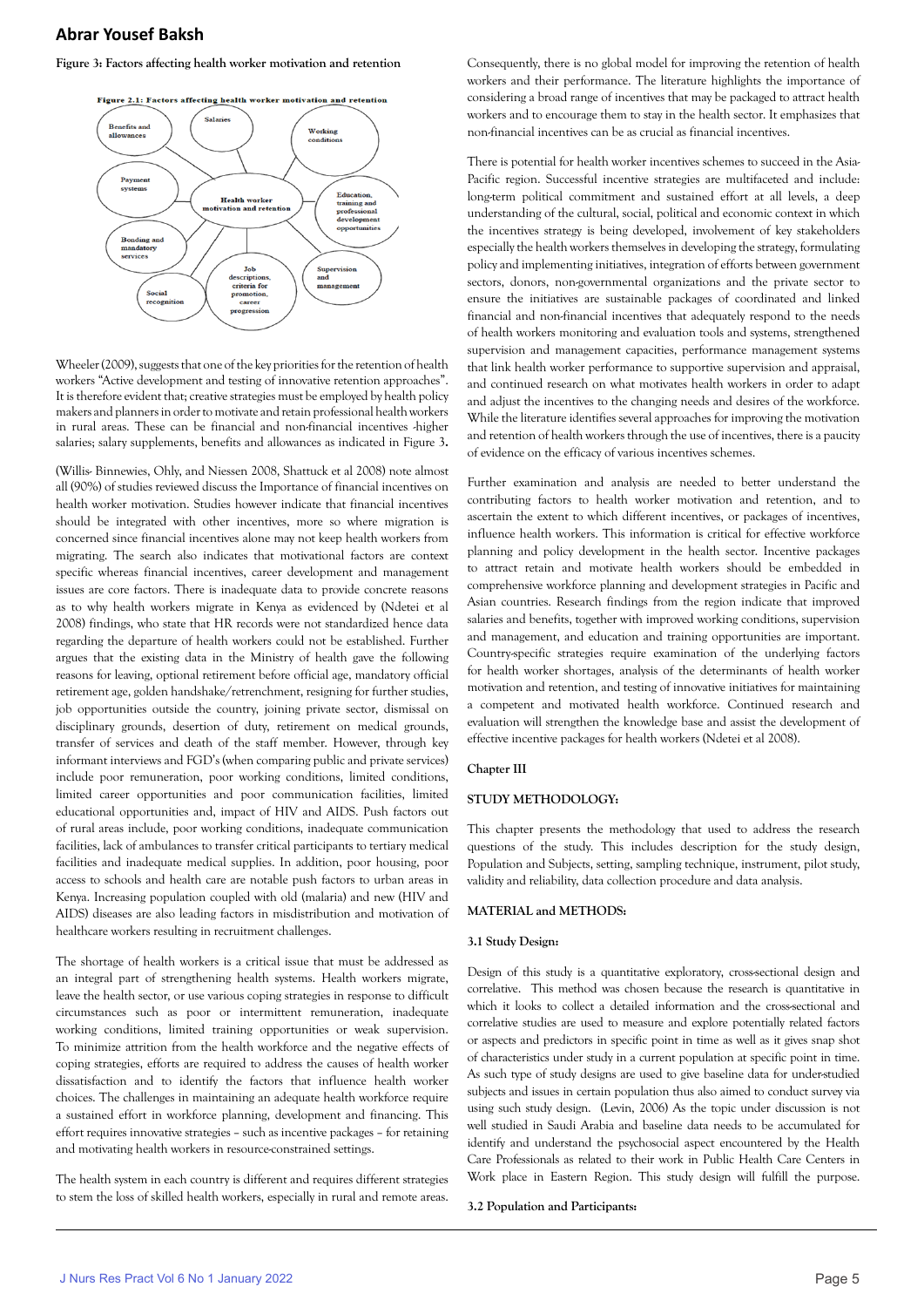**Figure 3: Factors affecting health worker motivation and retention**

Figure 2.1: Factors affecting health worker motivation and retention

Health worker motivation and retention

Salaries

Benefits and allowances

Working conditions

Payment systems

Education, training and professional development opportunities

Bonding and mandatory services

Supervision and management

Social recognition

Job descriptions, criteria for promotion, career progression

Wheeler (2009), suggests that one of the key priorities for the retention of health workers "Active development and testing of innovative retention approaches". It is therefore evident that; creative strategies must be employed by health policy makers and planners in order to motivate and retain professional health workers in rural areas. These can be financial and non-financial incentives -higher salaries; salary supplements, benefits and allowances as indicated in Figure 3**.**

(Willis- Binnewies, Ohly, and Niessen 2008, Shattuck et al 2008) note almost all (90%) of studies reviewed discuss the Importance of financial incentives on health worker motivation. Studies however indicate that financial incentives should be integrated with other incentives, more so where migration is concerned since financial incentives alone may not keep health workers from migrating. The search also indicates that motivational factors are context specific whereas financial incentives, career development and management issues are core factors. There is inadequate data to provide concrete reasons as to why health workers migrate in Kenya as evidenced by (Ndetei et al 2008) findings, who state that HR records were not standardized hence data regarding the departure of health workers could not be established. Further argues that the existing data in the Ministry of health gave the following reasons for leaving, optional retirement before official age, mandatory official retirement age, golden handshake/retrenchment, resigning for further studies, job opportunities outside the country, joining private sector, dismissal on disciplinary grounds, desertion of duty, retirement on medical grounds, transfer of services and death of the staff member. However, through key informant interviews and FGD's (when comparing public and private services) include poor remuneration, poor working conditions, limited conditions, limited career opportunities and poor communication facilities, limited educational opportunities and, impact of HIV and AIDS. Push factors out of rural areas include, poor working conditions, inadequate communication facilities, lack of ambulances to transfer critical participants to tertiary medical facilities and inadequate medical supplies. In addition, poor housing, poor access to schools and health care are notable push factors to urban areas in Kenya. Increasing population coupled with old (malaria) and new (HIV and AIDS) diseases are also leading factors in misdistribution and motivation of healthcare workers resulting in recruitment challenges.

The shortage of health workers is a critical issue that must be addressed as an integral part of strengthening health systems. Health workers migrate, leave the health sector, or use various coping strategies in response to difficult circumstances such as poor or intermittent remuneration, inadequate working conditions, limited training opportunities or weak supervision. To minimize attrition from the health workforce and the negative effects of coping strategies, efforts are required to address the causes of health worker dissatisfaction and to identify the factors that influence health worker choices. The challenges in maintaining an adequate health workforce require a sustained effort in workforce planning, development and financing. This effort requires innovative strategies – such as incentive packages – for retaining and motivating health workers in resource-constrained settings.

The health system in each country is different and requires different strategies to stem the loss of skilled health workers, especially in rural and remote areas. Consequently, there is no global model for improving the retention of health workers and their performance. The literature highlights the importance of considering a broad range of incentives that may be packaged to attract health workers and to encourage them to stay in the health sector. It emphasizes that non-financial incentives can be as crucial as financial incentives.

There is potential for health worker incentives schemes to succeed in the Asia-Pacific region. Successful incentive strategies are multifaceted and include: long-term political commitment and sustained effort at all levels, a deep understanding of the cultural, social, political and economic context in which the incentives strategy is being developed, involvement of key stakeholders especially the health workers themselves in developing the strategy, formulating policy and implementing initiatives, integration of efforts between government sectors, donors, non-governmental organizations and the private sector to ensure the initiatives are sustainable packages of coordinated and linked financial and non-financial incentives that adequately respond to the needs of health workers monitoring and evaluation tools and systems, strengthened supervision and management capacities, performance management systems that link health worker performance to supportive supervision and appraisal, and continued research on what motivates health workers in order to adapt and adjust the incentives to the changing needs and desires of the workforce. While the literature identifies several approaches for improving the motivation and retention of health workers through the use of incentives, there is a paucity of evidence on the efficacy of various incentives schemes.

Further examination and analysis are needed to better understand the contributing factors to health worker motivation and retention, and to ascertain the extent to which different incentives, or packages of incentives, influence health workers. This information is critical for effective workforce planning and policy development in the health sector. Incentive packages to attract retain and motivate health workers should be embedded in comprehensive workforce planning and development strategies in Pacific and Asian countries. Research findings from the region indicate that improved salaries and benefits, together with improved working conditions, supervision and management, and education and training opportunities are important. Country-specific strategies require examination of the underlying factors for health worker shortages, analysis of the determinants of health worker motivation and retention, and testing of innovative initiatives for maintaining a competent and motivated health workforce. Continued research and evaluation will strengthen the knowledge base and assist the development of effective incentive packages for health workers (Ndetei et al 2008).

## Chapter III

## STUDY METHODOLOGY:

This chapter presents the methodology that used to address the research questions of the study. This includes description for the study design, Population and Subjects, setting, sampling technique, instrument, pilot study, validity and reliability, data collection procedure and data analysis.

## MATERIAL and METHODS:

### 3.1 Study Design:

Design of this study is a quantitative exploratory, cross-sectional design and correlative. This method was chosen because the research is quantitative in which it looks to collect a detailed information and the cross-sectional and correlative studies are used to measure and explore potentially related factors or aspects and predictors in specific point in time as well as it gives snap shot of characteristics under study in a current population at specific point in time. As such type of study designs are used to give baseline data for under-studied subjects and issues in certain population thus also aimed to conduct survey via using such study design. (Levin, 2006) As the topic under discussion is not well studied in Saudi Arabia and baseline data needs to be accumulated for identify and understand the psychosocial aspect encountered by the Health Care Professionals as related to their work in Public Health Care Centers in Work place in Eastern Region. This study design will fulfill the purpose.

### 3.2 Population and Participants: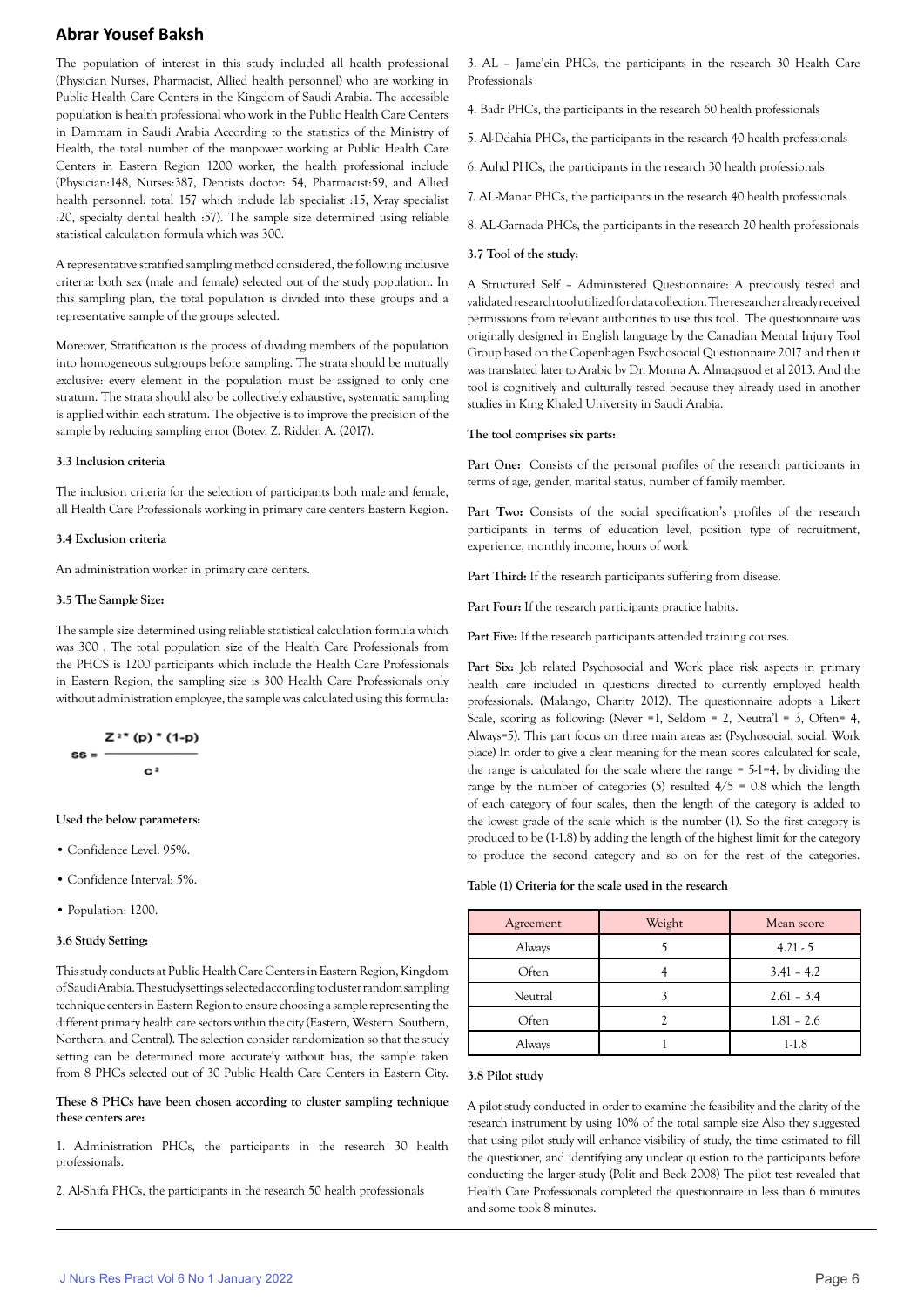The population of interest in this study included all health professional (Physician Nurses, Pharmacist, Allied health personnel) who are working in Public Health Care Centers in the Kingdom of Saudi Arabia. The accessible population is health professional who work in the Public Health Care Centers in Dammam in Saudi Arabia According to the statistics of the Ministry of Health, the total number of the manpower working at Public Health Care Centers in Eastern Region 1200 worker, the health professional include (Physician:148, Nurses:387, Dentists doctor: 54, Pharmacist:59, and Allied health personnel: total 157 which include lab specialist :15, X-ray specialist :20, specialty dental health :57). The sample size determined using reliable statistical calculation formula which was 300.

A representative stratified sampling method considered, the following inclusive criteria: both sex (male and female) selected out of the study population. In this sampling plan, the total population is divided into these groups and a representative sample of the groups selected.

Moreover, Stratification is the process of dividing members of the population into homogeneous subgroups before sampling. The strata should be mutually exclusive: every element in the population must be assigned to only one stratum. The strata should also be collectively exhaustive, systematic sampling is applied within each stratum. The objective is to improve the precision of the sample by reducing sampling error (Botev, Z. Ridder, A. (2017).

### 3.3 Inclusion criteria

The inclusion criteria for the selection of participants both male and female, all Health Care Professionals working in primary care centers Eastern Region.

### 3.4 Exclusion criteria

An administration worker in primary care centers.

### 3.5 The Sample Size:

The sample size determined using reliable statistical calculation formula which was 300 , The total population size of the Health Care Professionals from the PHCS is 1200 participants which include the Health Care Professionals in Eastern Region, the sampling size is 300 Health Care Professionals only without administration employee, the sample was calculated using this formula:

$$ss = \frac{Z^2 * (p) * (1-p)}{c^2}$$

**Used the below parameters:**

- Confidence Level: 95%.
- Confidence Interval: 5%.
- Population: 1200.

### 3.6 Study Setting:

This study conducts at Public Health Care Centers in Eastern Region, Kingdom of Saudi Arabia. The study settings selected according to cluster random sampling technique centers in Eastern Region to ensure choosing a sample representing the different primary health care sectors within the city (Eastern, Western, Southern, Northern, and Central). The selection consider randomization so that the study setting can be determined more accurately without bias, the sample taken from 8 PHCs selected out of 30 Public Health Care Centers in Eastern City.

**These 8 PHCs have been chosen according to cluster sampling technique these centers are:**

1. Administration PHCs, the participants in the research 30 health professionals.

2. Al-Shifa PHCs, the participants in the research 50 health professionals

3. AL – Jame'ein PHCs, the participants in the research 30 Health Care Professionals

4. Badr PHCs, the participants in the research 60 health professionals

5. Al-Ddahia PHCs, the participants in the research 40 health professionals

6. Auhd PHCs, the participants in the research 30 health professionals

7. AL-Manar PHCs, the participants in the research 40 health professionals

8. AL-Garnada PHCs, the participants in the research 20 health professionals

### 3.7 Tool of the study:

A Structured Self – Administered Questionnaire: A previously tested and validated research tool utilized for data collection. The researcher already received permissions from relevant authorities to use this tool. The questionnaire was originally designed in English language by the Canadian Mental Injury Tool Group based on the Copenhagen Psychosocial Questionnaire 2017 and then it was translated later to Arabic by Dr. Monna A. Almaqsuod et al 2013. And the tool is cognitively and culturally tested because they already used in another studies in King Khaled University in Saudi Arabia.

**The tool comprises six parts:**

**Part One:** Consists of the personal profiles of the research participants in terms of age, gender, marital status, number of family member.

**Part Two:** Consists of the social specification's profiles of the research participants in terms of education level, position type of recruitment, experience, monthly income, hours of work

**Part Third:** If the research participants suffering from disease.

**Part Four:** If the research participants practice habits.

**Part Five:** If the research participants attended training courses.

**Part Six:** Job related Psychosocial and Work place risk aspects in primary health care included in questions directed to currently employed health professionals. (Malango, Charity 2012). The questionnaire adopts a Likert Scale, scoring as following: (Never =1, Seldom = 2, Neutra'l = 3, Often= 4, Always=5). This part focus on three main areas as: (Psychosocial, social, Work place) In order to give a clear meaning for the mean scores calculated for scale, the range is calculated for the scale where the range = 5-1=4, by dividing the range by the number of categories (5) resulted 4/5 = 0.8 which the length of each category of four scales, then the length of the category is added to the lowest grade of the scale which is the number (1). So the first category is produced to be (1-1.8) by adding the length of the highest limit for the category to produce the second category and so on for the rest of the categories.

**Table (1) Criteria for the scale used in the research**

| Agreement | Weight | Mean score |
|---|---|---|
| Always | 5 | 4.21 - 5 |
| Often | 4 | 3.41 – 4.2 |
| Neutral | 3 | 2.61 – 3.4 |
| Often | 2 | 1.81 – 2.6 |
| Always | 1 | 1-1.8 |

### 3.8 Pilot study

A pilot study conducted in order to examine the feasibility and the clarity of the research instrument by using 10% of the total sample size Also they suggested that using pilot study will enhance visibility of study, the time estimated to fill the questioner, and identifying any unclear question to the participants before conducting the larger study (Polit and Beck 2008) The pilot test revealed that Health Care Professionals completed the questionnaire in less than 6 minutes and some took 8 minutes.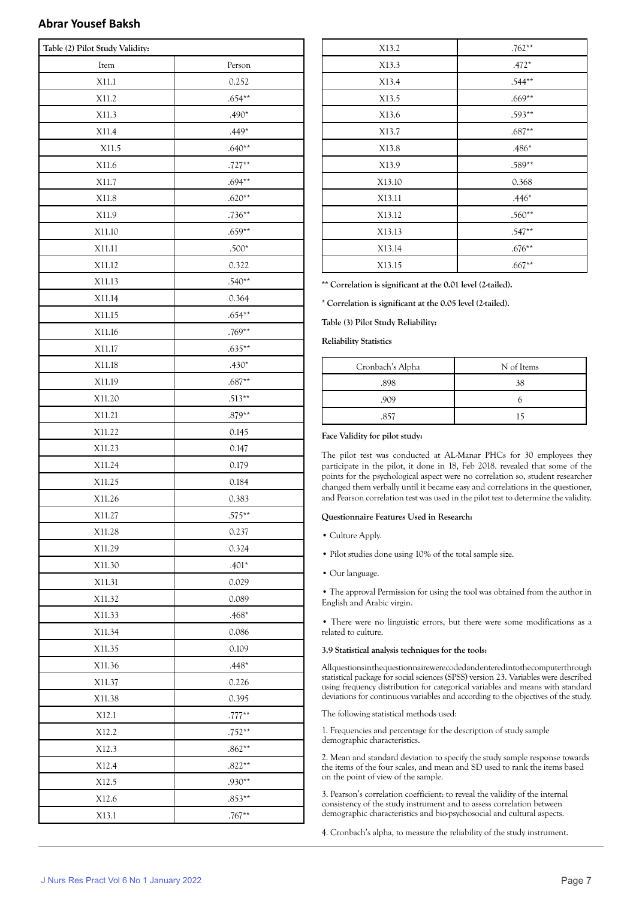**Table (2) Pilot Study Validity:**

| Item | Person |
|---|---|
| X11.1 | 0.252 |
| X11.2 | .654** |
| X11.3 | .490* |
| X11.4 | .449* |
| X11.5 | .640** |
| X11.6 | .727** |
| X11.7 | .694** |
| X11.8 | .620** |
| X11.9 | .736** |
| X11.10 | .659** |
| X11.11 | .500* |
| X11.12 | 0.322 |
| X11.13 | .540** |
| X11.14 | 0.364 |
| X11.15 | .654** |
| X11.16 | .769** |
| X11.17 | .635** |
| X11.18 | .430* |
| X11.19 | .687** |
| X11.20 | .513** |
| X11.21 | .879** |
| X11.22 | 0.145 |
| X11.23 | 0.147 |
| X11.24 | 0.179 |
| X11.25 | 0.184 |
| X11.26 | 0.383 |
| X11.27 | .575** |
| X11.28 | 0.237 |
| X11.29 | 0.324 |
| X11.30 | .401* |
| X11.31 | 0.029 |
| X11.32 | 0.089 |
| X11.33 | .468* |
| X11.34 | 0.086 |
| X11.35 | 0.109 |
| X11.36 | .448* |
| X11.37 | 0.226 |
| X11.38 | 0.395 |
| X12.1 | .777** |
| X12.2 | .752** |
| X12.3 | .862** |
| X12.4 | .822** |
| X12.5 | .930** |
| X12.6 | .853** |
| X13.1 | .767** |
| X13.2 | .762** |
| X13.3 | .472* |
| X13.4 | .544** |
| X13.5 | .669** |
| X13.6 | .593** |
| X13.7 | .687** |
| X13.8 | .486* |
| X13.9 | .589** |
| X13.10 | 0.368 |
| X13.11 | .446* |
| X13.12 | .560** |
| X13.13 | .547** |
| X13.14 | .676** |
| X13.15 | .667** |

**** Correlation is significant at the 0.01 level (2-tailed).**

*** Correlation is significant at the 0.05 level (2-tailed).**

**Table (3) Pilot Study Reliability:**

**Reliability Statistics**

| Cronbach's Alpha | N of Items |
|---|---|
| .898 | 38 |
| .909 | 6 |
| .857 | 15 |

**Face Validity for pilot study:**

The pilot test was conducted at AL-Manar PHCs for 30 employees they participate in the pilot, it done in 18, Feb 2018. revealed that some of the points for the psychological aspect were no correlation so, student researcher changed them verbally until it became easy and correlations in the questioner, and Pearson correlation test was used in the pilot test to determine the validity.

**Questionnaire Features Used in Research:**

- Culture Apply.
- Pilot studies done using 10% of the total sample size.
- Our language.
- The approval Permission for using the tool was obtained from the author in English and Arabic virgin.
- There were no linguistic errors, but there were some modifications as a related to culture.

**3.9 Statistical analysis techniques for the tools:**

Allquestionsinthequestionnairewerecodedandenteredintothecomputerthrough statistical package for social sciences (SPSS) version 23. Variables were described using frequency distribution for categorical variables and means with standard deviations for continuous variables and according to the objectives of the study.

The following statistical methods used:

1. Frequencies and percentage for the description of study sample demographic characteristics.

2. Mean and standard deviation to specify the study sample response towards the items of the four scales, and mean and SD used to rank the items based on the point of view of the sample.

3. Pearson's correlation coefficient: to reveal the validity of the internal consistency of the study instrument and to assess correlation between demographic characteristics and bio-psychosocial and cultural aspects.

4. Cronbach's alpha, to measure the reliability of the study instrument.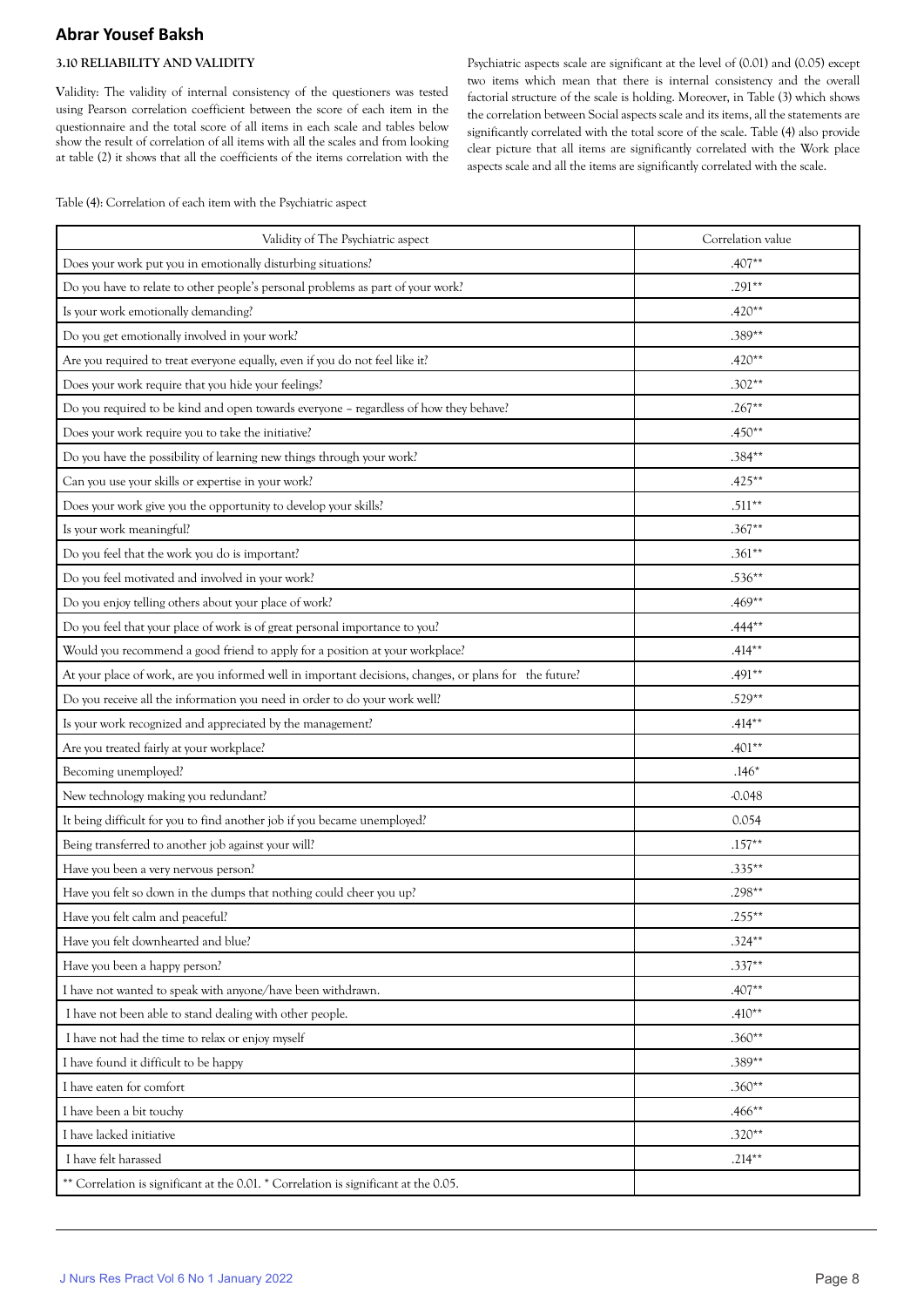### 3.10 RELIABILITY AND VALIDITY

Validity: The validity of internal consistency of the questioners was tested using Pearson correlation coefficient between the score of each item in the questionnaire and the total score of all items in each scale and tables below show the result of correlation of all items with all the scales and from looking at table (2) it shows that all the coefficients of the items correlation with the Psychiatric aspects scale are significant at the level of (0.01) and (0.05) except two items which mean that there is internal consistency and the overall factorial structure of the scale is holding. Moreover, in Table (3) which shows the correlation between Social aspects scale and its items, all the statements are significantly correlated with the total score of the scale. Table (4) also provide clear picture that all items are significantly correlated with the Work place aspects scale and all the items are significantly correlated with the scale.

Table (4): Correlation of each item with the Psychiatric aspect

| Validity of The Psychiatric aspect | Correlation value |
|---|---|
| Does your work put you in emotionally disturbing situations? | .407** |
| Do you have to relate to other people's personal problems as part of your work? | .291** |
| Is your work emotionally demanding? | .420** |
| Do you get emotionally involved in your work? | .389** |
| Are you required to treat everyone equally, even if you do not feel like it? | .420** |
| Does your work require that you hide your feelings? | .302** |
| Do you required to be kind and open towards everyone – regardless of how they behave? | .267** |
| Does your work require you to take the initiative? | .450** |
| Do you have the possibility of learning new things through your work? | .384** |
| Can you use your skills or expertise in your work? | .425** |
| Does your work give you the opportunity to develop your skills? | .511** |
| Is your work meaningful? | .367** |
| Do you feel that the work you do is important? | .361** |
| Do you feel motivated and involved in your work? | .536** |
| Do you enjoy telling others about your place of work? | .469** |
| Do you feel that your place of work is of great personal importance to you? | .444** |
| Would you recommend a good friend to apply for a position at your workplace? | .414** |
| At your place of work, are you informed well in important decisions, changes, or plans for the future? | .491** |
| Do you receive all the information you need in order to do your work well? | .529** |
| Is your work recognized and appreciated by the management? | .414** |
| Are you treated fairly at your workplace? | .401** |
| Becoming unemployed? | .146* |
| New technology making you redundant? | -0.048 |
| It being difficult for you to find another job if you became unemployed? | 0.054 |
| Being transferred to another job against your will? | .157** |
| Have you been a very nervous person? | .335** |
| Have you felt so down in the dumps that nothing could cheer you up? | .298** |
| Have you felt calm and peaceful? | .255** |
| Have you felt downhearted and blue? | .324** |
| Have you been a happy person? | .337** |
| I have not wanted to speak with anyone/have been withdrawn. | .407** |
| I have not been able to stand dealing with other people. | .410** |
| I have not had the time to relax or enjoy myself | .360** |
| I have found it difficult to be happy | .389** |
| I have eaten for comfort | .360** |
| I have been a bit touchy | .466** |
| I have lacked initiative | .320** |
| I have felt harassed | .214** |
| ** Correlation is significant at the 0.01. * Correlation is significant at the 0.05. | |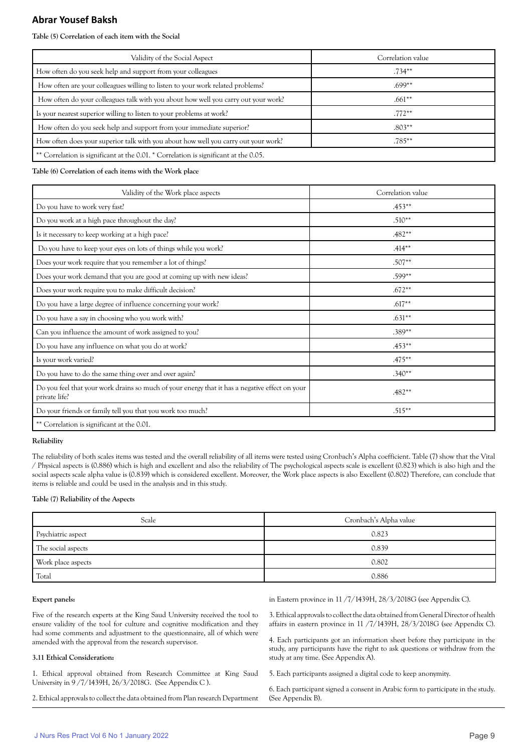**Table (5) Correlation of each item with the Social**

| Validity of the Social Aspect | Correlation value |
|---|---|
| How often do you seek help and support from your colleagues | .734** |
| How often are your colleagues willing to listen to your work related problems? | .699** |
| How often do your colleagues talk with you about how well you carry out your work? | .661** |
| Is your nearest superior willing to listen to your problems at work? | .772** |
| How often do you seek help and support from your immediate superior? | .803** |
| How often does your superior talk with you about how well you carry out your work? | .785** |
| ** Correlation is significant at the 0.01. * Correlation is significant at the 0.05. | |

**Table (6) Correlation of each items with the Work place**

| Validity of the Work place aspects | Correlation value |
|---|---|
| Do you have to work very fast? | .453** |
| Do you work at a high pace throughout the day? | .510** |
| Is it necessary to keep working at a high pace? | .482** |
| Do you have to keep your eyes on lots of things while you work? | .414** |
| Does your work require that you remember a lot of things? | .507** |
| Does your work demand that you are good at coming up with new ideas? | .599** |
| Does your work require you to make difficult decision? | .672** |
| Do you have a large degree of influence concerning your work? | .617** |
| Do you have a say in choosing who you work with? | .631** |
| Can you influence the amount of work assigned to you? | .389** |
| Do you have any influence on what you do at work? | .453** |
| Is your work varied? | .475** |
| Do you have to do the same thing over and over again? | .340** |
| Do you feel that your work drains so much of your energy that it has a negative effect on your private life? | .482** |
| Do your friends or family tell you that you work too much? | .515** |
| ** Correlation is significant at the 0.01. | |

**Reliability**

The reliability of both scales items was tested and the overall reliability of all items were tested using Cronbach's Alpha coefficient. Table (7) show that the Vital / Physical aspects is (0.886) which is high and excellent and also the reliability of The psychological aspects scale is excellent (0.823) which is also high and the social aspects scale alpha value is (0.839) which is considered excellent. Moreover, the Work place aspects is also Excellent (0.802) Therefore, can conclude that items is reliable and could be used in the analysis and in this study.

**Table (7) Reliability of the Aspects**

| Scale | Cronbach's Alpha value |
|---|---|
| Psychiatric aspect | 0.823 |
| The social aspects | 0.839 |
| Work place aspects | 0.802 |
| Total | 0.886 |

**Expert panels:**

Five of the research experts at the King Saud University received the tool to ensure validity of the tool for culture and cognitive modification and they had some comments and adjustment to the questionnaire, all of which were amended with the approval from the research supervisor.

**3.11 Ethical Consideration:**

1. Ethical approval obtained from Research Committee at King Saud University in 9 /7/1439H, 26/3/2018G. (See Appendix C ).

2. Ethical approvals to collect the data obtained from Plan research Department in Eastern province in 11 /7/1439H, 28/3/2018G (see Appendix C).

3. Ethical approvals to collect the data obtained from General Director of health affairs in eastern province in 11 /7/1439H, 28/3/2018G (see Appendix C).

4. Each participants got an information sheet before they participate in the study, any participants have the right to ask questions or withdraw from the study at any time. (See Appendix A).

5. Each participants assigned a digital code to keep anonymity.

6. Each participant signed a consent in Arabic form to participate in the study. (See Appendix B).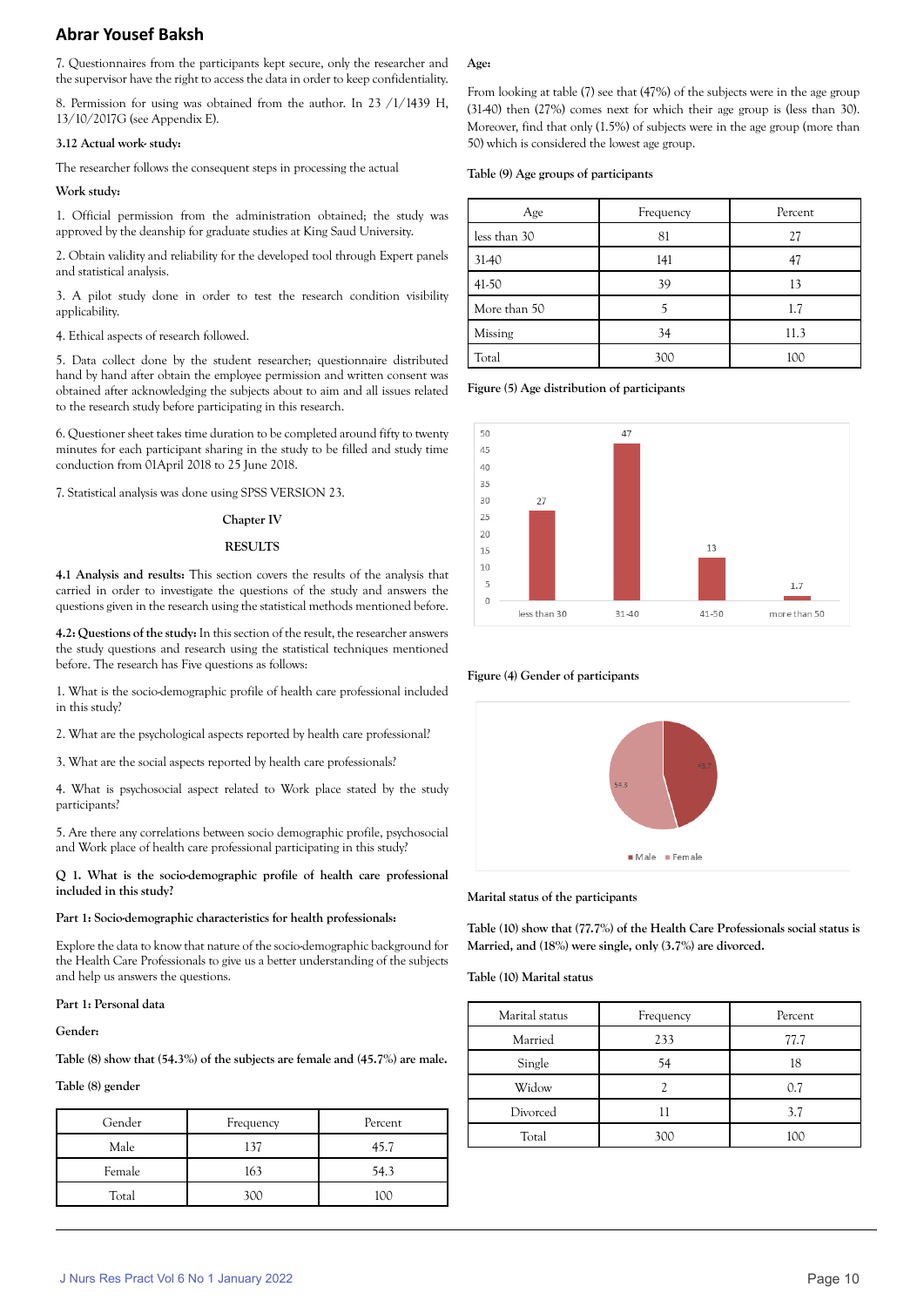7. Questionnaires from the participants kept secure, only the researcher and the supervisor have the right to access the data in order to keep confidentiality.

8. Permission for using was obtained from the author. In 23 /1/1439 H, 13/10/2017G (see Appendix E).

**3.12 Actual work- study:**

The researcher follows the consequent steps in processing the actual

**Work study:**

1. Official permission from the administration obtained; the study was approved by the deanship for graduate studies at King Saud University.

2. Obtain validity and reliability for the developed tool through Expert panels and statistical analysis.

3. A pilot study done in order to test the research condition visibility applicability.

4. Ethical aspects of research followed.

5. Data collect done by the student researcher; questionnaire distributed hand by hand after obtain the employee permission and written consent was obtained after acknowledging the subjects about to aim and all issues related to the research study before participating in this research.

6. Questioner sheet takes time duration to be completed around fifty to twenty minutes for each participant sharing in the study to be filled and study time conduction from 01April 2018 to 25 June 2018.

7. Statistical analysis was done using SPSS VERSION 23.

## Chapter IV

## RESULTS

**4.1 Analysis and results:** This section covers the results of the analysis that carried in order to investigate the questions of the study and answers the questions given in the research using the statistical methods mentioned before.

**4.2: Questions of the study:** In this section of the result, the researcher answers the study questions and research using the statistical techniques mentioned before. The research has Five questions as follows:

1. What is the socio-demographic profile of health care professional included in this study?

2. What are the psychological aspects reported by health care professional?

3. What are the social aspects reported by health care professionals?

4. What is psychosocial aspect related to Work place stated by the study participants?

5. Are there any correlations between socio demographic profile, psychosocial and Work place of health care professional participating in this study?

**Q 1. What is the socio-demographic profile of health care professional included in this study?**

**Part 1: Socio-demographic characteristics for health professionals:**

Explore the data to know that nature of the socio-demographic background for the Health Care Professionals to give us a better understanding of the subjects and help us answers the questions.

**Part 1: Personal data**

**Gender:**

**Table (8) show that (54.3%) of the subjects are female and (45.7%) are male.**

**Table (8) gender**

| Gender | Frequency | Percent |
|---|---|---|
| Male | 137 | 45.7 |
| Female | 163 | 54.3 |
| Total | 300 | 100 |

**Age:**

From looking at table (7) see that (47%) of the subjects were in the age group (31-40) then (27%) comes next for which their age group is (less than 30). Moreover, find that only (1.5%) of subjects were in the age group (more than 50) which is considered the lowest age group.

**Table (9) Age groups of participants**

| Age | Frequency | Percent |
|---|---|---|
| less than 30 | 81 | 27 |
| 31-40 | 141 | 47 |
| 41-50 | 39 | 13 |
| More than 50 | 5 | 1.7 |
| Missing | 34 | 11.3 |
| Total | 300 | 100 |

**Figure (5) Age distribution of participants**

**Figure (4) Gender of participants**

**Marital status of the participants**

**Table (10) show that (77.7%) of the Health Care Professionals social status is Married, and (18%) were single, only (3.7%) are divorced.**

**Table (10) Marital status**

| Marital status | Frequency | Percent |
|---|---|---|
| Married | 233 | 77.7 |
| Single | 54 | 18 |
| Widow | 2 | 0.7 |
| Divorced | 11 | 3.7 |
| Total | 300 | 100 |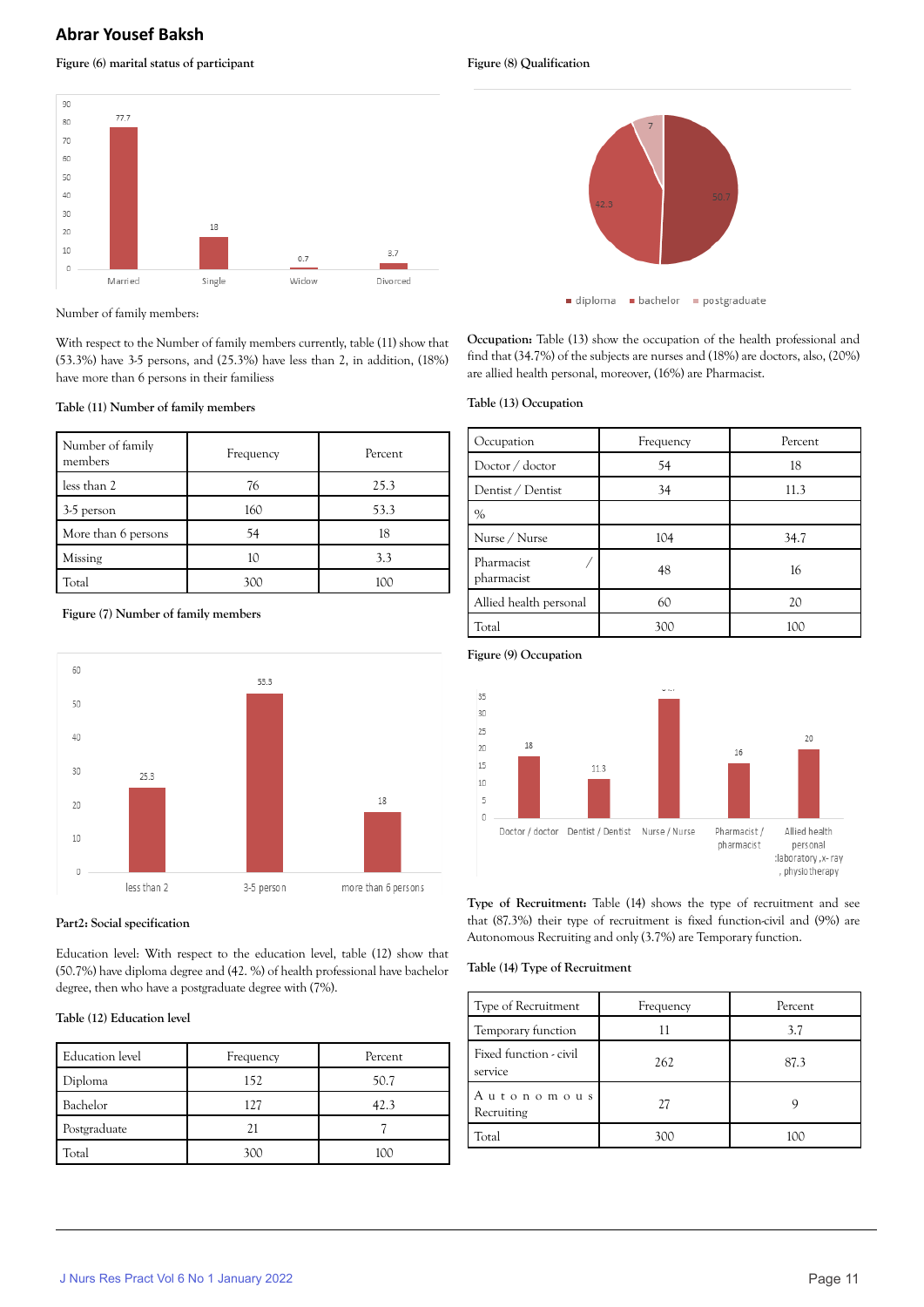**Figure (6) marital status of participant**

Number of family members:

With respect to the Number of family members currently, table (11) show that (53.3%) have 3-5 persons, and (25.3%) have less than 2, in addition, (18%) have more than 6 persons in their familiess

**Table (11) Number of family members**

| Number of family members | Frequency | Percent |
|---|---|---|
| less than 2 | 76 | 25.3 |
| 3-5 person | 160 | 53.3 |
| More than 6 persons | 54 | 18 |
| Missing | 10 | 3.3 |
| Total | 300 | 100 |

**Figure (7) Number of family members**

**Part2: Social specification**

Education level: With respect to the education level, table (12) show that (50.7%) have diploma degree and (42. %) of health professional have bachelor degree, then who have a postgraduate degree with (7%).

**Table (12) Education level**

| Education level | Frequency | Percent |
|---|---|---|
| Diploma | 152 | 50.7 |
| Bachelor | 127 | 42.3 |
| Postgraduate | 21 | 7 |
| Total | 300 | 100 |

**Figure (8) Qualification**

**Occupation:** Table (13) show the occupation of the health professional and find that (34.7%) of the subjects are nurses and (18%) are doctors, also, (20%) are allied health personal, moreover, (16%) are Pharmacist.

**Table (13) Occupation**

| Occupation | Frequency | Percent |
|---|---|---|
| Doctor / doctor | 54 | 18 |
| Dentist / Dentist | 34 | 11.3 |
| % | | |
| Nurse / Nurse | 104 | 34.7 |
| Pharmacist / pharmacist | 48 | 16 |
| Allied health personal | 60 | 20 |
| Total | 300 | 100 |

**Figure (9) Occupation**

**Type of Recruitment:** Table (14) shows the type of recruitment and see that (87.3%) their type of recruitment is fixed function-civil and (9%) are Autonomous Recruiting and only (3.7%) are Temporary function.

**Table (14) Type of Recruitment**

| Type of Recruitment | Frequency | Percent |
|---|---|---|
| Temporary function | 11 | 3.7 |
| Fixed function - civil service | 262 | 87.3 |
| Autonomous Recruiting | 27 | 9 |
| Total | 300 | 100 |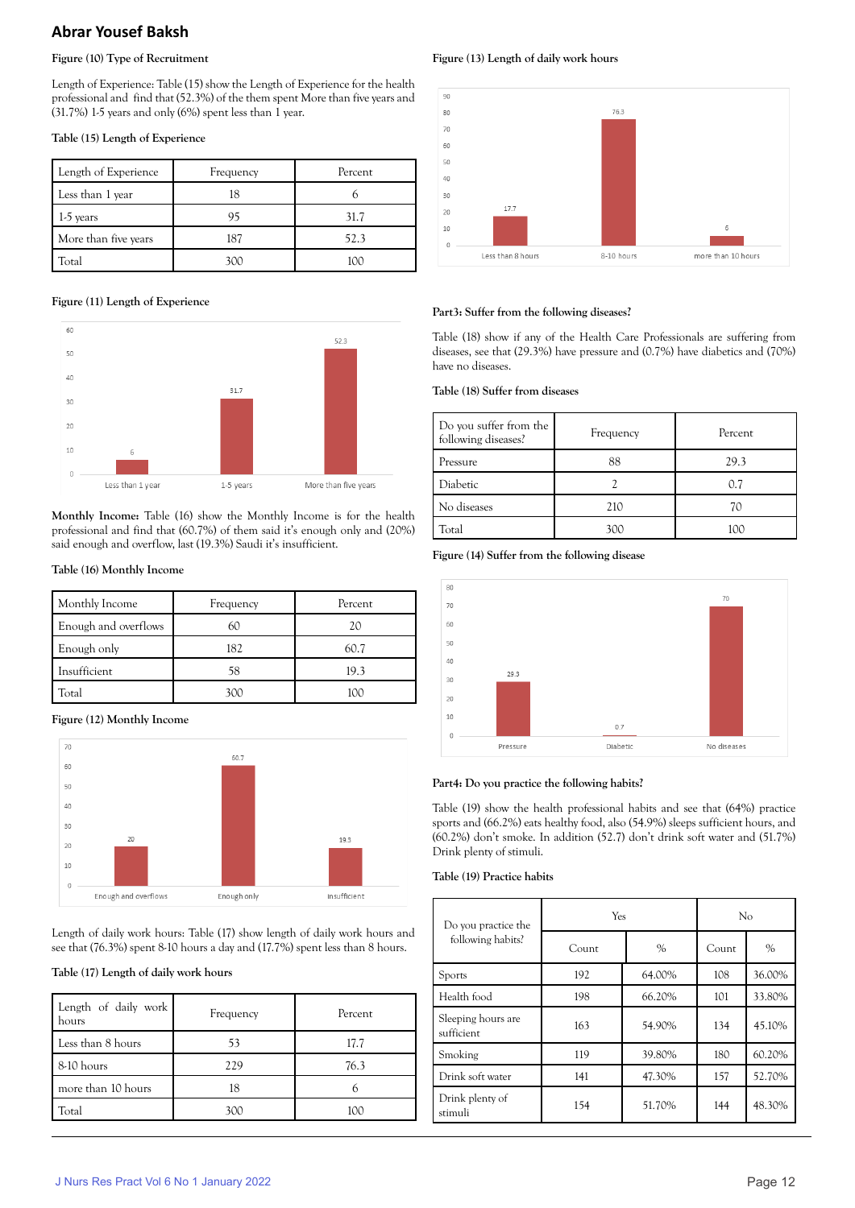## Abrar Yousef Baksh

**Figure (10) Type of Recruitment**

Length of Experience: Table (15) show the Length of Experience for the health professional and find that (52.3%) of the them spent More than five years and (31.7%) 1-5 years and only (6%) spent less than 1 year.

**Table (15) Length of Experience**

| Length of Experience | Frequency | Percent |
|---|---|---|
| Less than 1 year | 18 | 6 |
| 1-5 years | 95 | 31.7 |
| More than five years | 187 | 52.3 |
| Total | 300 | 100 |

**Figure (11) Length of Experience**

**Monthly Income:** Table (16) show the Monthly Income is for the health professional and find that (60.7%) of them said it's enough only and (20%) said enough and overflow, last (19.3%) Saudi it's insufficient.

**Table (16) Monthly Income**

| Monthly Income | Frequency | Percent |
|---|---|---|
| Enough and overflows | 60 | 20 |
| Enough only | 182 | 60.7 |
| Insufficient | 58 | 19.3 |
| Total | 300 | 100 |

**Figure (12) Monthly Income**

Length of daily work hours: Table (17) show length of daily work hours and see that (76.3%) spent 8-10 hours a day and (17.7%) spent less than 8 hours.

**Table (17) Length of daily work hours**

| Length of daily work hours | Frequency | Percent |
|---|---|---|
| Less than 8 hours | 53 | 17.7 |
| 8-10 hours | 229 | 76.3 |
| more than 10 hours | 18 | 6 |
| Total | 300 | 100 |

**Figure (13) Length of daily work hours**

**Part3: Suffer from the following diseases?**

Table (18) show if any of the Health Care Professionals are suffering from diseases, see that (29.3%) have pressure and (0.7%) have diabetics and (70%) have no diseases.

**Table (18) Suffer from diseases**

| Do you suffer from the following diseases? | Frequency | Percent |
|---|---|---|
| Pressure | 88 | 29.3 |
| Diabetic | 2 | 0.7 |
| No diseases | 210 | 70 |
| Total | 300 | 100 |

**Figure (14) Suffer from the following disease**

**Part4: Do you practice the following habits?**

Table (19) show the health professional habits and see that (64%) practice sports and (66.2%) eats healthy food, also (54.9%) sleeps sufficient hours, and (60.2%) don't smoke. In addition (52.7) don't drink soft water and (51.7%) Drink plenty of stimuli.

**Table (19) Practice habits**

| Do you practice the following habits? | Yes | | No | |
|---|---|---|---|---|
| | Count | % | Count | % |
| Sports | 192 | 64.00% | 108 | 36.00% |
| Health food | 198 | 66.20% | 101 | 33.80% |
| Sleeping hours are sufficient | 163 | 54.90% | 134 | 45.10% |
| Smoking | 119 | 39.80% | 180 | 60.20% |
| Drink soft water | 141 | 47.30% | 157 | 52.70% |
| Drink plenty of stimuli | 154 | 51.70% | 144 | 48.30% |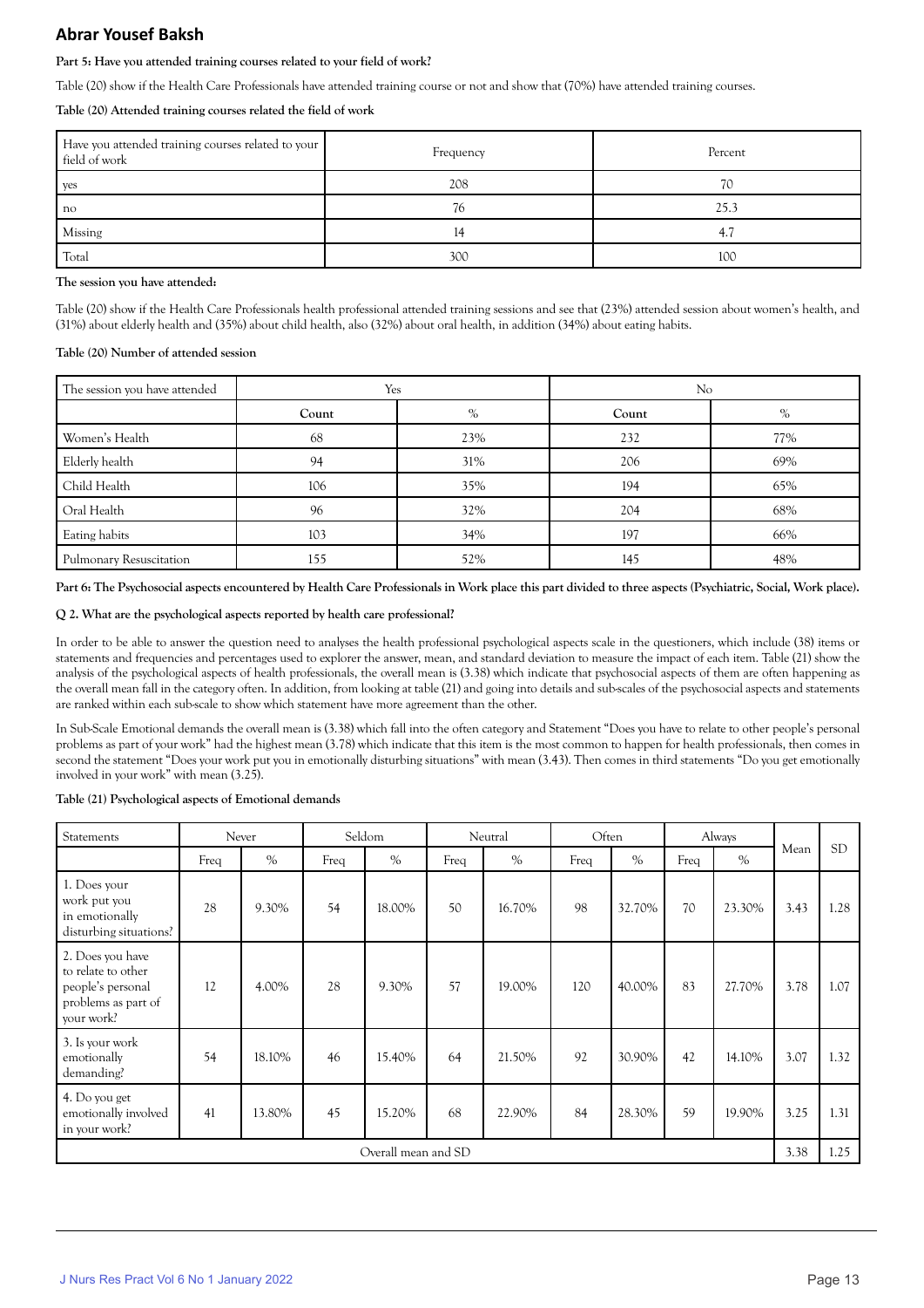**Part 5: Have you attended training courses related to your field of work?**

Table (20) show if the Health Care Professionals have attended training course or not and show that (70%) have attended training courses.

**Table (20) Attended training courses related the field of work**

| Have you attended training courses related to your field of work | Frequency | Percent |
|---|---|---|
| yes | 208 | 70 |
| no | 76 | 25.3 |
| Missing | 14 | 4.7 |
| Total | 300 | 100 |

**The session you have attended:**

Table (20) show if the Health Care Professionals health professional attended training sessions and see that (23%) attended session about women's health, and (31%) about elderly health and (35%) about child health, also (32%) about oral health, in addition (34%) about eating habits.

**Table (20) Number of attended session**

| The session you have attended | Yes | | No | |
|---|---|---|---|---|
| | **Count** | % | **Count** | % |
| Women's Health | 68 | 23% | 232 | 77% |
| Elderly health | 94 | 31% | 206 | 69% |
| Child Health | 106 | 35% | 194 | 65% |
| Oral Health | 96 | 32% | 204 | 68% |
| Eating habits | 103 | 34% | 197 | 66% |
| Pulmonary Resuscitation | 155 | 52% | 145 | 48% |

**Part 6: The Psychosocial aspects encountered by Health Care Professionals in Work place this part divided to three aspects (Psychiatric, Social, Work place).**

**Q 2. What are the psychological aspects reported by health care professional?**

In order to be able to answer the question need to analyses the health professional psychological aspects scale in the questioners, which include (38) items or statements and frequencies and percentages used to explorer the answer, mean, and standard deviation to measure the impact of each item. Table (21) show the analysis of the psychological aspects of health professionals, the overall mean is (3.38) which indicate that psychosocial aspects of them are often happening as the overall mean fall in the category often. In addition, from looking at table (21) and going into details and sub-scales of the psychosocial aspects and statements are ranked within each sub-scale to show which statement have more agreement than the other.

In Sub-Scale Emotional demands the overall mean is (3.38) which fall into the often category and Statement "Does you have to relate to other people's personal problems as part of your work" had the highest mean (3.78) which indicate that this item is the most common to happen for health professionals, then comes in second the statement "Does your work put you in emotionally disturbing situations" with mean (3.43). Then comes in third statements "Do you get emotionally involved in your work" with mean (3.25).

**Table (21) Psychological aspects of Emotional demands**

| Statements | Never | | Seldom | | Neutral | | Often | | Always | | Mean | SD |
|---|---|---|---|---|---|---|---|---|---|---|---|---|
| | Freq | % | Freq | % | Freq | % | Freq | % | Freq | % | | |
| 1. Does your work put you in emotionally disturbing situations? | 28 | 9.30% | 54 | 18.00% | 50 | 16.70% | 98 | 32.70% | 70 | 23.30% | 3.43 | 1.28 |
| 2. Does you have to relate to other people's personal problems as part of your work? | 12 | 4.00% | 28 | 9.30% | 57 | 19.00% | 120 | 40.00% | 83 | 27.70% | 3.78 | 1.07 |
| 3. Is your work emotionally demanding? | 54 | 18.10% | 46 | 15.40% | 64 | 21.50% | 92 | 30.90% | 42 | 14.10% | 3.07 | 1.32 |
| 4. Do you get emotionally involved in your work? | 41 | 13.80% | 45 | 15.20% | 68 | 22.90% | 84 | 28.30% | 59 | 19.90% | 3.25 | 1.31 |
| Overall mean and SD | | | | | | | | | | | 3.38 | 1.25 |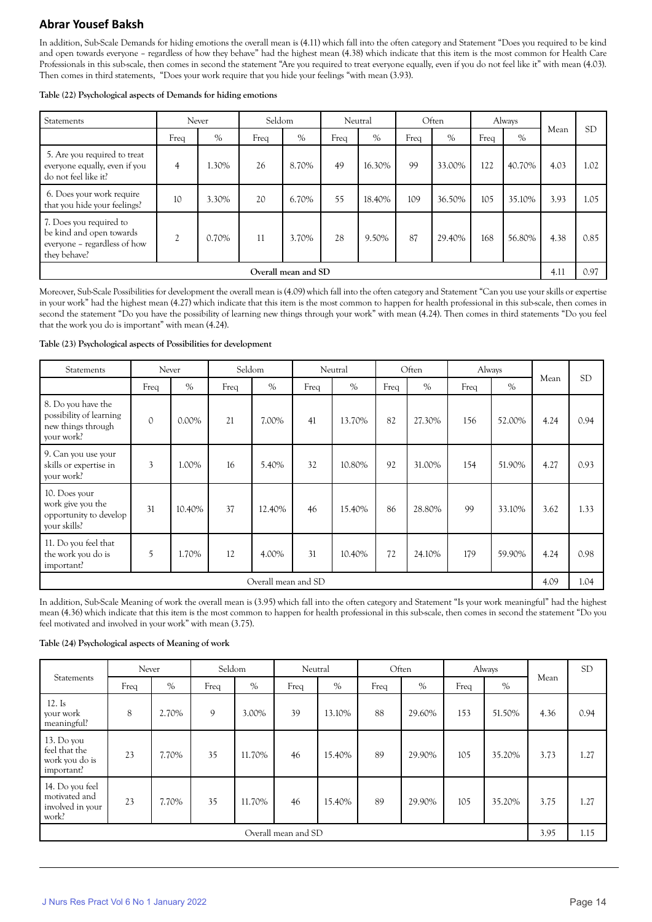In addition, Sub-Scale Demands for hiding emotions the overall mean is (4.11) which fall into the often category and Statement "Does you required to be kind and open towards everyone – regardless of how they behave" had the highest mean (4.38) which indicate that this item is the most common for Health Care Professionals in this sub-scale, then comes in second the statement "Are you required to treat everyone equally, even if you do not feel like it" with mean (4.03). Then comes in third statements, "Does your work require that you hide your feelings "with mean (3.93).

**Table (22) Psychological aspects of Demands for hiding emotions**

| Statements | Never | | Seldom | | Neutral | | Often | | Always | | Mean | SD |
|---|---|---|---|---|---|---|---|---|---|---|---|---|
| | Freq | % | Freq | % | Freq | % | Freq | % | Freq | % | | |
| 5. Are you required to treat everyone equally, even if you do not feel like it? | 4 | 1.30% | 26 | 8.70% | 49 | 16.30% | 99 | 33.00% | 122 | 40.70% | 4.03 | 1.02 |
| 6. Does your work require that you hide your feelings? | 10 | 3.30% | 20 | 6.70% | 55 | 18.40% | 109 | 36.50% | 105 | 35.10% | 3.93 | 1.05 |
| 7. Does you required to be kind and open towards everyone – regardless of how they behave? | 2 | 0.70% | 11 | 3.70% | 28 | 9.50% | 87 | 29.40% | 168 | 56.80% | 4.38 | 0.85 |
| Overall mean and SD | | | | | | | | | | | 4.11 | 0.97 |

Moreover, Sub-Scale Possibilities for development the overall mean is (4.09) which fall into the often category and Statement "Can you use your skills or expertise in your work" had the highest mean (4.27) which indicate that this item is the most common to happen for health professional in this sub-scale, then comes in second the statement "Do you have the possibility of learning new things through your work" with mean (4.24). Then comes in third statements "Do you feel that the work you do is important" with mean (4.24).

**Table (23) Psychological aspects of Possibilities for development**

| Statements | Never | | Seldom | | Neutral | | Often | | Always | | Mean | SD |
|---|---|---|---|---|---|---|---|---|---|---|---|---|
| | Freq | % | Freq | % | Freq | % | Freq | % | Freq | % | | |
| 8. Do you have the possibility of learning new things through your work? | 0 | 0.00% | 21 | 7.00% | 41 | 13.70% | 82 | 27.30% | 156 | 52.00% | 4.24 | 0.94 |
| 9. Can you use your skills or expertise in your work? | 3 | 1.00% | 16 | 5.40% | 32 | 10.80% | 92 | 31.00% | 154 | 51.90% | 4.27 | 0.93 |
| 10. Does your work give you the opportunity to develop your skills? | 31 | 10.40% | 37 | 12.40% | 46 | 15.40% | 86 | 28.80% | 99 | 33.10% | 3.62 | 1.33 |
| 11. Do you feel that the work you do is important? | 5 | 1.70% | 12 | 4.00% | 31 | 10.40% | 72 | 24.10% | 179 | 59.90% | 4.24 | 0.98 |
| Overall mean and SD | | | | | | | | | | | 4.09 | 1.04 |

In addition, Sub-Scale Meaning of work the overall mean is (3.95) which fall into the often category and Statement "Is your work meaningful" had the highest mean (4.36) which indicate that this item is the most common to happen for health professional in this sub-scale, then comes in second the statement "Do you feel motivated and involved in your work" with mean (3.75).

**Table (24) Psychological aspects of Meaning of work**

| Statements | Never | | Seldom | | Neutral | | Often | | Always | | Mean | SD |
|---|---|---|---|---|---|---|---|---|---|---|---|---|
| | Freq | % | Freq | % | Freq | % | Freq | % | Freq | % | | |
| 12. Is your work meaningful? | 8 | 2.70% | 9 | 3.00% | 39 | 13.10% | 88 | 29.60% | 153 | 51.50% | 4.36 | 0.94 |
| 13. Do you feel that the work you do is important? | 23 | 7.70% | 35 | 11.70% | 46 | 15.40% | 89 | 29.90% | 105 | 35.20% | 3.73 | 1.27 |
| 14. Do you feel motivated and involved in your work? | 23 | 7.70% | 35 | 11.70% | 46 | 15.40% | 89 | 29.90% | 105 | 35.20% | 3.75 | 1.27 |
| Overall mean and SD | | | | | | | | | | | 3.95 | 1.15 |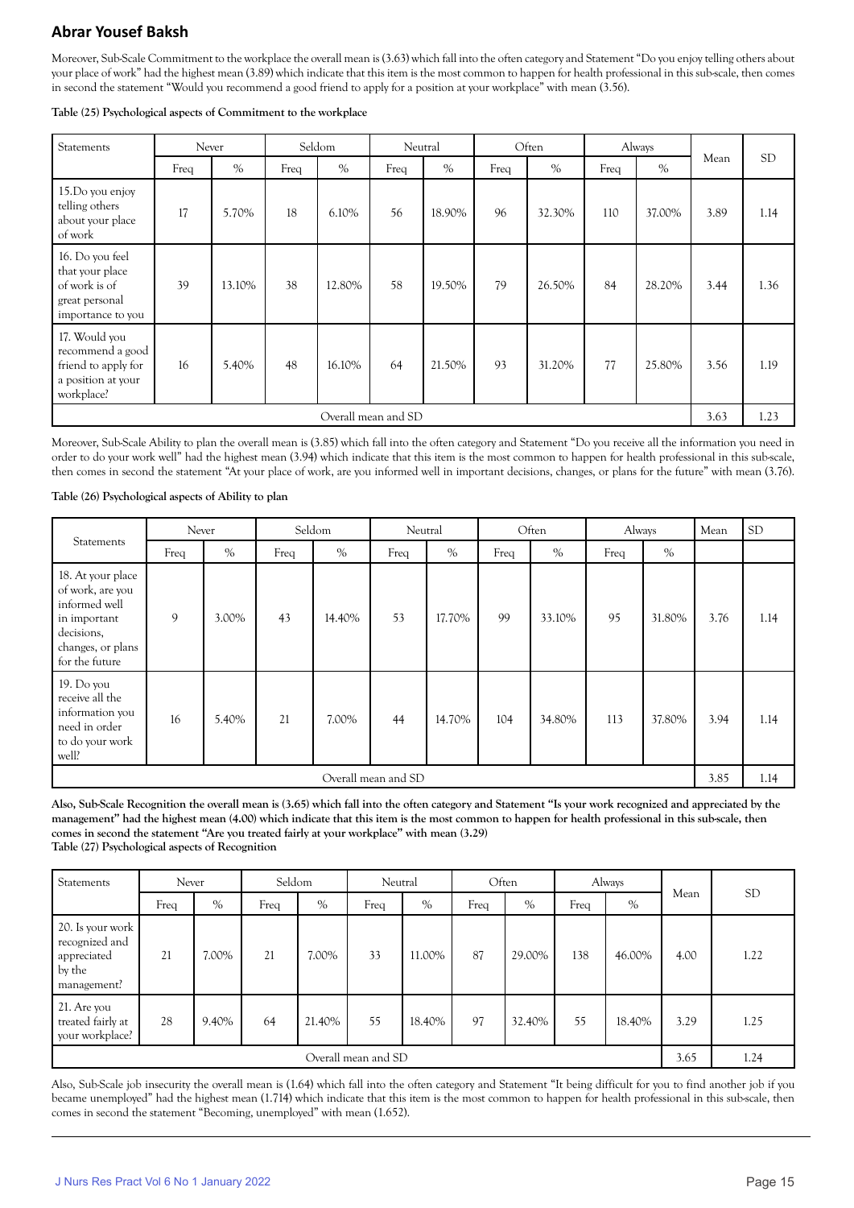## Abrar Yousef Baksh

Moreover, Sub-Scale Commitment to the workplace the overall mean is (3.63) which fall into the often category and Statement "Do you enjoy telling others about your place of work" had the highest mean (3.89) which indicate that this item is the most common to happen for health professional in this sub-scale, then comes in second the statement "Would you recommend a good friend to apply for a position at your workplace" with mean (3.56).

**Table (25) Psychological aspects of Commitment to the workplace**

| Statements | Never | | Seldom | | Neutral | | Often | | Always | | Mean | SD |
|---|---|---|---|---|---|---|---|---|---|---|---|---|
| | Freq | % | Freq | % | Freq | % | Freq | % | Freq | % | | |
| 15.Do you enjoy telling others about your place of work | 17 | 5.70% | 18 | 6.10% | 56 | 18.90% | 96 | 32.30% | 110 | 37.00% | 3.89 | 1.14 |
| 16. Do you feel that your place of work is of great personal importance to you | 39 | 13.10% | 38 | 12.80% | 58 | 19.50% | 79 | 26.50% | 84 | 28.20% | 3.44 | 1.36 |
| 17. Would you recommend a good friend to apply for a position at your workplace? | 16 | 5.40% | 48 | 16.10% | 64 | 21.50% | 93 | 31.20% | 77 | 25.80% | 3.56 | 1.19 |
| Overall mean and SD | | | | | | | | | | | 3.63 | 1.23 |

Moreover, Sub-Scale Ability to plan the overall mean is (3.85) which fall into the often category and Statement "Do you receive all the information you need in order to do your work well" had the highest mean (3.94) which indicate that this item is the most common to happen for health professional in this sub-scale, then comes in second the statement "At your place of work, are you informed well in important decisions, changes, or plans for the future" with mean (3.76).

**Table (26) Psychological aspects of Ability to plan**

| Statements | Never | | Seldom | | Neutral | | Often | | Always | | Mean | SD |
|---|---|---|---|---|---|---|---|---|---|---|---|---|
| | Freq | % | Freq | % | Freq | % | Freq | % | Freq | % | | |
| 18. At your place of work, are you informed well in important decisions, changes, or plans for the future | 9 | 3.00% | 43 | 14.40% | 53 | 17.70% | 99 | 33.10% | 95 | 31.80% | 3.76 | 1.14 |
| 19. Do you receive all the information you need in order to do your work well? | 16 | 5.40% | 21 | 7.00% | 44 | 14.70% | 104 | 34.80% | 113 | 37.80% | 3.94 | 1.14 |
| Overall mean and SD | | | | | | | | | | | 3.85 | 1.14 |

**Also, Sub-Scale Recognition the overall mean is (3.65) which fall into the often category and Statement "Is your work recognized and appreciated by the management" had the highest mean (4.00) which indicate that this item is the most common to happen for health professional in this sub-scale, then comes in second the statement "Are you treated fairly at your workplace" with mean (3.29)**

**Table (27) Psychological aspects of Recognition**

| Statements | Never | | Seldom | | Neutral | | Often | | Always | | Mean | SD |
|---|---|---|---|---|---|---|---|---|---|---|---|---|
| | Freq | % | Freq | % | Freq | % | Freq | % | Freq | % | | |
| 20. Is your work recognized and appreciated by the management? | 21 | 7.00% | 21 | 7.00% | 33 | 11.00% | 87 | 29.00% | 138 | 46.00% | 4.00 | 1.22 |
| 21. Are you treated fairly at your workplace? | 28 | 9.40% | 64 | 21.40% | 55 | 18.40% | 97 | 32.40% | 55 | 18.40% | 3.29 | 1.25 |
| Overall mean and SD | | | | | | | | | | | 3.65 | 1.24 |

Also, Sub-Scale job insecurity the overall mean is (1.64) which fall into the often category and Statement "It being difficult for you to find another job if you became unemployed" had the highest mean (1.714) which indicate that this item is the most common to happen for health professional in this sub-scale, then comes in second the statement "Becoming, unemployed" with mean (1.652).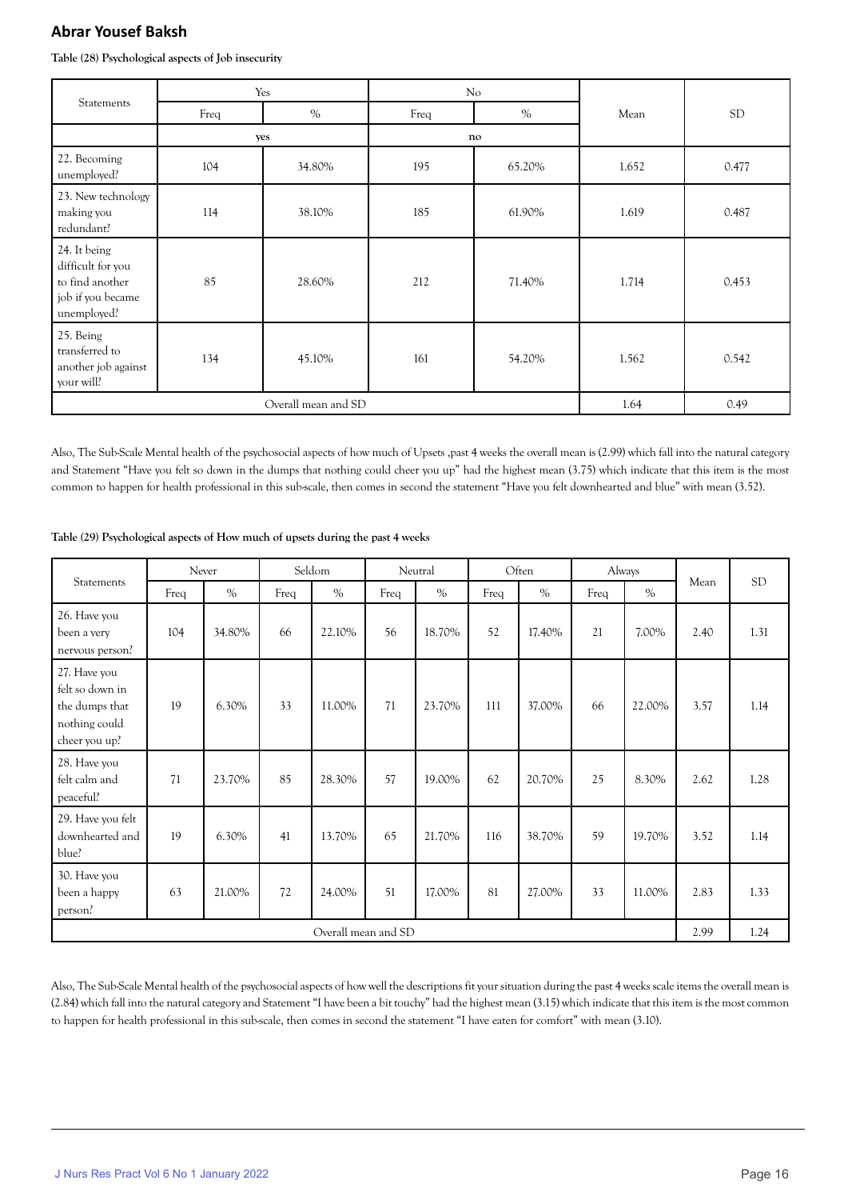**Table (28) Psychological aspects of Job insecurity**

| Statements | Yes | | No | | Mean | SD |
|---|---|---|---|---|---|---|
| | Freq | % | Freq | % | | |
| | yes | | no | | | |
| 22. Becoming unemployed? | 104 | 34.80% | 195 | 65.20% | 1.652 | 0.477 |
| 23. New technology making you redundant? | 114 | 38.10% | 185 | 61.90% | 1.619 | 0.487 |
| 24. It being difficult for you to find another job if you became unemployed? | 85 | 28.60% | 212 | 71.40% | 1.714 | 0.453 |
| 25. Being transferred to another job against your will? | 134 | 45.10% | 161 | 54.20% | 1.562 | 0.542 |
| Overall mean and SD | | | | | 1.64 | 0.49 |

Also, The Sub-Scale Mental health of the psychosocial aspects of how much of Upsets ,past 4 weeks the overall mean is (2.99) which fall into the natural category and Statement "Have you felt so down in the dumps that nothing could cheer you up" had the highest mean (3.75) which indicate that this item is the most common to happen for health professional in this sub-scale, then comes in second the statement "Have you felt downhearted and blue" with mean (3.52).

**Table (29) Psychological aspects of How much of upsets during the past 4 weeks**

| Statements | Never | | Seldom | | Neutral | | Often | | Always | | Mean | SD |
|---|---|---|---|---|---|---|---|---|---|---|---|---|
| | Freq | % | Freq | % | Freq | % | Freq | % | Freq | % | | |
| 26. Have you been a very nervous person? | 104 | 34.80% | 66 | 22.10% | 56 | 18.70% | 52 | 17.40% | 21 | 7.00% | 2.40 | 1.31 |
| 27. Have you felt so down in the dumps that nothing could cheer you up? | 19 | 6.30% | 33 | 11.00% | 71 | 23.70% | 111 | 37.00% | 66 | 22.00% | 3.57 | 1.14 |
| 28. Have you felt calm and peaceful? | 71 | 23.70% | 85 | 28.30% | 57 | 19.00% | 62 | 20.70% | 25 | 8.30% | 2.62 | 1.28 |
| 29. Have you felt downhearted and blue? | 19 | 6.30% | 41 | 13.70% | 65 | 21.70% | 116 | 38.70% | 59 | 19.70% | 3.52 | 1.14 |
| 30. Have you been a happy person? | 63 | 21.00% | 72 | 24.00% | 51 | 17.00% | 81 | 27.00% | 33 | 11.00% | 2.83 | 1.33 |
| Overall mean and SD | | | | | | | | | | | 2.99 | 1.24 |

Also, The Sub-Scale Mental health of the psychosocial aspects of how well the descriptions fit your situation during the past 4 weeks scale items the overall mean is (2.84) which fall into the natural category and Statement "I have been a bit touchy" had the highest mean (3.15) which indicate that this item is the most common to happen for health professional in this sub-scale, then comes in second the statement "I have eaten for comfort" with mean (3.10).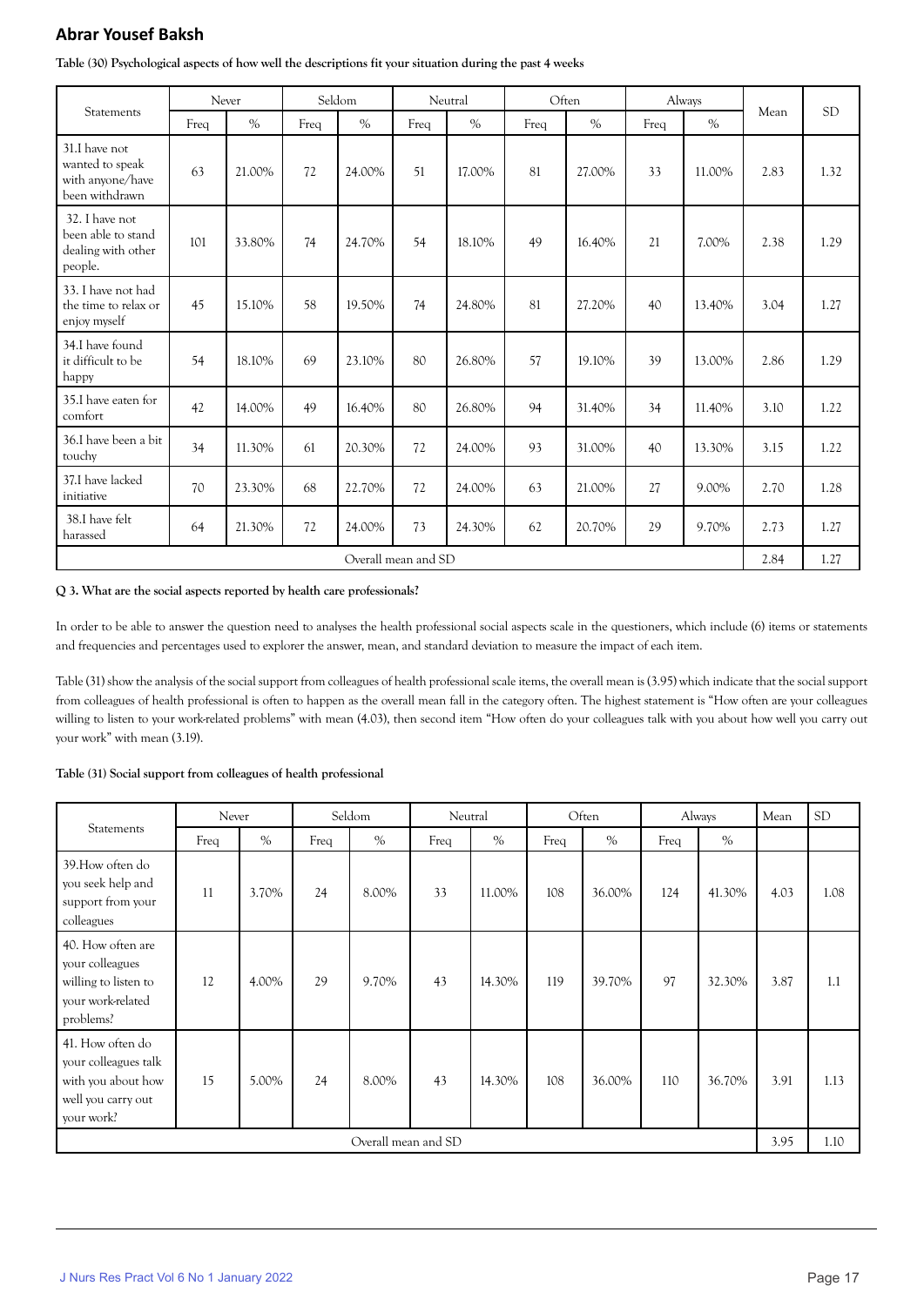**Table (30) Psychological aspects of how well the descriptions fit your situation during the past 4 weeks**

| Statements | Never | | Seldom | | Neutral | | Often | | Always | | Mean | SD |
|---|---|---|---|---|---|---|---|---|---|---|---|---|
| | Freq | % | Freq | % | Freq | % | Freq | % | Freq | % | | |
| 31.I have not wanted to speak with anyone/have been withdrawn | 63 | 21.00% | 72 | 24.00% | 51 | 17.00% | 81 | 27.00% | 33 | 11.00% | 2.83 | 1.32 |
| 32. I have not been able to stand dealing with other people. | 101 | 33.80% | 74 | 24.70% | 54 | 18.10% | 49 | 16.40% | 21 | 7.00% | 2.38 | 1.29 |
| 33. I have not had the time to relax or enjoy myself | 45 | 15.10% | 58 | 19.50% | 74 | 24.80% | 81 | 27.20% | 40 | 13.40% | 3.04 | 1.27 |
| 34.I have found it difficult to be happy | 54 | 18.10% | 69 | 23.10% | 80 | 26.80% | 57 | 19.10% | 39 | 13.00% | 2.86 | 1.29 |
| 35.I have eaten for comfort | 42 | 14.00% | 49 | 16.40% | 80 | 26.80% | 94 | 31.40% | 34 | 11.40% | 3.10 | 1.22 |
| 36.I have been a bit touchy | 34 | 11.30% | 61 | 20.30% | 72 | 24.00% | 93 | 31.00% | 40 | 13.30% | 3.15 | 1.22 |
| 37.I have lacked initiative | 70 | 23.30% | 68 | 22.70% | 72 | 24.00% | 63 | 21.00% | 27 | 9.00% | 2.70 | 1.28 |
| 38.I have felt harassed | 64 | 21.30% | 72 | 24.00% | 73 | 24.30% | 62 | 20.70% | 29 | 9.70% | 2.73 | 1.27 |
| Overall mean and SD | | | | | | | | | | | 2.84 | 1.27 |

**Q 3. What are the social aspects reported by health care professionals?**

In order to be able to answer the question need to analyses the health professional social aspects scale in the questioners, which include (6) items or statements and frequencies and percentages used to explorer the answer, mean, and standard deviation to measure the impact of each item.

Table (31) show the analysis of the social support from colleagues of health professional scale items, the overall mean is (3.95) which indicate that the social support from colleagues of health professional is often to happen as the overall mean fall in the category often. The highest statement is "How often are your colleagues willing to listen to your work-related problems" with mean (4.03), then second item "How often do your colleagues talk with you about how well you carry out your work" with mean (3.19).

**Table (31) Social support from colleagues of health professional**

| Statements | Never | | Seldom | | Neutral | | Often | | Always | | Mean | SD |
|---|---|---|---|---|---|---|---|---|---|---|---|---|
| | Freq | % | Freq | % | Freq | % | Freq | % | Freq | % | | |
| 39.How often do you seek help and support from your colleagues | 11 | 3.70% | 24 | 8.00% | 33 | 11.00% | 108 | 36.00% | 124 | 41.30% | 4.03 | 1.08 |
| 40. How often are your colleagues willing to listen to your work-related problems? | 12 | 4.00% | 29 | 9.70% | 43 | 14.30% | 119 | 39.70% | 97 | 32.30% | 3.87 | 1.1 |
| 41. How often do your colleagues talk with you about how well you carry out your work? | 15 | 5.00% | 24 | 8.00% | 43 | 14.30% | 108 | 36.00% | 110 | 36.70% | 3.91 | 1.13 |
| Overall mean and SD | | | | | | | | | | | 3.95 | 1.10 |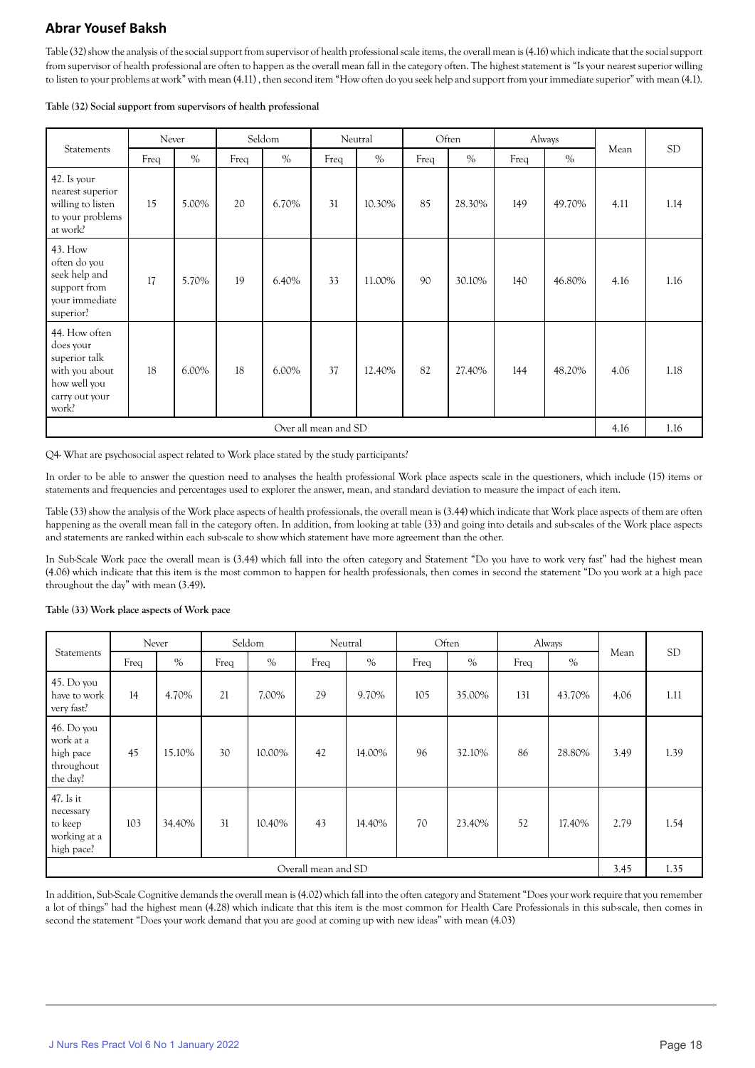Table (32) show the analysis of the social support from supervisor of health professional scale items, the overall mean is (4.16) which indicate that the social support from supervisor of health professional are often to happen as the overall mean fall in the category often. The highest statement is "Is your nearest superior willing to listen to your problems at work" with mean (4.11) , then second item "How often do you seek help and support from your immediate superior" with mean (4.1).

**Table (32) Social support from supervisors of health professional**

| Statements | Never | | Seldom | | Neutral | | Often | | Always | | Mean | SD |
|---|---|---|---|---|---|---|---|---|---|---|---|---|
| | Freq | % | Freq | % | Freq | % | Freq | % | Freq | % | | |
| 42. Is your nearest superior willing to listen to your problems at work? | 15 | 5.00% | 20 | 6.70% | 31 | 10.30% | 85 | 28.30% | 149 | 49.70% | 4.11 | 1.14 |
| 43. How often do you seek help and support from your immediate superior? | 17 | 5.70% | 19 | 6.40% | 33 | 11.00% | 90 | 30.10% | 140 | 46.80% | 4.16 | 1.16 |
| 44. How often does your superior talk with you about how well you carry out your work? | 18 | 6.00% | 18 | 6.00% | 37 | 12.40% | 82 | 27.40% | 144 | 48.20% | 4.06 | 1.18 |
| Over all mean and SD | | | | | | | | | | | 4.16 | 1.16 |

Q4- What are psychosocial aspect related to Work place stated by the study participants?

In order to be able to answer the question need to analyses the health professional Work place aspects scale in the questioners, which include (15) items or statements and frequencies and percentages used to explorer the answer, mean, and standard deviation to measure the impact of each item.

Table (33) show the analysis of the Work place aspects of health professionals, the overall mean is (3.44) which indicate that Work place aspects of them are often happening as the overall mean fall in the category often. In addition, from looking at table (33) and going into details and sub-scales of the Work place aspects and statements are ranked within each sub-scale to show which statement have more agreement than the other.

In Sub-Scale Work pace the overall mean is (3.44) which fall into the often category and Statement "Do you have to work very fast" had the highest mean (4.06) which indicate that this item is the most common to happen for health professionals, then comes in second the statement "Do you work at a high pace throughout the day" with mean (3.49)**.**

**Table (33) Work place aspects of Work pace**

| Statements | Never | | Seldom | | Neutral | | Often | | Always | | Mean | SD |
|---|---|---|---|---|---|---|---|---|---|---|---|---|
| | Freq | % | Freq | % | Freq | % | Freq | % | Freq | % | | |
| 45. Do you have to work very fast? | 14 | 4.70% | 21 | 7.00% | 29 | 9.70% | 105 | 35.00% | 131 | 43.70% | 4.06 | 1.11 |
| 46. Do you work at a high pace throughout the day? | 45 | 15.10% | 30 | 10.00% | 42 | 14.00% | 96 | 32.10% | 86 | 28.80% | 3.49 | 1.39 |
| 47. Is it necessary to keep working at a high pace? | 103 | 34.40% | 31 | 10.40% | 43 | 14.40% | 70 | 23.40% | 52 | 17.40% | 2.79 | 1.54 |
| Overall mean and SD | | | | | | | | | | | 3.45 | 1.35 |

In addition, Sub-Scale Cognitive demands the overall mean is (4.02) which fall into the often category and Statement "Does your work require that you remember a lot of things" had the highest mean (4.28) which indicate that this item is the most common for Health Care Professionals in this sub-scale, then comes in second the statement "Does your work demand that you are good at coming up with new ideas" with mean (4.03)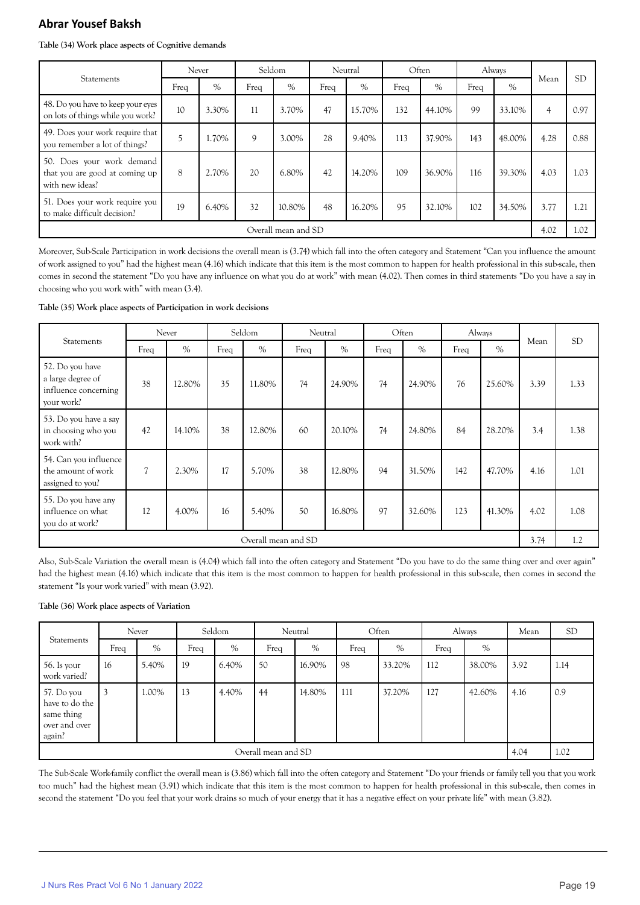**Table (34) Work place aspects of Cognitive demands**

| Statements | Never | | Seldom | | Neutral | | Often | | Always | | Mean | SD |
|---|---|---|---|---|---|---|---|---|---|---|---|---|
| | Freq | % | Freq | % | Freq | % | Freq | % | Freq | % | | |
| 48. Do you have to keep your eyes on lots of things while you work? | 10 | 3.30% | 11 | 3.70% | 47 | 15.70% | 132 | 44.10% | 99 | 33.10% | 4 | 0.97 |
| 49. Does your work require that you remember a lot of things? | 5 | 1.70% | 9 | 3.00% | 28 | 9.40% | 113 | 37.90% | 143 | 48.00% | 4.28 | 0.88 |
| 50. Does your work demand that you are good at coming up with new ideas? | 8 | 2.70% | 20 | 6.80% | 42 | 14.20% | 109 | 36.90% | 116 | 39.30% | 4.03 | 1.03 |
| 51. Does your work require you to make difficult decision? | 19 | 6.40% | 32 | 10.80% | 48 | 16.20% | 95 | 32.10% | 102 | 34.50% | 3.77 | 1.21 |
| Overall mean and SD | | | | | | | | | | | 4.02 | 1.02 |

Moreover, Sub-Scale Participation in work decisions the overall mean is (3.74) which fall into the often category and Statement "Can you influence the amount of work assigned to you" had the highest mean (4.16) which indicate that this item is the most common to happen for health professional in this sub-scale, then comes in second the statement "Do you have any influence on what you do at work" with mean (4.02). Then comes in third statements "Do you have a say in choosing who you work with" with mean (3.4).

**Table (35) Work place aspects of Participation in work decisions**

| Statements | Never | | Seldom | | Neutral | | Often | | Always | | Mean | SD |
|---|---|---|---|---|---|---|---|---|---|---|---|---|
| | Freq | % | Freq | % | Freq | % | Freq | % | Freq | % | | |
| 52. Do you have a large degree of influence concerning your work? | 38 | 12.80% | 35 | 11.80% | 74 | 24.90% | 74 | 24.90% | 76 | 25.60% | 3.39 | 1.33 |
| 53. Do you have a say in choosing who you work with? | 42 | 14.10% | 38 | 12.80% | 60 | 20.10% | 74 | 24.80% | 84 | 28.20% | 3.4 | 1.38 |
| 54. Can you influence the amount of work assigned to you? | 7 | 2.30% | 17 | 5.70% | 38 | 12.80% | 94 | 31.50% | 142 | 47.70% | 4.16 | 1.01 |
| 55. Do you have any influence on what you do at work? | 12 | 4.00% | 16 | 5.40% | 50 | 16.80% | 97 | 32.60% | 123 | 41.30% | 4.02 | 1.08 |
| Overall mean and SD | | | | | | | | | | | 3.74 | 1.2 |

Also, Sub-Scale Variation the overall mean is (4.04) which fall into the often category and Statement "Do you have to do the same thing over and over again" had the highest mean (4.16) which indicate that this item is the most common to happen for health professional in this sub-scale, then comes in second the statement "Is your work varied" with mean (3.92).

**Table (36) Work place aspects of Variation**

| Statements | Never | | Seldom | | Neutral | | Often | | Always | | Mean | SD |
|---|---|---|---|---|---|---|---|---|---|---|---|---|
| | Freq | % | Freq | % | Freq | % | Freq | % | Freq | % | | |
| 56. Is your work varied? | 16 | 5.40% | 19 | 6.40% | 50 | 16.90% | 98 | 33.20% | 112 | 38.00% | 3.92 | 1.14 |
| 57. Do you have to do the same thing over and over again? | 3 | 1.00% | 13 | 4.40% | 44 | 14.80% | 111 | 37.20% | 127 | 42.60% | 4.16 | 0.9 |
| Overall mean and SD | | | | | | | | | | | 4.04 | 1.02 |

The Sub-Scale Work-family conflict the overall mean is (3.86) which fall into the often category and Statement "Do your friends or family tell you that you work too much" had the highest mean (3.91) which indicate that this item is the most common to happen for health professional in this sub-scale, then comes in second the statement "Do you feel that your work drains so much of your energy that it has a negative effect on your private life" with mean (3.82).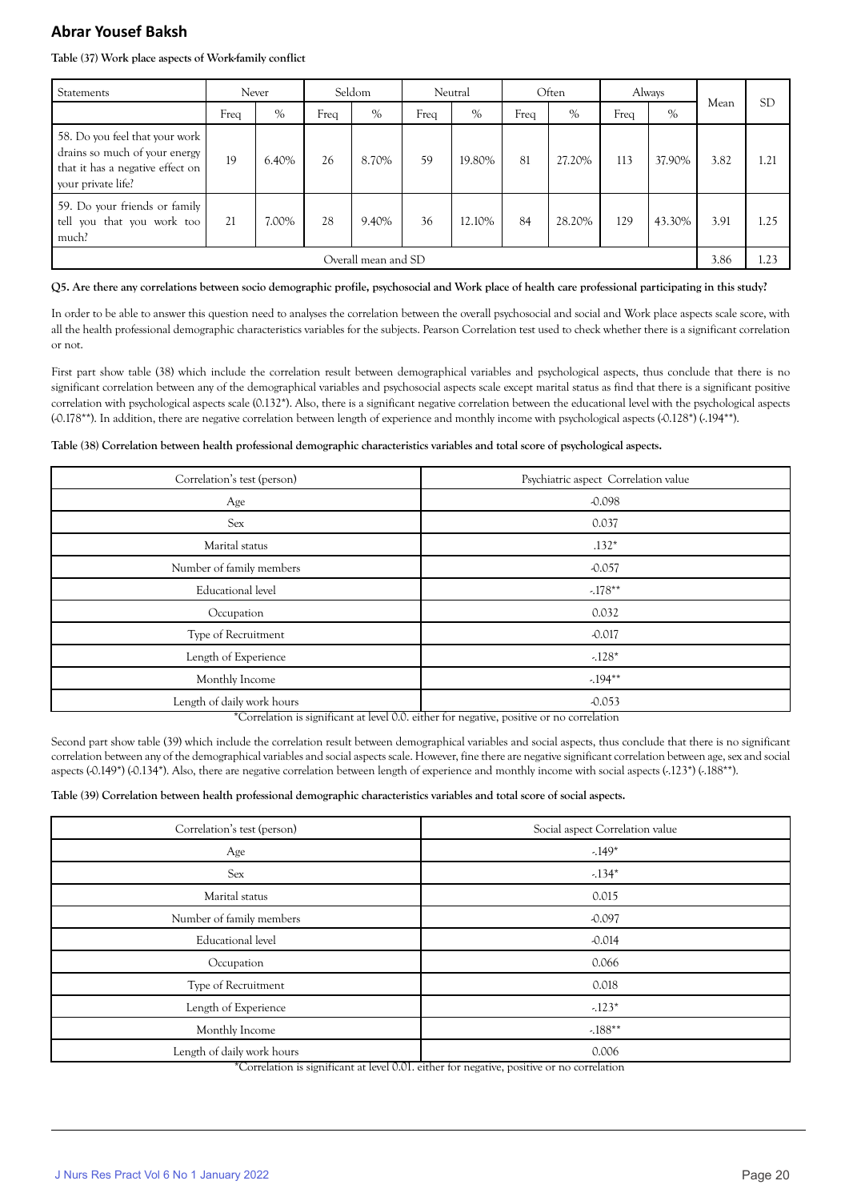**Table (37) Work place aspects of Work-family conflict**

| Statements | Never | | Seldom | | Neutral | | Often | | Always | | Mean | SD |
|---|---|---|---|---|---|---|---|---|---|---|---|---|
| | Freq | % | Freq | % | Freq | % | Freq | % | Freq | % | | |
| 58. Do you feel that your work drains so much of your energy that it has a negative effect on your private life? | 19 | 6.40% | 26 | 8.70% | 59 | 19.80% | 81 | 27.20% | 113 | 37.90% | 3.82 | 1.21 |
| 59. Do your friends or family tell you that you work too much? | 21 | 7.00% | 28 | 9.40% | 36 | 12.10% | 84 | 28.20% | 129 | 43.30% | 3.91 | 1.25 |
| Overall mean and SD | | | | | | | | | | | 3.86 | 1.23 |

**Q5. Are there any correlations between socio demographic profile, psychosocial and Work place of health care professional participating in this study?**

In order to be able to answer this question need to analyses the correlation between the overall psychosocial and social and Work place aspects scale score, with all the health professional demographic characteristics variables for the subjects. Pearson Correlation test used to check whether there is a significant correlation or not.

First part show table (38) which include the correlation result between demographical variables and psychological aspects, thus conclude that there is no significant correlation between any of the demographical variables and psychosocial aspects scale except marital status as find that there is a significant positive correlation with psychological aspects scale (0.132*). Also, there is a significant negative correlation between the educational level with the psychological aspects (-0.178**). In addition, there are negative correlation between length of experience and monthly income with psychological aspects (-0.128*) (-.194**).

**Table (38) Correlation between health professional demographic characteristics variables and total score of psychological aspects.**

| Correlation's test (person) | Psychiatric aspect Correlation value |
|---|---|
| Age | -0.098 |
| Sex | 0.037 |
| Marital status | .132* |
| Number of family members | -0.057 |
| Educational level | -.178** |
| Occupation | 0.032 |
| Type of Recruitment | -0.017 |
| Length of Experience | -.128* |
| Monthly Income | -.194** |
| Length of daily work hours | -0.053 |

*Correlation is significant at level 0.0. either for negative, positive or no correlation

Second part show table (39) which include the correlation result between demographical variables and social aspects, thus conclude that there is no significant correlation between any of the demographical variables and social aspects scale. However, fine there are negative significant correlation between age, sex and social aspects (-0.149*) (-0.134*). Also, there are negative correlation between length of experience and monthly income with social aspects (-.123*) (-.188**).

**Table (39) Correlation between health professional demographic characteristics variables and total score of social aspects.**

| Correlation's test (person) | Social aspect Correlation value |
|---|---|
| Age | -.149* |
| Sex | -.134* |
| Marital status | 0.015 |
| Number of family members | -0.097 |
| Educational level | -0.014 |
| Occupation | 0.066 |
| Type of Recruitment | 0.018 |
| Length of Experience | -.123* |
| Monthly Income | -.188** |
| Length of daily work hours | 0.006 |

*Correlation is significant at level 0.01. either for negative, positive or no correlation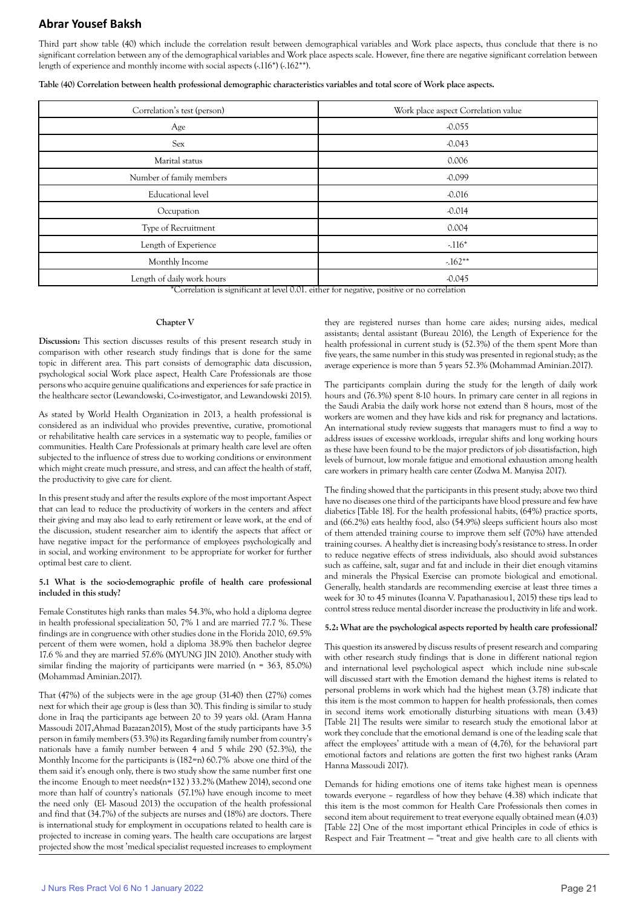Third part show table (40) which include the correlation result between demographical variables and Work place aspects, thus conclude that there is no significant correlation between any of the demographical variables and Work place aspects scale. However, fine there are negative significant correlation between length of experience and monthly income with social aspects (-.116*) (-.162**).

**Table (40) Correlation between health professional demographic characteristics variables and total score of Work place aspects.**

| Correlation's test (person) | Work place aspect Correlation value |
|---|---|
| Age | -0.055 |
| Sex | -0.043 |
| Marital status | 0.006 |
| Number of family members | -0.099 |
| Educational level | -0.016 |
| Occupation | -0.014 |
| Type of Recruitment | 0.004 |
| Length of Experience | -.116* |
| Monthly Income | -.162** |
| Length of daily work hours | -0.045 |

*Correlation is significant at level 0.01. either for negative, positive or no correlation

## Chapter V

**Discussion:** This section discusses results of this present research study in comparison with other research study findings that is done for the same topic in different area. This part consists of demographic data discussion, psychological social Work place aspect, Health Care Professionals are those persons who acquire genuine qualifications and experiences for safe practice in the healthcare sector (Lewandowski, Co-investigator, and Lewandowski 2015).

As stated by World Health Organization in 2013, a health professional is considered as an individual who provides preventive, curative, promotional or rehabilitative health care services in a systematic way to people, families or communities. Health Care Professionals at primary health care level are often subjected to the influence of stress due to working conditions or environment which might create much pressure, and stress, and can affect the health of staff, the productivity to give care for client.

In this present study and after the results explore of the most important Aspect that can lead to reduce the productivity of workers in the centers and affect their giving and may also lead to early retirement or leave work, at the end of the discussion, student researcher aim to identify the aspects that affect or have negative impact for the performance of employees psychologically and in social, and working environment to be appropriate for worker for further optimal best care to client.

### 5.1 What is the socio-demographic profile of health care professional included in this study?

Female Constitutes high ranks than males 54.3%, who hold a diploma degree in health professional specialization 50, 7% 1 and are married 77.7 %. These findings are in congruence with other studies done in the Florida 2010, 69.5% percent of them were women, hold a diploma 38.9% then bachelor degree 17.6 % and they are married 57.6% (MYUNG JIN 2010). Another study with similar finding the majority of participants were married (n = 363, 85.0%) (Mohammad Aminian.2017).

That (47%) of the subjects were in the age group (31-40) then (27%) comes next for which their age group is (less than 30). This finding is similar to study done in Iraq the participants age between 20 to 39 years old. (Aram Hanna Massoudi 2017,Ahmad Bazazan2015), Most of the study participants have 3-5 person in family members (53.3%) its Regarding family number from country's nationals have a family number between 4 and 5 while 290 (52.3%), the Monthly Income for the participants is (182=n) 60.7% above one third of the them said it's enough only, there is two study show the same number first one the income Enough to meet needs(n=132 ) 33.2% (Mathew 2014), second one more than half of country's nationals (57.1%) have enough income to meet the need only (El- Masoud 2013) the occupation of the health professional and find that (34.7%) of the subjects are nurses and (18%) are doctors. There is international study for employment in occupations related to health care is projected to increase in coming years. The health care occupations are largest projected show the most 'medical specialist requested increases to employment they are registered nurses than home care aides; nursing aides, medical assistants; dental assistant (Bureau 2016), the Length of Experience for the health professional in current study is (52.3%) of the them spent More than five years, the same number in this study was presented in regional study; as the average experience is more than 5 years 52.3% (Mohammad Aminian.2017).

The participants complain during the study for the length of daily work hours and (76.3%) spent 8-10 hours. In primary care center in all regions in the Saudi Arabia the daily work horse not extend than 8 hours, most of the workers are women and they have kids and risk for pregnancy and lactations. An international study review suggests that managers must to find a way to address issues of excessive workloads, irregular shifts and long working hours as these have been found to be the major predictors of job dissatisfaction, high levels of burnout, low morale fatigue and emotional exhaustion among health care workers in primary health care center (Zodwa M. Manyisa 2017).

The finding showed that the participants in this present study; above two third have no diseases one third of the participants have blood pressure and few have diabetics [Table 18]. For the health professional habits, (64%) practice sports, and (66.2%) eats healthy food, also (54.9%) sleeps sufficient hours also most of them attended training course to improve them self (70%) have attended training courses. A healthy diet is increasing body's resistance to stress. In order to reduce negative effects of stress individuals, also should avoid substances such as caffeine, salt, sugar and fat and include in their diet enough vitamins and minerals the Physical Exercise can promote biological and emotional. Generally, health standards are recommending exercise at least three times a week for 30 to 45 minutes (Ioanna V. Papathanasiou1, 2015) these tips lead to control stress reduce mental disorder increase the productivity in life and work.

### 5.2: What are the psychological aspects reported by health care professional?

This question its answered by discuss results of present research and comparing with other research study findings that is done in different national region and international level psychological aspect which include nine sub-scale will discussed start with the Emotion demand the highest items is related to personal problems in work which had the highest mean (3.78) indicate that this item is the most common to happen for health professionals, then comes in second items work emotionally disturbing situations with mean (3.43) [Table 21] The results were similar to research study the emotional labor at work they conclude that the emotional demand is one of the leading scale that affect the employees' attitude with a mean of (4,76), for the behavioral part emotional factors and relations are gotten the first two highest ranks (Aram Hanna Massoudi 2017).

Demands for hiding emotions one of items take highest mean is openness towards everyone – regardless of how they behave (4.38) which indicate that this item is the most common for Health Care Professionals then comes in second item about requirement to treat everyone equally obtained mean (4.03) [Table 22] One of the most important ethical Principles in code of ethics is Respect and Fair Treatment — "treat and give health care to all clients with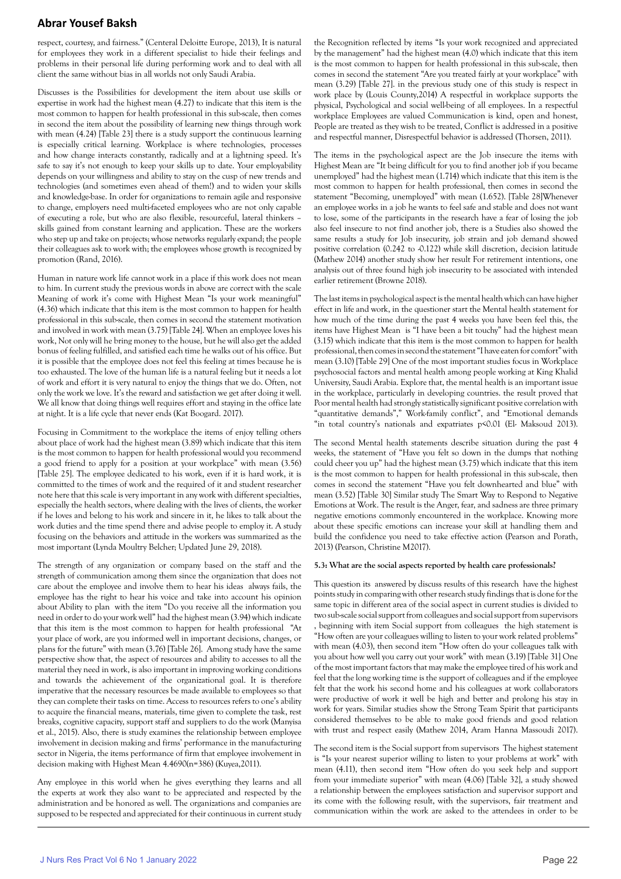respect, courtesy, and fairness." (Centeral Deloitte Europe, 2013), It is natural for employees they work in a different specialist to hide their feelings and problems in their personal life during performing work and to deal with all client the same without bias in all worlds not only Saudi Arabia.

Discusses is the Possibilities for development the item about use skills or expertise in work had the highest mean (4.27) to indicate that this item is the most common to happen for health professional in this sub-scale, then comes in second the item about the possibility of learning new things through work with mean (4.24) [Table 23] there is a study support the continuous learning is especially critical learning. Workplace is where technologies, processes and how change interacts constantly, radically and at a lightning speed. It's safe to say it's not enough to keep your skills up to date. Your employability depends on your willingness and ability to stay on the cusp of new trends and technologies (and sometimes even ahead of them!) and to widen your skills and knowledge-base. In order for organizations to remain agile and responsive to change, employers need multi-faceted employees who are not only capable of executing a role, but who are also flexible, resourceful, lateral thinkers – skills gained from constant learning and application. These are the workers who step up and take on projects; whose networks regularly expand; the people their colleagues ask to work with; the employees whose growth is recognized by promotion (Rand, 2016).

Human in nature work life cannot work in a place if this work does not mean to him. In current study the previous words in above are correct with the scale Meaning of work it's come with Highest Mean "Is your work meaningful" (4.36) which indicate that this item is the most common to happen for health professional in this sub-scale, then comes in second the statement motivation and involved in work with mean (3.75) [Table 24]. When an employee loves his work, Not only will he bring money to the house, but he will also get the added bonus of feeling fulfilled, and satisfied each time he walks out of his office. But it is possible that the employee does not feel this feeling at times because he is too exhausted. The love of the human life is a natural feeling but it needs a lot of work and effort it is very natural to enjoy the things that we do. Often, not only the work we love. It's the reward and satisfaction we get after doing it well. We all know that doing things well requires effort and staying in the office late at night. It is a life cycle that never ends (Kat Boogard. 2017).

Focusing in Commitment to the workplace the items of enjoy telling others about place of work had the highest mean (3.89) which indicate that this item is the most common to happen for health professional would you recommend a good friend to apply for a position at your workplace" with mean (3.56) [Table 25]. The employee dedicated to his work, even if it is hard work, it is committed to the times of work and the required of it and student researcher note here that this scale is very important in any work with different specialties, especially the health sectors, where dealing with the lives of clients, the worker if he loves and belong to his work and sincere in it, he likes to talk about the work duties and the time spend there and advise people to employ it. A study focusing on the behaviors and attitude in the workers was summarized as the most important (Lynda Moultry Belcher; Updated June 29, 2018).

The strength of any organization or company based on the staff and the strength of communication among them since the organization that does not care about the employee and involve them to hear his ideas always fails, the employee has the right to hear his voice and take into account his opinion about Ability to plan with the item "Do you receive all the information you need in order to do your work well" had the highest mean (3.94) which indicate that this item is the most common to happen for health professional "At your place of work, are you informed well in important decisions, changes, or plans for the future" with mean (3.76) [Table 26]. Among study have the same perspective show that, the aspect of resources and ability to accesses to all the material they need in work, is also important in improving working conditions and towards the achievement of the organizational goal. It is therefore imperative that the necessary resources be made available to employees so that they can complete their tasks on time. Access to resources refers to one's ability to acquire the financial means, materials, time given to complete the task, rest breaks, cognitive capacity, support staff and suppliers to do the work (Manyisa et al., 2015). Also, there is study examines the relationship between employee involvement in decision making and firms' performance in the manufacturing sector in Nigeria, the items performance of firm that employee involvement in decision making with Highest Mean 4.4690(n=386) (Kuyea,2011).

Any employee in this world when he gives everything they learns and all the experts at work they also want to be appreciated and respected by the administration and be honored as well. The organizations and companies are supposed to be respected and appreciated for their continuous in current study the Recognition reflected by items "Is your work recognized and appreciated by the management" had the highest mean (4.0) which indicate that this item is the most common to happen for health professional in this sub-scale, then comes in second the statement "Are you treated fairly at your workplace" with mean (3.29) [Table 27]. in the previous study one of this study is respect in work place by (Louis County,2014) A respectful in workplace supports the physical, Psychological and social well-being of all employees. In a respectful workplace Employees are valued Communication is kind, open and honest, People are treated as they wish to be treated, Conflict is addressed in a positive and respectful manner, Disrespectful behavior is addressed (Thorsen, 2011).

The items in the psychological aspect are the Job insecure the items with Highest Mean are "It being difficult for you to find another job if you became unemployed" had the highest mean (1.714) which indicate that this item is the most common to happen for health professional, then comes in second the statement "Becoming, unemployed" with mean (1.652). [Table 28]Whenever an employee works in a job he wants to feel safe and stable and does not want to lose, some of the participants in the research have a fear of losing the job also feel insecure to not find another job, there is a Studies also showed the same results a study for Job insecurity, job strain and job demand showed positive correlation (0.242 to -0.122) while skill discretion, decision latitude (Mathew 2014) another study show her result For retirement intentions, one analysis out of three found high job insecurity to be associated with intended earlier retirement (Browne 2018).

The last items in psychological aspect is the mental health which can have higher effect in life and work, in the questioner start the Mental health statement for how much of the time during the past 4 weeks you have been feel this, the items have Highest Mean is "I have been a bit touchy" had the highest mean (3.15) which indicate that this item is the most common to happen for health professional, then comes in second the statement "I have eaten for comfort" with mean (3.10) [Table 29] One of the most important studies focus in Workplace psychosocial factors and mental health among people working at King Khalid University, Saudi Arabia. Explore that, the mental health is an important issue in the workplace, particularly in developing countries. the result proved that Poor mental health had strongly statistically significant positive correlation with "quantitative demands"," Work-family conflict", and "Emotional demands "in total country's nationals and expatriates $p<0.01$ (El- Maksoud 2013).

The second Mental health statements describe situation during the past 4 weeks, the statement of "Have you felt so down in the dumps that nothing could cheer you up" had the highest mean (3.75) which indicate that this item is the most common to happen for health professional in this sub-scale, then comes in second the statement "Have you felt downhearted and blue" with mean (3.52) [Table 30] Similar study The Smart Way to Respond to Negative Emotions at Work. The result is the Anger, fear, and sadness are three primary negative emotions commonly encountered in the workplace. Knowing more about these specific emotions can increase your skill at handling them and build the confidence you need to take effective action (Pearson and Porath, 2013) (Pearson, Christine M2017).

**5.3: What are the social aspects reported by health care professionals?**

This question its answered by discuss results of this research have the highest points study in comparing with other research study findings that is done for the same topic in different area of the social aspect in current studies is divided to two sub-scale social support from colleagues and social support from supervisors , beginning with item Social support from colleagues the high statement is "How often are your colleagues willing to listen to your work related problems" with mean (4.03), then second item "How often do your colleagues talk with you about how well you carry out your work" with mean (3.19) [Table 31] One of the most important factors that may make the employee tired of his work and feel that the long working time is the support of colleagues and if the employee felt that the work his second home and his colleagues at work collaborators were productive of work it well be high and better and prolong his stay in work for years. Similar studies show the Strong Team Spirit that participants considered themselves to be able to make good friends and good relation with trust and respect easily (Mathew 2014, Aram Hanna Massoudi 2017).

The second item is the Social support from supervisors The highest statement is "Is your nearest superior willing to listen to your problems at work" with mean (4.11), then second item "How often do you seek help and support from your immediate superior" with mean (4.06) [Table 32], a study showed a relationship between the employees satisfaction and supervisor support and its come with the following result, with the supervisors, fair treatment and communication within the work are asked to the attendees in order to be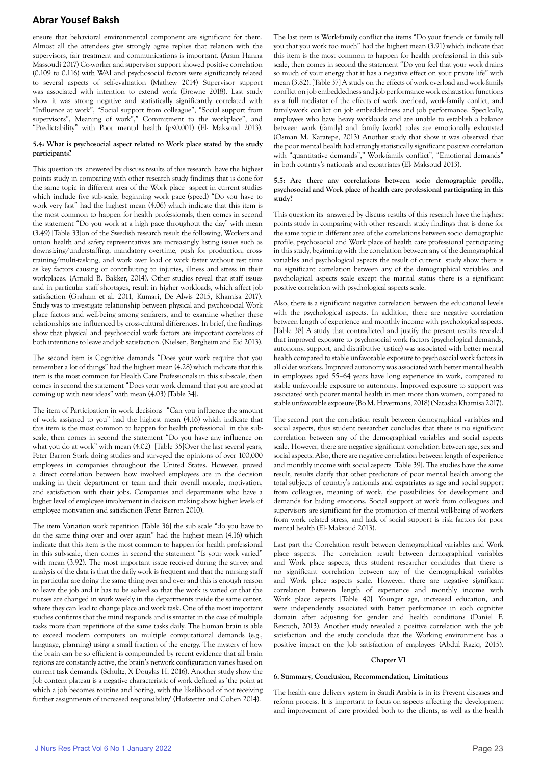ensure that behavioral environmental component are significant for them. Almost all the attendees give strongly agree replies that relation with the supervisors, fair treatment and communications is important. (Aram Hanna Massoudi 2017) Co-worker and supervisor support showed positive correlation (0.109 to 0.116) with WAI and psychosocial factors were significantly related to several aspects of self-evaluation (Mathew 2014) Supervisor support was associated with intention to extend work (Browne 2018). Last study show it was strong negative and statistically significantly correlated with "Influence at work", "Social support from colleague", "Social support from supervisors", Meaning of work"," Commitment to the workplace", and "Predictability" with Poor mental health (p<0.001) (El- Maksoud 2013).

**5.4: What is psychosocial aspect related to Work place stated by the study participants?**

This question its answered by discuss results of this research have the highest points study in comparing with other research study findings that is done for the same topic in different area of the Work place aspect in current studies which include five sub-scale, beginning work pace (speed) "Do you have to work very fast" had the highest mean (4.06) which indicate that this item is the most common to happen for health professionals, then comes in second the statement "Do you work at a high pace throughout the day" with mean (3.49) [Table 33]on of the Swedish research result the following, Workers and union health and safety representatives are increasingly listing issues such as downsizing/understaffing, mandatory overtime, push for production, cross-training/multi-tasking, and work over load or work faster without rest time as key factors causing or contributing to injuries, illness and stress in their workplaces. (Arnold B. Bakker, 2014). Other studies reveal that staff issues and in particular staff shortages, result in higher workloads, which affect job satisfaction (Graham et al. 2011, Kumari, De Alwis 2015, Khamisa 2017). Study was to investigate relationship between physical and psychosocial Work place factors and well-being among seafarers, and to examine whether these relationships are influenced by cross-cultural differences. In brief, the findings show that physical and psychosocial work factors are important correlates of both intentions to leave and job satisfaction. (Nielsen, Bergheim and Eid 2013).

The second item is Cognitive demands "Does your work require that you remember a lot of things" had the highest mean (4.28) which indicate that this item is the most common for Health Care Professionals in this sub-scale, then comes in second the statement "Does your work demand that you are good at coming up with new ideas" with mean (4.03) [Table 34].

The item of Participation in work decisions "Can you influence the amount of work assigned to you" had the highest mean (4.16) which indicate that this item is the most common to happen for health professional in this sub-scale, then comes in second the statement "Do you have any influence on what you do at work" with mean (4.02) [Table 35]Over the last several years, Peter Barron Stark doing studies and surveyed the opinions of over 100,000 employees in companies throughout the United States. However, proved a direct correlation between how involved employees are in the decision making in their department or team and their overall morale, motivation, and satisfaction with their jobs. Companies and departments who have a higher level of employee involvement in decision making show higher levels of employee motivation and satisfaction (Peter Barron 2010).

The item Variation work repetition [Table 36] the sub scale "do you have to do the same thing over and over again" had the highest mean (4.16) which indicate that this item is the most common to happen for health professional in this sub-scale, then comes in second the statement "Is your work varied" with mean (3.92). The most important issue received during the survey and analysis of the data is that the daily work is frequent and that the nursing staff in particular are doing the same thing over and over and this is enough reason to leave the job and it has to be solved so that the work is varied or that the nurses are changed in work weekly in the departments inside the same center, where they can lead to change place and work task. One of the most important studies confirms that the mind responds and is smarter in the case of multiple tasks more than repetitions of the same tasks daily. The human brain is able to exceed modern computers on multiple computational demands (e.g., language, planning) using a small fraction of the energy. The mystery of how the brain can be so efficient is compounded by recent evidence that all brain regions are constantly active, the brain's network configuration varies based on current task demands. (Schultz, X Douglas H, 2016). Another study show the Job content plateau is a negative characteristic of work defined as 'the point at which a job becomes routine and boring, with the likelihood of not receiving further assignments of increased responsibility' (Hofstetter and Cohen 2014).

The last item is Work-family conflict the items "Do your friends or family tell you that you work too much" had the highest mean (3.91) which indicate that this item is the most common to happen for health professional in this sub-scale, then comes in second the statement "Do you feel that your work drains so much of your energy that it has a negative effect on your private life" with mean (3.82). [Table 37] A study on the effects of work overload and work-family conflict on job embeddedness and job performance work exhaustion functions as a full mediator of the effects of work overload, work-family conflict, and family-work conflict on job embeddedness and job performance. Specifically, employees who have heavy workloads and are unable to establish a balance between work (family) and family (work) roles are emotionally exhausted (Osman M. Karatepe, 2013) Another study that show it was observed that the poor mental health had strongly statistically significant positive correlation with "quantitative demands"," Work-family conflict", "Emotional demands" in both country's nationals and expatriates (El- Maksoud 2013).

**5.5: Are there any correlations between socio demographic profile, psychosocial and Work place of health care professional participating in this study?**

This question its answered by discuss results of this research have the highest points study in comparing with other research study findings that is done for the same topic in different area of the correlations between socio demographic profile, psychosocial and Work place of health care professional participating in this study, beginning with the correlation between any of the demographical variables and psychological aspects the result of current study show there is no significant correlation between any of the demographical variables and psychological aspects scale except the marital status there is a significant positive correlation with psychological aspects scale.

Also, there is a significant negative correlation between the educational levels with the psychological aspects. In addition, there are negative correlation between length of experience and monthly income with psychological aspects. [Table 38] A study that contradicted and justify the present results revealed that improved exposure to psychosocial work factors (psychological demands, autonomy, support, and distributive justice) was associated with better mental health compared to stable unfavorable exposure to psychosocial work factors in all older workers. Improved autonomy was associated with better mental health in employees aged 55–64 years have long experience in work, compared to stable unfavorable exposure to autonomy. Improved exposure to support was associated with poorer mental health in men more than women, compared to stable unfavorable exposure (Bo M. Havermans, 2018) (Natasha Khamisa 2017).

The second part the correlation result between demographical variables and social aspects, thus student researcher concludes that there is no significant correlation between any of the demographical variables and social aspects scale. However, there are negative significant correlation between age, sex and social aspects. Also, there are negative correlation between length of experience and monthly income with social aspects [Table 39]. The studies have the same result, results clarify that other predictors of poor mental health among the total subjects of country's nationals and expatriates as age and social support from colleagues, meaning of work, the possibilities for development and demands for hiding emotions. Social support at work from colleagues and supervisors are significant for the promotion of mental well-being of workers from work related stress, and lack of social support is risk factors for poor mental health (El- Maksoud 2013).

Last part the Correlation result between demographical variables and Work place aspects. The correlation result between demographical variables and Work place aspects, thus student researcher concludes that there is no significant correlation between any of the demographical variables and Work place aspects scale. However, there are negative significant correlation between length of experience and monthly income with Work place aspects [Table 40]. Younger age, increased education, and were independently associated with better performance in each cognitive domain after adjusting for gender and health conditions (Daniel F. Rexroth, 2013). Another study revealed a positive correlation with the job satisfaction and the study conclude that the Working environment has a positive impact on the Job satisfaction of employees (Abdul Raziq, 2015).

## Chapter VI

### 6. Summary, Conclusion, Recommendation, Limitations

The health care delivery system in Saudi Arabia is in its Prevent diseases and reform process. It is important to focus on aspects affecting the development and improvement of care provided both to the clients, as well as the health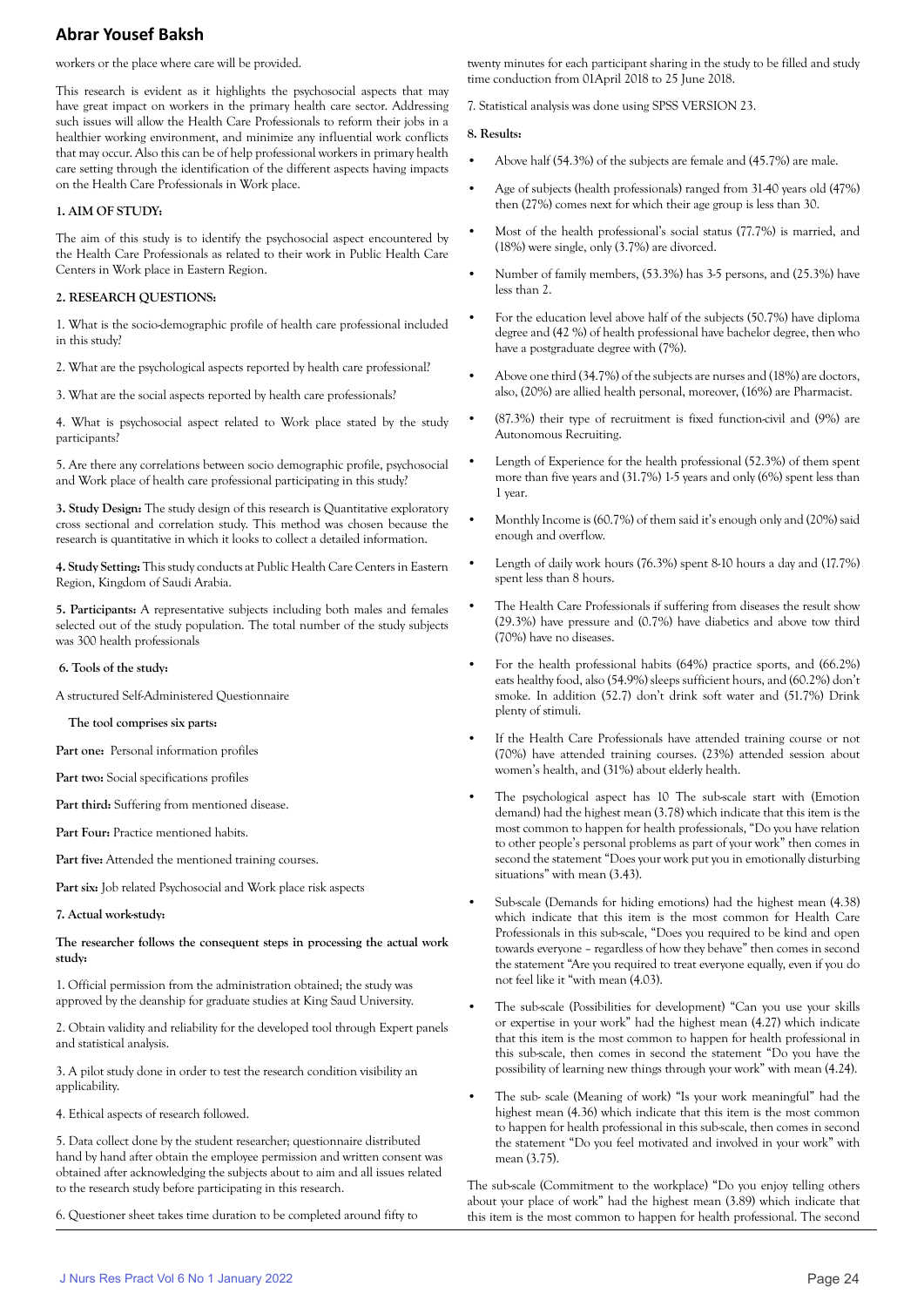workers or the place where care will be provided.

This research is evident as it highlights the psychosocial aspects that may have great impact on workers in the primary health care sector. Addressing such issues will allow the Health Care Professionals to reform their jobs in a healthier working environment, and minimize any influential work conflicts that may occur. Also this can be of help professional workers in primary health care setting through the identification of the different aspects having impacts on the Health Care Professionals in Work place.

**1. AIM OF STUDY:**

The aim of this study is to identify the psychosocial aspect encountered by the Health Care Professionals as related to their work in Public Health Care Centers in Work place in Eastern Region.

**2. RESEARCH QUESTIONS:**

1. What is the socio-demographic profile of health care professional included in this study?

2. What are the psychological aspects reported by health care professional?

3. What are the social aspects reported by health care professionals?

4. What is psychosocial aspect related to Work place stated by the study participants?

5. Are there any correlations between socio demographic profile, psychosocial and Work place of health care professional participating in this study?

**3. Study Design:** The study design of this research is Quantitative exploratory cross sectional and correlation study. This method was chosen because the research is quantitative in which it looks to collect a detailed information.

**4. Study Setting:** This study conducts at Public Health Care Centers in Eastern Region, Kingdom of Saudi Arabia.

**5. Participants:** A representative subjects including both males and females selected out of the study population. The total number of the study subjects was 300 health professionals

**6. Tools of the study:**

A structured Self-Administered Questionnaire

**The tool comprises six parts:**

**Part one:** Personal information profiles

**Part two:** Social specifications profiles

**Part third:** Suffering from mentioned disease.

**Part Four:** Practice mentioned habits.

**Part five:** Attended the mentioned training courses.

**Part six:** Job related Psychosocial and Work place risk aspects

**7. Actual work-study:**

**The researcher follows the consequent steps in processing the actual work study:**

1. Official permission from the administration obtained; the study was approved by the deanship for graduate studies at King Saud University.

2. Obtain validity and reliability for the developed tool through Expert panels and statistical analysis.

3. A pilot study done in order to test the research condition visibility an applicability.

4. Ethical aspects of research followed.

5. Data collect done by the student researcher; questionnaire distributed hand by hand after obtain the employee permission and written consent was obtained after acknowledging the subjects about to aim and all issues related to the research study before participating in this research.

6. Questioner sheet takes time duration to be completed around fifty to twenty minutes for each participant sharing in the study to be filled and study time conduction from 01April 2018 to 25 June 2018.

7. Statistical analysis was done using SPSS VERSION 23.

**8. Results:**

- Above half (54.3%) of the subjects are female and (45.7%) are male.
- Age of subjects (health professionals) ranged from 31-40 years old (47%) then (27%) comes next for which their age group is less than 30.
- Most of the health professional's social status (77.7%) is married, and (18%) were single, only (3.7%) are divorced.
- Number of family members, (53.3%) has 3-5 persons, and (25.3%) have less than 2.
- For the education level above half of the subjects (50.7%) have diploma degree and (42 %) of health professional have bachelor degree, then who have a postgraduate degree with (7%).
- Above one third (34.7%) of the subjects are nurses and (18%) are doctors, also, (20%) are allied health personal, moreover, (16%) are Pharmacist.
- (87.3%) their type of recruitment is fixed function-civil and (9%) are Autonomous Recruiting.
- Length of Experience for the health professional (52.3%) of them spent more than five years and (31.7%) 1-5 years and only (6%) spent less than 1 year.
- Monthly Income is (60.7%) of them said it's enough only and (20%) said enough and overflow.
- Length of daily work hours (76.3%) spent 8-10 hours a day and (17.7%) spent less than 8 hours.
- The Health Care Professionals if suffering from diseases the result show (29.3%) have pressure and (0.7%) have diabetics and above tow third (70%) have no diseases.
- For the health professional habits (64%) practice sports, and (66.2%) eats healthy food, also (54.9%) sleeps sufficient hours, and (60.2%) don't smoke. In addition (52.7) don't drink soft water and (51.7%) Drink plenty of stimuli.
- If the Health Care Professionals have attended training course or not (70%) have attended training courses. (23%) attended session about women's health, and (31%) about elderly health.
- The psychological aspect has 10 The sub-scale start with (Emotion demand) had the highest mean (3.78) which indicate that this item is the most common to happen for health professionals, "Do you have relation to other people's personal problems as part of your work" then comes in second the statement "Does your work put you in emotionally disturbing situations" with mean (3.43).
- Sub-scale (Demands for hiding emotions) had the highest mean (4.38) which indicate that this item is the most common for Health Care Professionals in this sub-scale, "Does you required to be kind and open towards everyone – regardless of how they behave" then comes in second the statement "Are you required to treat everyone equally, even if you do not feel like it "with mean (4.03).
- The sub-scale (Possibilities for development) "Can you use your skills or expertise in your work" had the highest mean (4.27) which indicate that this item is the most common to happen for health professional in this sub-scale, then comes in second the statement "Do you have the possibility of learning new things through your work" with mean (4.24).
- The sub- scale (Meaning of work) "Is your work meaningful" had the highest mean (4.36) which indicate that this item is the most common to happen for health professional in this sub-scale, then comes in second the statement "Do you feel motivated and involved in your work" with mean (3.75).

The sub-scale (Commitment to the workplace) "Do you enjoy telling others about your place of work" had the highest mean (3.89) which indicate that this item is the most common to happen for health professional. The second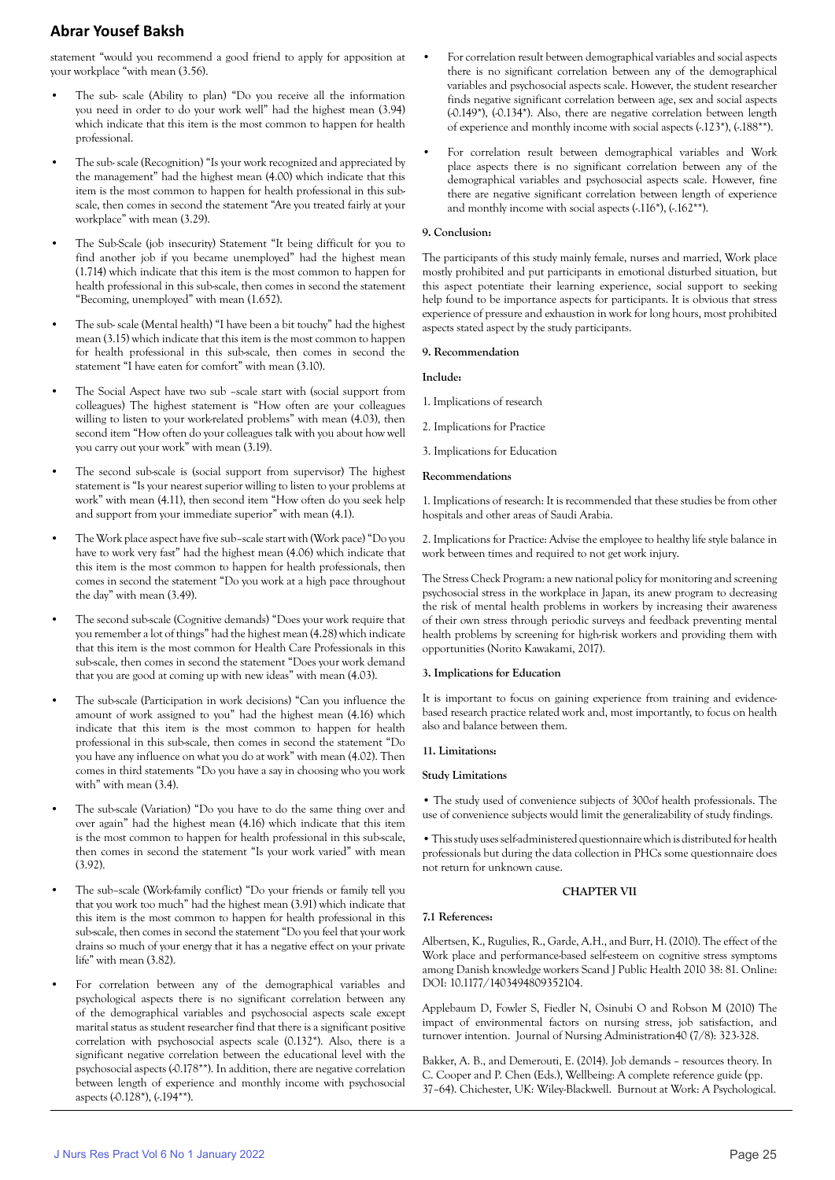statement "would you recommend a good friend to apply for apposition at your workplace "with mean (3.56).

- The sub- scale (Ability to plan) "Do you receive all the information you need in order to do your work well" had the highest mean (3.94) which indicate that this item is the most common to happen for health professional.
- The sub- scale (Recognition) "Is your work recognized and appreciated by the management" had the highest mean (4.00) which indicate that this item is the most common to happen for health professional in this sub-scale, then comes in second the statement "Are you treated fairly at your workplace" with mean (3.29).
- The Sub-Scale (job insecurity) Statement "It being difficult for you to find another job if you became unemployed" had the highest mean (1.714) which indicate that this item is the most common to happen for health professional in this sub-scale, then comes in second the statement "Becoming, unemployed" with mean (1.652).
- The sub- scale (Mental health) "I have been a bit touchy" had the highest mean (3.15) which indicate that this item is the most common to happen for health professional in this sub-scale, then comes in second the statement "I have eaten for comfort" with mean (3.10).
- The Social Aspect have two sub –scale start with (social support from colleagues) The highest statement is "How often are your colleagues willing to listen to your work-related problems" with mean (4.03), then second item "How often do your colleagues talk with you about how well you carry out your work" with mean (3.19).
- The second sub-scale is (social support from supervisor) The highest statement is "Is your nearest superior willing to listen to your problems at work" with mean (4.11), then second item "How often do you seek help and support from your immediate superior" with mean (4.1).
- The Work place aspect have five sub–scale start with (Work pace) "Do you have to work very fast" had the highest mean (4.06) which indicate that this item is the most common to happen for health professionals, then comes in second the statement "Do you work at a high pace throughout the day" with mean (3.49).
- The second sub-scale (Cognitive demands) "Does your work require that you remember a lot of things" had the highest mean (4.28) which indicate that this item is the most common for Health Care Professionals in this sub-scale, then comes in second the statement "Does your work demand that you are good at coming up with new ideas" with mean (4.03).
- The sub-scale (Participation in work decisions) "Can you influence the amount of work assigned to you" had the highest mean (4.16) which indicate that this item is the most common to happen for health professional in this sub-scale, then comes in second the statement "Do you have any influence on what you do at work" with mean (4.02). Then comes in third statements "Do you have a say in choosing who you work with" with mean (3.4).
- The sub-scale (Variation) "Do you have to do the same thing over and over again" had the highest mean (4.16) which indicate that this item is the most common to happen for health professional in this sub-scale, then comes in second the statement "Is your work varied" with mean (3.92).
- The sub–scale (Work-family conflict) "Do your friends or family tell you that you work too much" had the highest mean (3.91) which indicate that this item is the most common to happen for health professional in this sub-scale, then comes in second the statement "Do you feel that your work drains so much of your energy that it has a negative effect on your private life" with mean (3.82).
- For correlation between any of the demographical variables and psychological aspects there is no significant correlation between any of the demographical variables and psychosocial aspects scale except marital status as student researcher find that there is a significant positive correlation with psychosocial aspects scale (0.132*). Also, there is a significant negative correlation between the educational level with the psychosocial aspects (-0.178**). In addition, there are negative correlation between length of experience and monthly income with psychosocial aspects (-0.128*), (-.194**).
- For correlation result between demographical variables and social aspects there is no significant correlation between any of the demographical variables and psychosocial aspects scale. However, the student researcher finds negative significant correlation between age, sex and social aspects (-0.149*), (-0.134*). Also, there are negative correlation between length of experience and monthly income with social aspects (-.123*), (-.188**).
- For correlation result between demographical variables and Work place aspects there is no significant correlation between any of the demographical variables and psychosocial aspects scale. However, fine there are negative significant correlation between length of experience and monthly income with social aspects (-.116*), (-.162**).

**9. Conclusion:**

The participants of this study mainly female, nurses and married, Work place mostly prohibited and put participants in emotional disturbed situation, but this aspect potentiate their learning experience, social support to seeking help found to be importance aspects for participants. It is obvious that stress experience of pressure and exhaustion in work for long hours, most prohibited aspects stated aspect by the study participants.

**9. Recommendation**

**Include:**

1. Implications of research
2. Implications for Practice
3. Implications for Education

**Recommendations**

1. Implications of research: It is recommended that these studies be from other hospitals and other areas of Saudi Arabia.

2. Implications for Practice: Advise the employee to healthy life style balance in work between times and required to not get work injury.

The Stress Check Program: a new national policy for monitoring and screening psychosocial stress in the workplace in Japan, its anew program to decreasing the risk of mental health problems in workers by increasing their awareness of their own stress through periodic surveys and feedback preventing mental health problems by screening for high-risk workers and providing them with opportunities (Norito Kawakami, 2017).

**3. Implications for Education**

It is important to focus on gaining experience from training and evidence-based research practice related work and, most importantly, to focus on health also and balance between them.

**11. Limitations:**

**Study Limitations**

• The study used of convenience subjects of 300of health professionals. The use of convenience subjects would limit the generalizability of study findings.

• This study uses self-administered questionnaire which is distributed for health professionals but during the data collection in PHCs some questionnaire does not return for unknown cause.

**CHAPTER VII**

**7.1 References:**

Albertsen, K., Rugulies, R., Garde, A.H., and Burr, H. (2010). The effect of the Work place and performance-based self-esteem on cognitive stress symptoms among Danish knowledge workers Scand J Public Health 2010 38: 81. Online: DOI: 10.1177/1403494809352104.

Applebaum D, Fowler S, Fiedler N, Osinubi O and Robson M (2010) The impact of environmental factors on nursing stress, job satisfaction, and turnover intention. Journal of Nursing Administration40 (7/8): 323-328.

Bakker, A. B., and Demerouti, E. (2014). Job demands – resources theory. In C. Cooper and P. Chen (Eds.), Wellbeing: A complete reference guide (pp. 37–64). Chichester, UK: Wiley-Blackwell. Burnout at Work: A Psychological.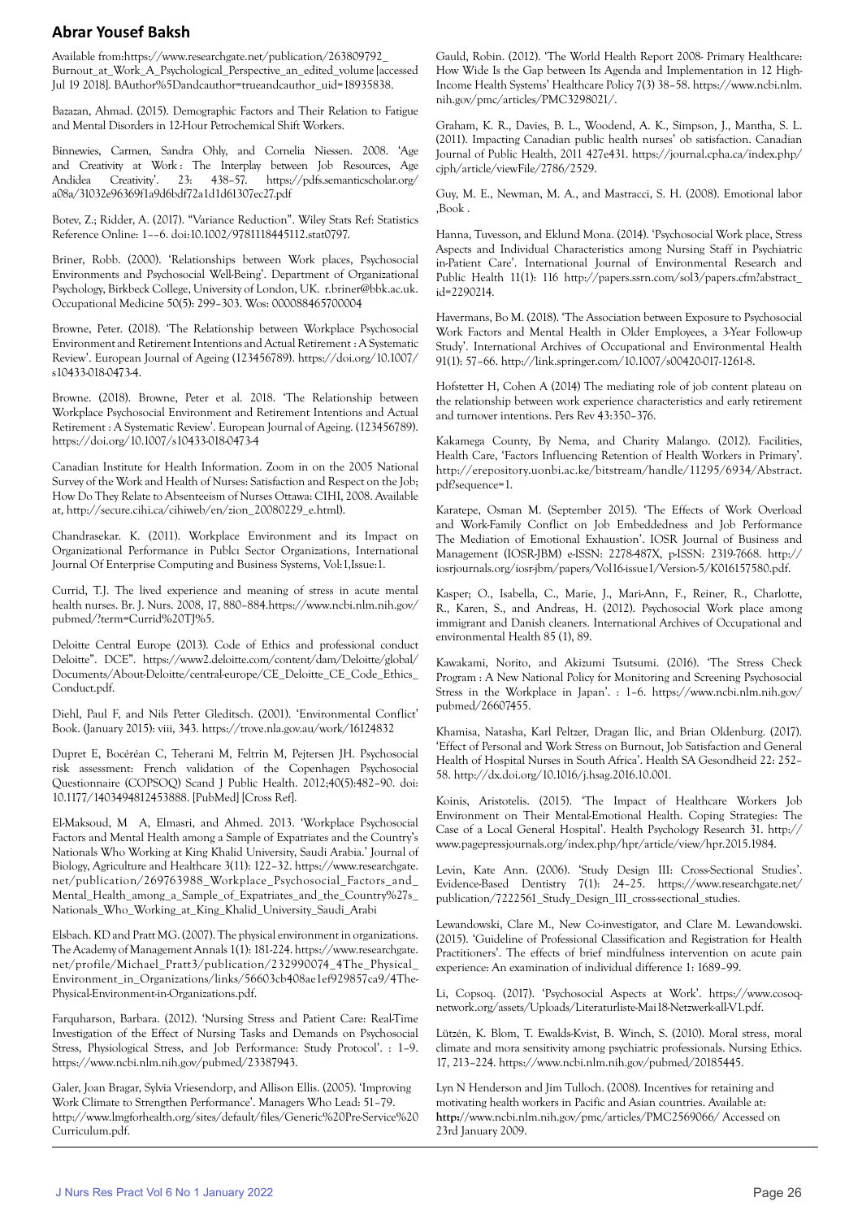Available from:https://www.researchgate.net/publication/263809792_Burnout_at_Work_A_Psychological_Perspective_an_edited_volume [accessed Jul 19 2018]. BAuthor%5Dandcauthor=trueandcauthor_uid=18935838.

Bazazan, Ahmad. (2015). Demographic Factors and Their Relation to Fatigue and Mental Disorders in 12-Hour Petrochemical Shift Workers.

Binnewies, Carmen, Sandra Ohly, and Cornelia Niessen. 2008. 'Age and Creativity at Work : The Interplay between Job Resources, Age Andidea Creativity'. 23: 438–57. https://pdfs.semanticscholar.org/a08a/31032e96369f1a9d6bdf72a1d1d61307ec27.pdf

Botev, Z.; Ridder, A. (2017). "Variance Reduction". Wiley Stats Ref: Statistics Reference Online: 1––6. doi:10.1002/9781118445112.stat0797.

Briner, Robb. (2000). 'Relationships between Work places, Psychosocial Environments and Psychosocial Well-Being'. Department of Organizational Psychology, Birkbeck College, University of London, UK. r.briner@bbk.ac.uk. Occupational Medicine 50(5): 299–303. Wos: 000088465700004

Browne, Peter. (2018). 'The Relationship between Workplace Psychosocial Environment and Retirement Intentions and Actual Retirement : A Systematic Review'. European Journal of Ageing (123456789). https://doi.org/10.1007/s10433-018-0473-4.

Browne. (2018). Browne, Peter et al. 2018. 'The Relationship between Workplace Psychosocial Environment and Retirement Intentions and Actual Retirement : A Systematic Review'. European Journal of Ageing. (123456789). https://doi.org/10.1007/s10433-018-0473-4

Canadian Institute for Health Information. Zoom in on the 2005 National Survey of the Work and Health of Nurses: Satisfaction and Respect on the Job; How Do They Relate to Absenteeism of Nurses Ottawa: CIHI, 2008. Available at, http://secure.cihi.ca/cihiweb/en/zion_20080229_e.html).

Chandrasekar. K. (2011). Workplace Environment and its Impact on Organizational Performance in Publci Sector Organizations, International Journal Of Enterprise Computing and Business Systems, Vol:1,Issue:1.

Currid, T.J. The lived experience and meaning of stress in acute mental health nurses. Br. J. Nurs. 2008, 17, 880–884.https://www.ncbi.nlm.nih.gov/pubmed/?term=Currid%20TJ%5.

Deloitte Central Europe (2013). Code of Ethics and professional conduct Deloitte". DCE". https://www2.deloitte.com/content/dam/Deloitte/global/Documents/About-Deloitte/central-europe/CE_Deloitte_CE_Code_Ethics_Conduct.pdf.

Diehl, Paul F, and Nils Petter Gleditsch. (2001). 'Environmental Conflict' Book. (January 2015): viii, 343. https://trove.nla.gov.au/work/16124832

Dupret E, Bocéréan C, Teherani M, Feltrin M, Pejtersen JH. Psychosocial risk assessment: French validation of the Copenhagen Psychosocial Questionnaire (COPSOQ) Scand J Public Health. 2012;40(5):482–90. doi: 10.1177/1403494812453888. [PubMed] [Cross Ref].

El-Maksoud, M A, Elmasri, and Ahmed. 2013. 'Workplace Psychosocial Factors and Mental Health among a Sample of Expatriates and the Country's Nationals Who Working at King Khalid University, Saudi Arabia.' Journal of Biology, Agriculture and Healthcare 3(11): 122–32. https://www.researchgate.net/publication/269763988_Workplace_Psychosocial_Factors_and_Mental_Health_among_a_Sample_of_Expatriates_and_the_Country%27s_Nationals_Who_Working_at_King_Khalid_University_Saudi_Arabi

Elsbach. KD and Pratt MG. (2007). The physical environment in organizations. The Academy of Management Annals 1(1): 181-224. https://www.researchgate.net/profile/Michael_Pratt3/publication/232990074_4The_Physical_Environment_in_Organizations/links/56603cb408ae1ef929857ca9/4The-Physical-Environment-in-Organizations.pdf.

Farquharson, Barbara. (2012). 'Nursing Stress and Patient Care: Real-Time Investigation of the Effect of Nursing Tasks and Demands on Psychosocial Stress, Physiological Stress, and Job Performance: Study Protocol'. : 1–9. https://www.ncbi.nlm.nih.gov/pubmed/23387943.

Galer, Joan Bragar, Sylvia Vriesendorp, and Allison Ellis. (2005). 'Improving Work Climate to Strengthen Performance'. Managers Who Lead: 51–79. http://www.lmgforhealth.org/sites/default/files/Generic%20Pre-Service%20Curriculum.pdf.

Gauld, Robin. (2012). 'The World Health Report 2008- Primary Healthcare: How Wide Is the Gap between Its Agenda and Implementation in 12 High-Income Health Systems' Healthcare Policy 7(3) 38–58. https://www.ncbi.nlm.nih.gov/pmc/articles/PMC3298021/.

Graham, K. R., Davies, B. L., Woodend, A. K., Simpson, J., Mantha, S. L. (2011). Impacting Canadian public health nurses' ob satisfaction. Canadian Journal of Public Health, 2011 427e431. https://journal.cpha.ca/index.php/cjph/article/viewFile/2786/2529.

Guy, M. E., Newman, M. A., and Mastracci, S. H. (2008). Emotional labor ,Book .

Hanna, Tuvesson, and Eklund Mona. (2014). 'Psychosocial Work place, Stress Aspects and Individual Characteristics among Nursing Staff in Psychiatric in-Patient Care'. International Journal of Environmental Research and Public Health 11(1): 116 http://papers.ssrn.com/sol3/papers.cfm?abstract_id=2290214.

Havermans, Bo M. (2018). 'The Association between Exposure to Psychosocial Work Factors and Mental Health in Older Employees, a 3-Year Follow-up Study'. International Archives of Occupational and Environmental Health 91(1): 57–66. http://link.springer.com/10.1007/s00420-017-1261-8.

Hofstetter H, Cohen A (2014) The mediating role of job content plateau on the relationship between work experience characteristics and early retirement and turnover intentions. Pers Rev 43:350–376.

Kakamega County, By Nema, and Charity Malango. (2012). Facilities, Health Care, 'Factors Influencing Retention of Health Workers in Primary'. http://erepository.uonbi.ac.ke/bitstream/handle/11295/6934/Abstract.pdf?sequence=1.

Karatepe, Osman M. (September 2015). 'The Effects of Work Overload and Work-Family Conflict on Job Embeddedness and Job Performance The Mediation of Emotional Exhaustion'. IOSR Journal of Business and Management (IOSR-JBM) e-ISSN: 2278-487X, p-ISSN: 2319-7668. http://iosrjournals.org/iosr-jbm/papers/Vol16-issue1/Version-5/K016157580.pdf.

Kasper; O., Isabella, C., Marie, J., Mari-Ann, F., Reiner, R., Charlotte, R., Karen, S., and Andreas, H. (2012). Psychosocial Work place among immigrant and Danish cleaners. International Archives of Occupational and environmental Health 85 (1), 89.

Kawakami, Norito, and Akizumi Tsutsumi. (2016). 'The Stress Check Program : A New National Policy for Monitoring and Screening Psychosocial Stress in the Workplace in Japan'. : 1–6. https://www.ncbi.nlm.nih.gov/pubmed/26607455.

Khamisa, Natasha, Karl Peltzer, Dragan Ilic, and Brian Oldenburg. (2017). 'Effect of Personal and Work Stress on Burnout, Job Satisfaction and General Health of Hospital Nurses in South Africa'. Health SA Gesondheid 22: 252–58. http://dx.doi.org/10.1016/j.hsag.2016.10.001.

Koinis, Aristotelis. (2015). 'The Impact of Healthcare Workers Job Environment on Their Mental-Emotional Health. Coping Strategies: The Case of a Local General Hospital'. Health Psychology Research 31. http://www.pagepressjournals.org/index.php/hpr/article/view/hpr.2015.1984.

Levin, Kate Ann. (2006). 'Study Design III: Cross-Sectional Studies'. Evidence-Based Dentistry 7(1): 24–25. https://www.researchgate.net/publication/7222561_Study_Design_III_cross-sectional_studies.

Lewandowski, Clare M., New Co-investigator, and Clare M. Lewandowski. (2015). 'Guideline of Professional Classification and Registration for Health Practitioners'. The effects of brief mindfulness intervention on acute pain experience: An examination of individual difference 1: 1689–99.

Li, Copsoq. (2017). 'Psychosocial Aspects at Work'. https://www.cosoq-network.org/assets/Uploads/Literaturliste-Mai18-Netzwerk-all-V1.pdf.

Lützén, K. Blom, T. Ewalds-Kvist, B. Winch, S. (2010). Moral stress, moral climate and mora sensitivity among psychiatric professionals. Nursing Ethics. 17, 213–224. https://www.ncbi.nlm.nih.gov/pubmed/20185445.

Lyn N Henderson and Jim Tulloch. (2008). Incentives for retaining and motivating health workers in Pacific and Asian countries. Available at: http://www.ncbi.nlm.nih.gov/pmc/articles/PMC2569066/ Accessed on 23rd January 2009.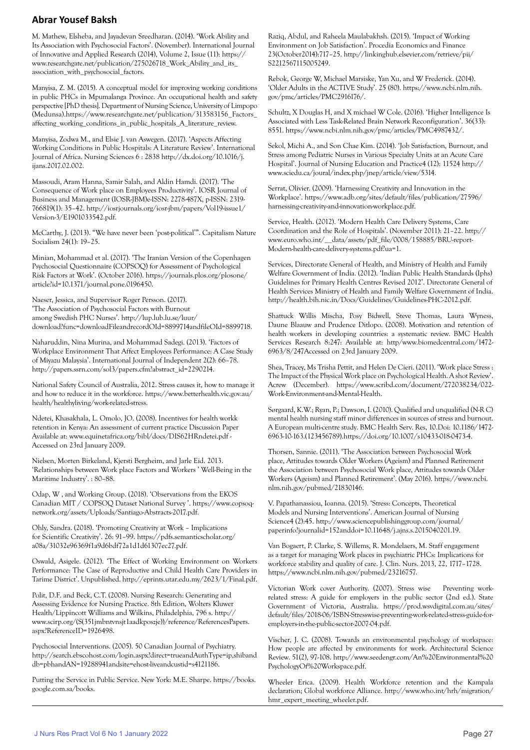M. Mathew, Elsheba, and Jayadevan Sreedharan. (2014). 'Work Ability and Its Association with Psychosocial Factors'. (November). International Journal of Innovative and Applied Research (2014), Volume 2, Issue (11): https://www.researchgate.net/publication/275026718_Work_Ability_and_its_association_with_psychosocial_factors.

Manyisa, Z. M. (2015). A conceptual model for improving working conditions in public PHCs in Mpumalanga Province. An occupational health and safety perspective [PhD thesis]. Department of Nursing Science, University of Limpopo (Medunsa).https://www.researchgate.net/publication/313583156_Factors_affecting_working_conditions_in_public_hospitals_A_literature_review.

Manyisa, Zodwa M., and Elsie J. van Aswegen. (2017). 'Aspects Affecting Working Conditions in Public Hospitals: A Literature Review'. International Journal of Africa. Nursing Sciences 6 : 2838 http://dx.doi.org/10.1016/j.ijans.2017.02.002.

Massoudi, Aram Hanna, Samir Salah, and Aldin Hamdi. (2017). 'The Consequence of Work place on Employees Productivity'. IOSR Journal of Business and Management (IOSR-JBM)e-ISSN: 2278-487X, p-ISSN: 2319-766819(1): 35–42. http://iosrjournals.org/iosr-jbm/papers/Vol19-issue1/Version-3/E1901033542.pdf.

McCarthy, J. (2013). "We have never been 'post-political'". Capitalism Nature Socialism 24(1): 19–25.

Minian, Mohammad et al. (2017). 'The Iranian Version of the Copenhagen Psychosocial Questionnaire (COPSOQ) for Assessment of Psychological Risk Factors at Work'. (October 2016). https://journals.plos.org/plosone/article?id=10.1371/journal.pone.0196450.

Naeser, Jessica, and Supervisor Roger Persson. (2017). 'The Association of Psychosocial Factors with Burnout among Swedish PHC Nurses'. http://lup.lub.lu.se/luur/download?func=downloadFileandrecordOId=8899714andfileOId=8899718.

Naharuddin, Nina Murina, and Mohammad Sadegi. (2013). 'Factors of Workplace Environment That Affect Employees Performance: A Case Study of Miyazu Malaysia'. International Journal of Independent 2(2): 66–78. http://papers.ssrn.com/sol3/papers.cfm?abstract_id=2290214.

National Safety Council of Australia, 2012. Stress causes it, how to manage it and how to reduce it in the workforce. https://www.betterhealth.vic.gov.au/health/healthyliving/work-related-stress.

Ndetei, Khasakhala, L. Omolo, JO. (2008). Incentives for health workk retention in Kenya: An assessment of current practice Discussion Paper Available at: www.equinetafrica.org/bibl/docs/DIS62HRndetei.pdf - Accessed on 23rd January 2009.

Nielsen, Morten Birkeland, Kjersti Bergheim, and Jarle Eid. 2013. 'Relationships between Work place Factors and Workers ' Well-Being in the Maritime Industry'. : 80–88.

Odap, W , and Working Group. (2018). 'Observations from the EKOS Canadian MIT / COPSOQ Dataset National Survey '. https://www.copsoq-network.org/assets/Uploads/Santiago-Abstracts-2017.pdf.

Ohly, Sandra. (2018). 'Promoting Creativity at Work – Implications for Scientific Creativity'. 26: 91–99. https://pdfs.semanticscholar.org/a08a/31032e96369f1a9d6bdf72a1d1d61307ec27.pdf.

Oswald, Asigele. (2012). 'The Effect of Working Environment on Workers Performance: The Case of Reproductive and Child Health Care Providers in Tarime District'. Unpublished. http://eprints.utar.edu.my/2623/1/Final.pdf.

Polit, D.F. and Beck, C.T. (2008). Nursing Research: Generating and Assessing Evidence for Nursing Practice. 8th Edition, Wolters Kluwer Health/Lippincott Williams and Wilkins, Philadelphia, 796 s. http://www.scirp.org/(S(351jmbntvnsjt1aadkposzje))/reference/ReferencesPapers.aspx?ReferenceID=1926498.

Psychosocial Interventions. (2005). 50 Canadian Journal of Psychiatry. http://search.ebscohost.com/login.aspx?direct=trueandAuthType=ip,shibanddb=pbhandAN=19288941andsite=ehost-liveandcustid=s4121186.

Putting the Service in Public Service. New York: M.E. Sharpe. https://books.google.com.sa/books.

Raziq, Abdul, and Raheela Maulabakhsh. (2015). 'Impact of Working Environment on Job Satisfaction'. Procedia Economics and Finance 23(October2014):717–25. http://linkinghub.elsevier.com/retrieve/pii/S2212567115005249.

Rebok, George W, Michael Marsiske, Yan Xu, and W Frederick. (2014). 'Older Adults in the ACTIVE Study'. 25 (80). https://www.ncbi.nlm.nih.gov/pmc/articles/PMC2916176/.

Schultz, X Douglas H, and X michael W Cole. (2016). 'Higher Intelligence Is Associated with Less Task-Related Brain Network Reconfiguration'. 36(33): 8551. https://www.ncbi.nlm.nih.gov/pmc/articles/PMC4987432/.

Sekol, Michi A., and Son Chae Kim. (2014). 'Job Satisfaction, Burnout, and Stress among Pediatric Nurses in Various Specialty Units at an Acute Care Hospital'. Journal of Nursing Education and Practice4 (12): 11524 http://www.sciedu.ca/joural/index.php/jnep/article/view/5314.

Serrat, Olivier. (2009). 'Harnessing Creativity and Innovation in the Workplace'. https://www.adb.org/sites/default/files/publication/27596/harnessing-creativity-and-innovation-workplace.pdf.

Service, Health. (2012). 'Modern Health Care Delivery Systems, Care Coordination and the Role of Hospitals'. (November 2011): 21–22. http://www.euro.who.int/__data/assets/pdf_file/0008/158885/BRU-report-Modern-health-care-delivery-systems.pdf?ua=1.

Services, Directorate General of Health, and Ministry of Health and Family Welfare Government of India. (2012). 'Indian Public Health Standards (Iphs) Guidelines for Primary Health Centres Revised 2012'. Directorate General of Health Services Ministry of Health and Family Welfare Government of India. http://health.bih.nic.in/Docs/Guidelines/Guidelines-PHC-2012.pdf.

Shattuck Willis Mischa, Posy Bidwell, Steve Thomas, Laura Wyness, Dune Blaauw and Prudence Ditlopo. (2008). Motivation and retention of health workers in developing countries: a systematic review. BMC Health Services Research 8:247: Available at: http/www.biomedcentral.com/1472-6963/8/247Accessed on 23rd January 2009.

Shea, Tracey, Ms Trisha Pettit, and Helen De Cieri. (2011). 'Work place Stress : The Impact of the Physical Work place on Psychological Health. A shot Review'. Acrew (December). https://www.scribd.com/document/272038234/022-Work-Environment-and-Mental-Health.

Sørgaard, K.W.; Ryan, P.; Dawson, I. (2010). Qualified and unqualified (N-R C) mental health nursing staff minor differences in sources of stress and burnout. A European multi-centre study. BMC Health Serv. Res, 10.Doi: 10.1186/1472-6963-10-163.(1234567890).https://doi.org/10.1007/s10433-018-0473-4.

Thorsen, Sannie. (2011). 'The Association between Psychosocial Work place, Attitudes towards Older Workers (Ageism) and Planned Retirement the Association between Psychosocial Work place, Attitudes towards Older Workers (Ageism) and Planned Retirement'. (May 2016). https://www.ncbi.nlm.nih.gov/pubmed/21830146.

V. Papathanassiou, Ioanna. (2015). 'Stress: Concepts, Theoretical Models and Nursing Interventions'. American Journal of Nursing Science4 (2):45. http://www.sciencepublishinggroup.com/journal/paperinfo?journalid=152anddoi=10.11648/j.ajns.s.2015040201.19.

Van Bogaert, P. Clarke, S. Willems, R. Mondelaers, M. Staff engagement as a target for managing Work places in psychiatric PHCs: Implications for workforce stability and quality of care. J. Clin. Nurs. 2013, 22, 1717–1728. https://www.ncbi.nlm.nih.gov/pubmed/23216757.

Victorian Work cover Authority. (2007). Stress wise Preventing work-related stress: A guide for employers in the public sector (2nd ed.). State Government of Victoria, Australia. https://prod.wsvdigital.com.au/sites/default/files/2018-06/ISBN-Stresswise-preventing-work-related-stress-guide-for-employers-in-the-public-sector-2007-04.pdf.

Vischer, J. C. (2008). Towards an environmental psychology of workspace: How people are affected by environments for work. Architectural Science Review. 51(2), 97-108. http://www.seedengr.com/An%20Environmental%20PsychologyOf%20Workspace.pdf.

Wheeler Erica. (2009). Health Workforce retention and the Kampala declaration; Global workforce Alliance. http://www.who.int/hrh/migration/hmr_expert_meeting_wheeler.pdf.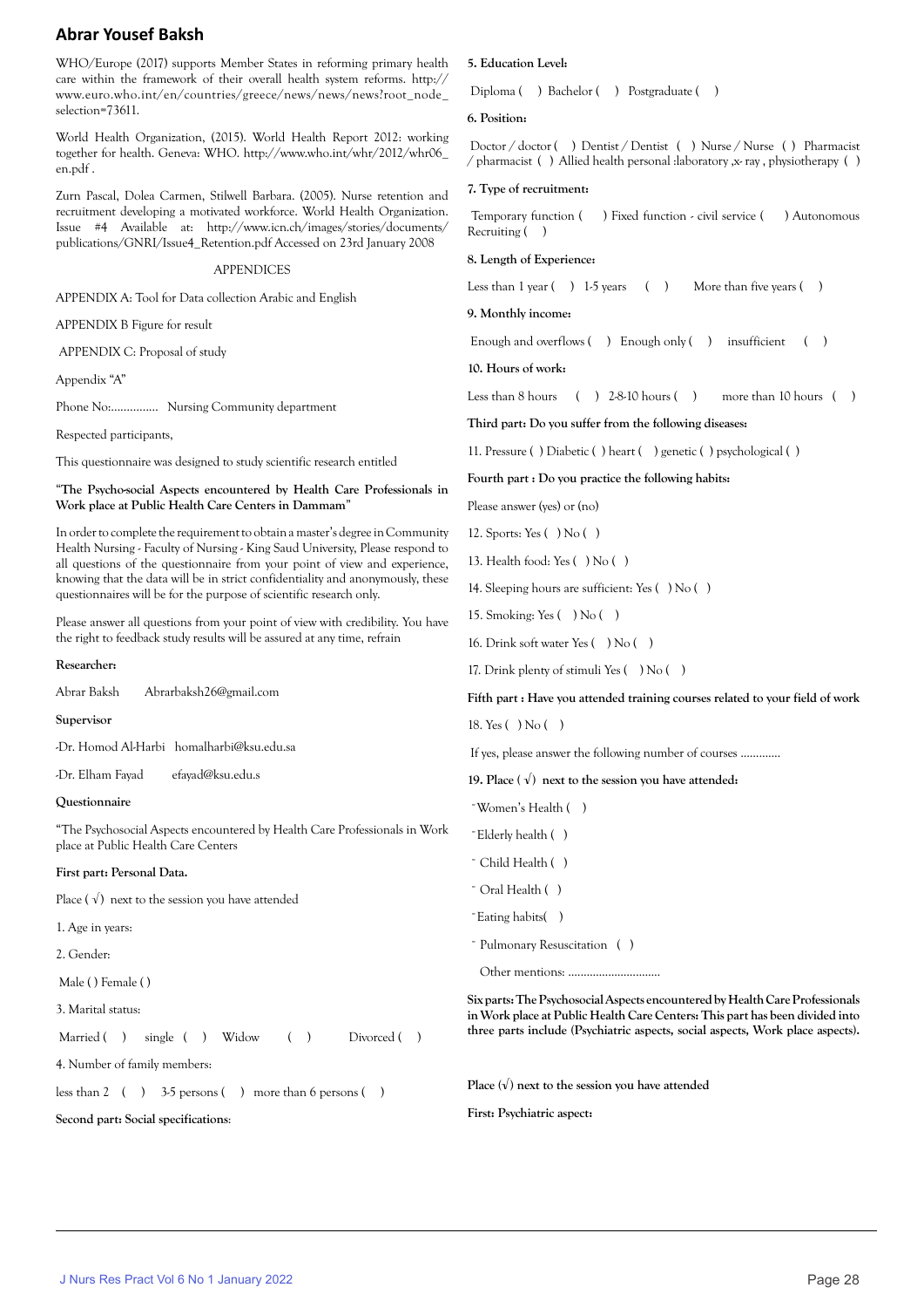WHO/Europe (2017) supports Member States in reforming primary health care within the framework of their overall health system reforms. http://www.euro.who.int/en/countries/greece/news/news/news?root_node_selection=73611.

World Health Organization, (2015). World Health Report 2012: working together for health. Geneva: WHO. http://www.who.int/whr/2012/whr06_en.pdf .

Zurn Pascal, Dolea Carmen, Stilwell Barbara. (2005). Nurse retention and recruitment developing a motivated workforce. World Health Organization. Issue #4 Available at: http://www.icn.ch/images/stories/documents/publications/GNRI/Issue4_Retention.pdf Accessed on 23rd January 2008

APPENDICES

APPENDIX A: Tool for Data collection Arabic and English

APPENDIX B Figure for result

APPENDIX C: Proposal of study

Appendix "A"

Phone No:............... Nursing Community department

Respected participants,

This questionnaire was designed to study scientific research entitled

**"The Psycho-social Aspects encountered by Health Care Professionals in Work place at Public Health Care Centers in Dammam"**

In order to complete the requirement to obtain a master's degree in Community Health Nursing - Faculty of Nursing - King Saud University, Please respond to all questions of the questionnaire from your point of view and experience, knowing that the data will be in strict confidentiality and anonymously, these questionnaires will be for the purpose of scientific research only.

Please answer all questions from your point of view with credibility. You have the right to feedback study results will be assured at any time, refrain

**Researcher:**

Abrar Baksh Abrarbaksh26@gmail.com

**Supervisor**

-Dr. Homod Al-Harbi homalharbi@ksu.edu.sa

-Dr. Elham Fayad efayad@ksu.edu.s

**Questionnaire**

"The Psychosocial Aspects encountered by Health Care Professionals in Work place at Public Health Care Centers

**First part: Personal Data.**

Place ( √) next to the session you have attended

1. Age in years:

2. Gender:

Male ( ) Female ( )

3. Marital status:

Married ( ) single ( ) Widow ( ) Divorced ( )

4. Number of family members:

less than 2 ( ) 3-5 persons ( ) more than 6 persons ( )

**Second part: Social specifications**:

**5. Education Level:**

Diploma ( ) Bachelor ( ) Postgraduate ( )

**6. Position:**

Doctor / doctor ( ) Dentist / Dentist ( ) Nurse / Nurse ( ) Pharmacist / pharmacist ( ) Allied health personal :laboratory ,x- ray , physiotherapy ( )

**7. Type of recruitment:**

Temporary function ( ) Fixed function - civil service ( ) Autonomous Recruiting ( )

**8. Length of Experience:**

Less than 1 year ( ) 1-5 years ( ) More than five years ( )

**9. Monthly income:**

Enough and overflows ( ) Enough only ( ) insufficient ( )

**10. Hours of work:**

Less than 8 hours ( ) 2-8-10 hours ( ) more than 10 hours ( )

**Third part: Do you suffer from the following diseases:**

11. Pressure ( ) Diabetic ( ) heart ( ) genetic ( ) psychological ( )

**Fourth part : Do you practice the following habits:**

Please answer (yes) or (no)

12. Sports: Yes ( ) No ( )

13. Health food: Yes ( ) No ( )

14. Sleeping hours are sufficient: Yes ( ) No ( )

15. Smoking: Yes ( ) No ( )

16. Drink soft water Yes ( ) No ( )

17. Drink plenty of stimuli Yes ( ) No ( )

**Fifth part : Have you attended training courses related to your field of work**

18. Yes ( ) No ( )

If yes, please answer the following number of courses .............

**19. Place ( √) next to the session you have attended:**

- Women's Health ( )
- Elderly health ( )
- Child Health ( )
- Oral Health ( )
- Eating habits( )
- Pulmonary Resuscitation ( )

Other mentions: ..............................

**Six parts: The Psychosocial Aspects encountered by Health Care Professionals in Work place at Public Health Care Centers: This part has been divided into three parts include (Psychiatric aspects, social aspects, Work place aspects).**

**Place (√) next to the session you have attended**

**First: Psychiatric aspect:**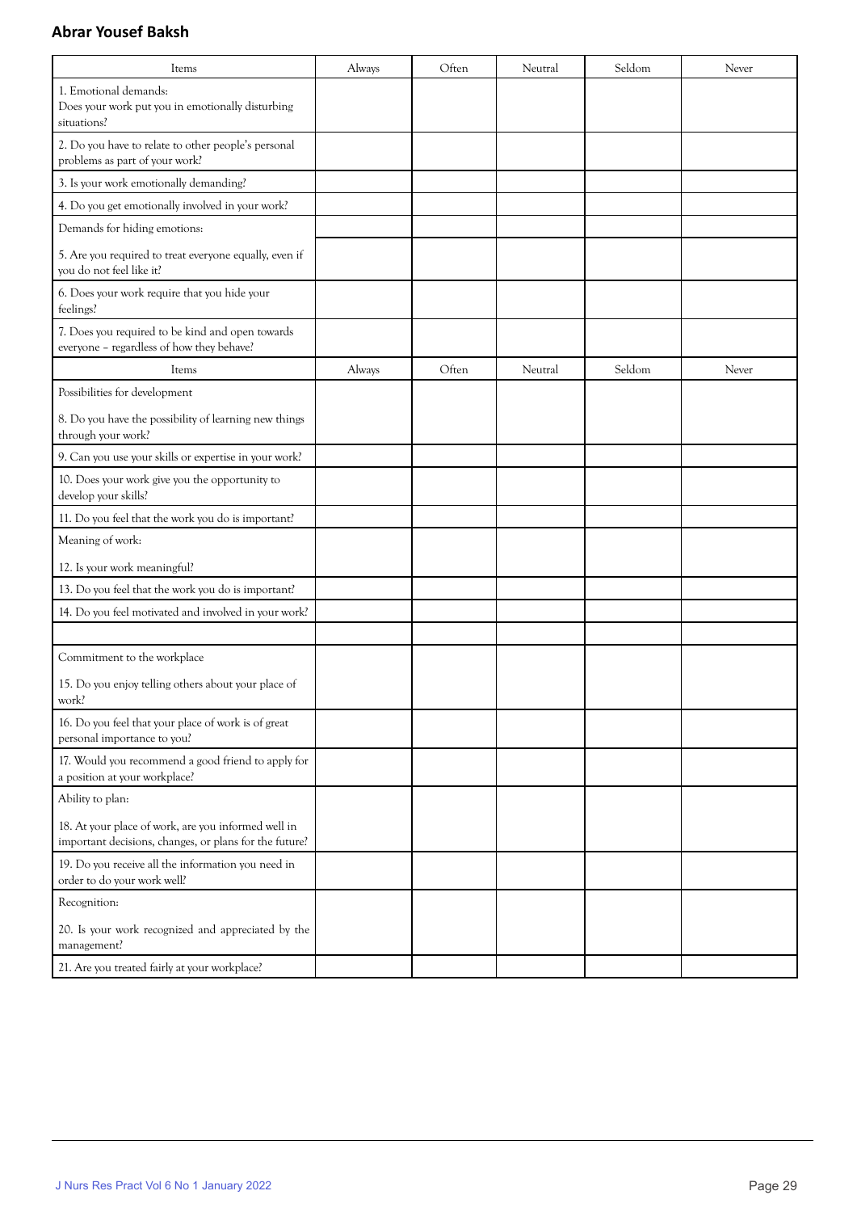**Abrar Yousef Baksh**

| Items | Always | Often | Neutral | Seldom | Never |
|---|---|---|---|---|---|
| 1. Emotional demands: Does your work put you in emotionally disturbing situations? | | | | | |
| 2. Do you have to relate to other people's personal problems as part of your work? | | | | | |
| 3. Is your work emotionally demanding? | | | | | |
| 4. Do you get emotionally involved in your work? | | | | | |
| Demands for hiding emotions: | | | | | |
| 5. Are you required to treat everyone equally, even if you do not feel like it? | | | | | |
| 6. Does your work require that you hide your feelings? | | | | | |
| 7. Does you required to be kind and open towards everyone – regardless of how they behave? | | | | | |
| Items | Always | Often | Neutral | Seldom | Never |
| Possibilities for development<br><br>8. Do you have the possibility of learning new things through your work? | | | | | |
| 9. Can you use your skills or expertise in your work? | | | | | |
| 10. Does your work give you the opportunity to develop your skills? | | | | | |
| 11. Do you feel that the work you do is important? | | | | | |
| Meaning of work:<br><br>12. Is your work meaningful? | | | | | |
| 13. Do you feel that the work you do is important? | | | | | |
| 14. Do you feel motivated and involved in your work? | | | | | |
| | | | | | |
| Commitment to the workplace<br><br>15. Do you enjoy telling others about your place of work? | | | | | |
| 16. Do you feel that your place of work is of great personal importance to you? | | | | | |
| 17. Would you recommend a good friend to apply for a position at your workplace? | | | | | |
| Ability to plan:<br><br>18. At your place of work, are you informed well in important decisions, changes, or plans for the future? | | | | | |
| 19. Do you receive all the information you need in order to do your work well? | | | | | |
| Recognition:<br><br>20. Is your work recognized and appreciated by the management? | | | | | |
| 21. Are you treated fairly at your workplace? | | | | | |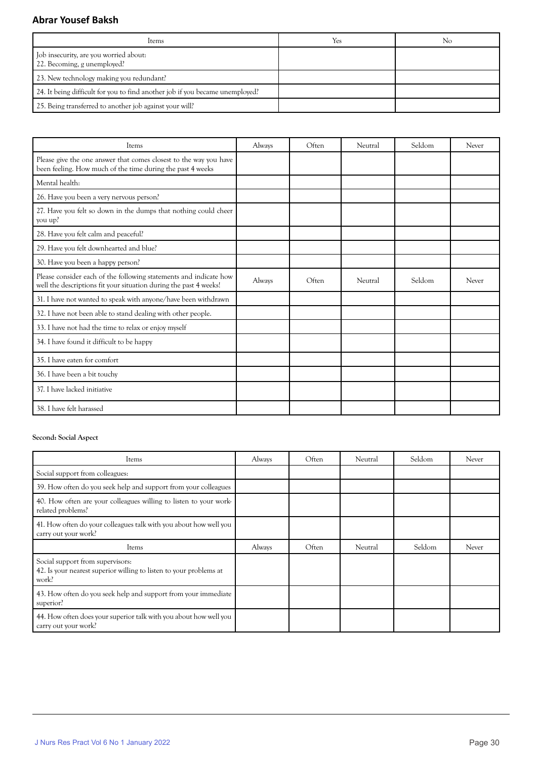| Items | Yes | No |
|---|---|---|
| Job insecurity, are you worried about: 22. Becoming, g unemployed? | | |
| 23. New technology making you redundant? | | |
| 24. It being difficult for you to find another job if you became unemployed? | | |
| 25. Being transferred to another job against your will? | | |

| Items | Always | Often | Neutral | Seldom | Never |
|---|---|---|---|---|---|
| Please give the one answer that comes closest to the way you have been feeling. How much of the time during the past 4 weeks | | | | | |
| Mental health: | | | | | |
| 26. Have you been a very nervous person? | | | | | |
| 27. Have you felt so down in the dumps that nothing could cheer you up? | | | | | |
| 28. Have you felt calm and peaceful? | | | | | |
| 29. Have you felt downhearted and blue? | | | | | |
| 30. Have you been a happy person? | | | | | |
| Please consider each of the following statements and indicate how well the descriptions fit your situation during the past 4 weeks! | Always | Often | Neutral | Seldom | Never |
| 31. I have not wanted to speak with anyone/have been withdrawn | | | | | |
| 32. I have not been able to stand dealing with other people. | | | | | |
| 33. I have not had the time to relax or enjoy myself | | | | | |
| 34. I have found it difficult to be happy | | | | | |
| 35. I have eaten for comfort | | | | | |
| 36. I have been a bit touchy | | | | | |
| 37. I have lacked initiative | | | | | |
| 38. I have felt harassed | | | | | |

**Second: Social Aspect**

| Items | Always | Often | Neutral | Seldom | Never |
|---|---|---|---|---|---|
| Social support from colleagues: | | | | | |
| 39. How often do you seek help and support from your colleagues | | | | | |
| 40. How often are your colleagues willing to listen to your work-related problems? | | | | | |
| 41. How often do your colleagues talk with you about how well you carry out your work? | | | | | |
| Items | Always | Often | Neutral | Seldom | Never |
| Social support from supervisors: 42. Is your nearest superior willing to listen to your problems at work? | | | | | |
| 43. How often do you seek help and support from your immediate superior? | | | | | |
| 44. How often does your superior talk with you about how well you carry out your work? | | | | | |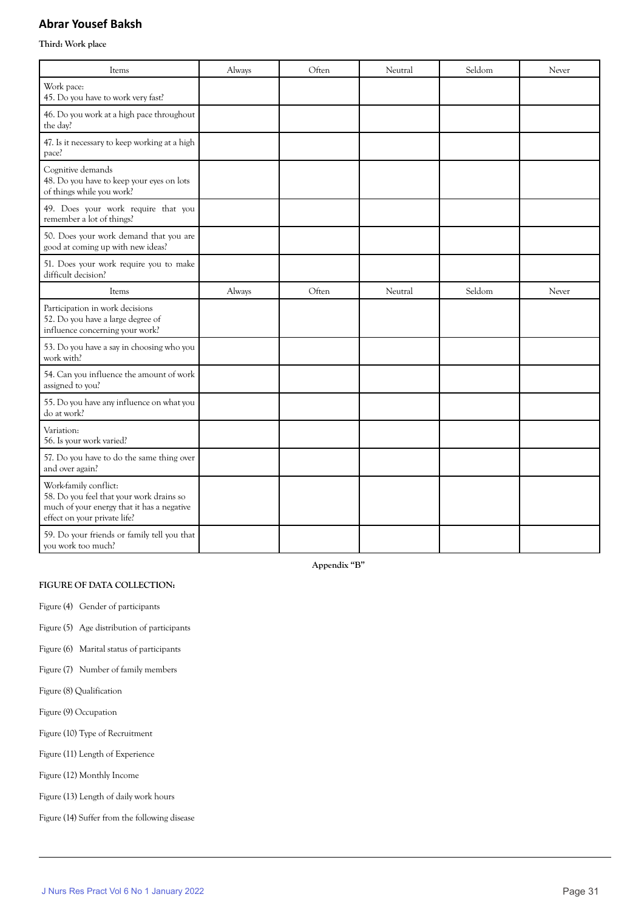**Third: Work place**

| Items | Always | Often | Neutral | Seldom | Never |
|---|---|---|---|---|---|
| Work pace:<br>45. Do you have to work very fast? | | | | | |
| 46. Do you work at a high pace throughout the day? | | | | | |
| 47. Is it necessary to keep working at a high pace? | | | | | |
| Cognitive demands<br>48. Do you have to keep your eyes on lots of things while you work? | | | | | |
| 49. Does your work require that you remember a lot of things? | | | | | |
| 50. Does your work demand that you are good at coming up with new ideas? | | | | | |
| 51. Does your work require you to make difficult decision? | | | | | |
| Items | Always | Often | Neutral | Seldom | Never |
| Participation in work decisions<br>52. Do you have a large degree of influence concerning your work? | | | | | |
| 53. Do you have a say in choosing who you work with? | | | | | |
| 54. Can you influence the amount of work assigned to you? | | | | | |
| 55. Do you have any influence on what you do at work? | | | | | |
| Variation:<br>56. Is your work varied? | | | | | |
| 57. Do you have to do the same thing over and over again? | | | | | |
| Work-family conflict:<br>58. Do you feel that your work drains so much of your energy that it has a negative effect on your private life? | | | | | |
| 59. Do your friends or family tell you that you work too much? | | | | | |

**Appendix "B"**

**FIGURE OF DATA COLLECTION:**

Figure (4) Gender of participants

Figure (5) Age distribution of participants

Figure (6) Marital status of participants

Figure (7) Number of family members

Figure (8) Qualification

Figure (9) Occupation

Figure (10) Type of Recruitment

Figure (11) Length of Experience

Figure (12) Monthly Income

Figure (13) Length of daily work hours

Figure (14) Suffer from the following disease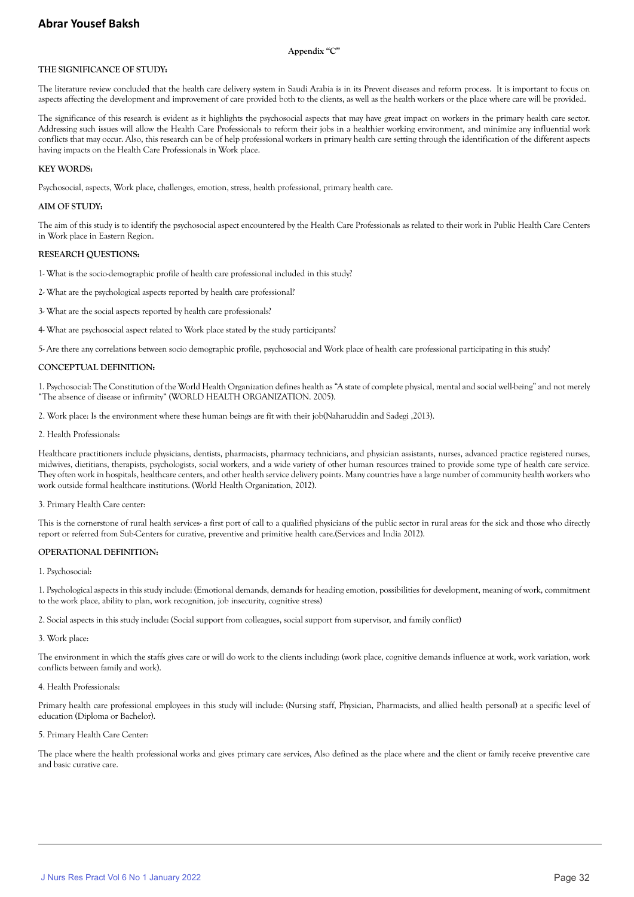Appendix "C"

**THE SIGNIFICANCE OF STUDY:**

The literature review concluded that the health care delivery system in Saudi Arabia is in its Prevent diseases and reform process. It is important to focus on aspects affecting the development and improvement of care provided both to the clients, as well as the health workers or the place where care will be provided.

The significance of this research is evident as it highlights the psychosocial aspects that may have great impact on workers in the primary health care sector. Addressing such issues will allow the Health Care Professionals to reform their jobs in a healthier working environment, and minimize any influential work conflicts that may occur. Also, this research can be of help professional workers in primary health care setting through the identification of the different aspects having impacts on the Health Care Professionals in Work place.

**KEY WORDS:**

Psychosocial, aspects, Work place, challenges, emotion, stress, health professional, primary health care.

**AIM OF STUDY:**

The aim of this study is to identify the psychosocial aspect encountered by the Health Care Professionals as related to their work in Public Health Care Centers in Work place in Eastern Region.

**RESEARCH QUESTIONS:**

1- What is the socio-demographic profile of health care professional included in this study?

2- What are the psychological aspects reported by health care professional?

3- What are the social aspects reported by health care professionals?

4- What are psychosocial aspect related to Work place stated by the study participants?

5- Are there any correlations between socio demographic profile, psychosocial and Work place of health care professional participating in this study?

**CONCEPTUAL DEFINITION:**

1. Psychosocial: The Constitution of the World Health Organization defines health as "A state of complete physical, mental and social well-being" and not merely "The absence of disease or infirmity" (WORLD HEALTH ORGANIZATION. 2005).

2. Work place: Is the environment where these human beings are fit with their job(Naharuddin and Sadegi ,2013).

2. Health Professionals:

Healthcare practitioners include physicians, dentists, pharmacists, pharmacy technicians, and physician assistants, nurses, advanced practice registered nurses, midwives, dietitians, therapists, psychologists, social workers, and a wide variety of other human resources trained to provide some type of health care service. They often work in hospitals, healthcare centers, and other health service delivery points. Many countries have a large number of community health workers who work outside formal healthcare institutions. (World Health Organization, 2012).

3. Primary Health Care center:

This is the cornerstone of rural health services- a first port of call to a qualified physicians of the public sector in rural areas for the sick and those who directly report or referred from Sub-Centers for curative, preventive and primitive health care.(Services and India 2012).

**OPERATIONAL DEFINITION:**

1. Psychosocial:

1. Psychological aspects in this study include: (Emotional demands, demands for heading emotion, possibilities for development, meaning of work, commitment to the work place, ability to plan, work recognition, job insecurity, cognitive stress)

2. Social aspects in this study include: (Social support from colleagues, social support from supervisor, and family conflict)

3. Work place:

The environment in which the staffs gives care or will do work to the clients including: (work place, cognitive demands influence at work, work variation, work conflicts between family and work).

4. Health Professionals:

Primary health care professional employees in this study will include: (Nursing staff, Physician, Pharmacists, and allied health personal) at a specific level of education (Diploma or Bachelor).

5. Primary Health Care Center:

The place where the health professional works and gives primary care services, Also defined as the place where and the client or family receive preventive care and basic curative care.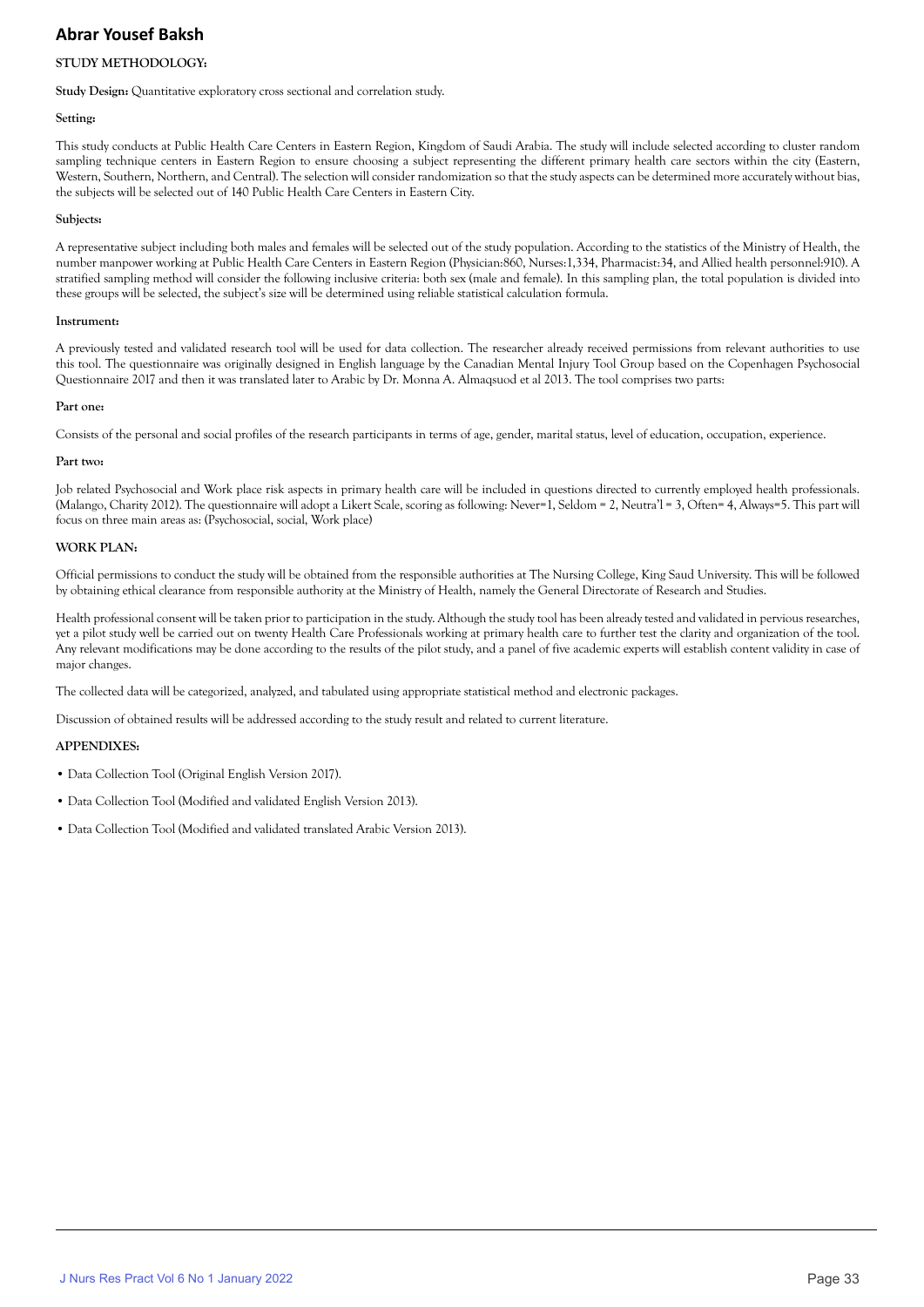# Abrar Yousef Baksh

## STUDY METHODOLOGY:

**Study Design:** Quantitative exploratory cross sectional and correlation study.

### Setting:

This study conducts at Public Health Care Centers in Eastern Region, Kingdom of Saudi Arabia. The study will include selected according to cluster random sampling technique centers in Eastern Region to ensure choosing a subject representing the different primary health care sectors within the city (Eastern, Western, Southern, Northern, and Central). The selection will consider randomization so that the study aspects can be determined more accurately without bias, the subjects will be selected out of 140 Public Health Care Centers in Eastern City.

### Subjects:

A representative subject including both males and females will be selected out of the study population. According to the statistics of the Ministry of Health, the number manpower working at Public Health Care Centers in Eastern Region (Physician:860, Nurses:1,334, Pharmacist:34, and Allied health personnel:910). A stratified sampling method will consider the following inclusive criteria: both sex (male and female). In this sampling plan, the total population is divided into these groups will be selected, the subject's size will be determined using reliable statistical calculation formula.

### Instrument:

A previously tested and validated research tool will be used for data collection. The researcher already received permissions from relevant authorities to use this tool. The questionnaire was originally designed in English language by the Canadian Mental Injury Tool Group based on the Copenhagen Psychosocial Questionnaire 2017 and then it was translated later to Arabic by Dr. Monna A. Almaqsuod et al 2013. The tool comprises two parts:

### Part one:

Consists of the personal and social profiles of the research participants in terms of age, gender, marital status, level of education, occupation, experience.

### Part two:

Job related Psychosocial and Work place risk aspects in primary health care will be included in questions directed to currently employed health professionals. (Malango, Charity 2012). The questionnaire will adopt a Likert Scale, scoring as following: Never=1, Seldom = 2, Neutra'l = 3, Often= 4, Always=5. This part will focus on three main areas as: (Psychosocial, social, Work place)

## WORK PLAN:

Official permissions to conduct the study will be obtained from the responsible authorities at The Nursing College, King Saud University. This will be followed by obtaining ethical clearance from responsible authority at the Ministry of Health, namely the General Directorate of Research and Studies.

Health professional consent will be taken prior to participation in the study. Although the study tool has been already tested and validated in pervious researches, yet a pilot study well be carried out on twenty Health Care Professionals working at primary health care to further test the clarity and organization of the tool. Any relevant modifications may be done according to the results of the pilot study, and a panel of five academic experts will establish content validity in case of major changes.

The collected data will be categorized, analyzed, and tabulated using appropriate statistical method and electronic packages.

Discussion of obtained results will be addressed according to the study result and related to current literature.

## APPENDIXES:

- Data Collection Tool (Original English Version 2017).
- Data Collection Tool (Modified and validated English Version 2013).
- Data Collection Tool (Modified and validated translated Arabic Version 2013).